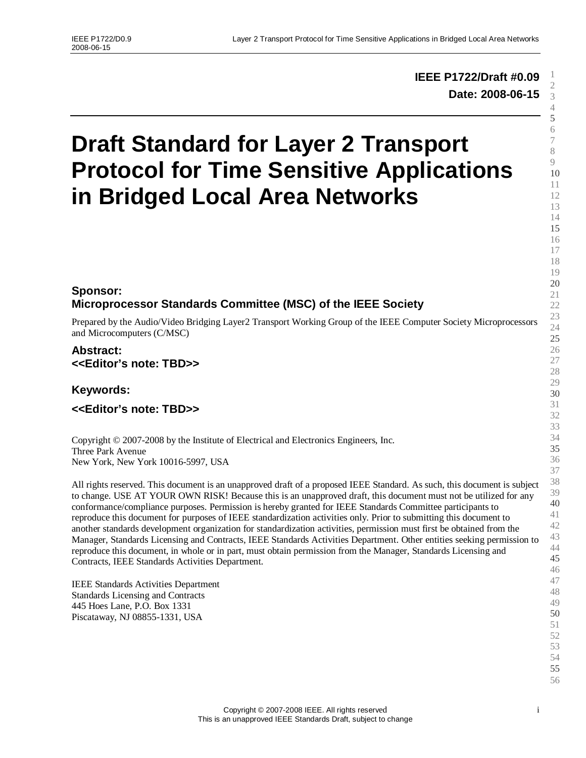**IEEE P1722/Draft #0.09**

**Date: 2008-06-15**

# Draft Standard for Layer 2 Transport Protocol for Time Sensitive Applications in Bridged Local Area Networks

### Sponsor:
### Microprocessor Standards Committee (MSC) of the IEEE Society

Prepared by the Audio/Video Bridging Layer2 Transport Working Group of the IEEE Computer Society Microprocessors and Microcomputers (C/MSC)

### Abstract:
### <<Editor's note: TBD>>

### Keywords:

### <<Editor's note: TBD>>

Copyright © 2007-2008 by the Institute of Electrical and Electronics Engineers, Inc.
Three Park Avenue
New York, New York 10016-5997, USA

All rights reserved. This document is an unapproved draft of a proposed IEEE Standard. As such, this document is subject to change. USE AT YOUR OWN RISK! Because this is an unapproved draft, this document must not be utilized for any conformance/compliance purposes. Permission is hereby granted for IEEE Standards Committee participants to reproduce this document for purposes of IEEE standardization activities only. Prior to submitting this document to another standards development organization for standardization activities, permission must first be obtained from the Manager, Standards Licensing and Contracts, IEEE Standards Activities Department. Other entities seeking permission to reproduce this document, in whole or in part, must obtain permission from the Manager, Standards Licensing and Contracts, IEEE Standards Activities Department.

IEEE Standards Activities Department
Standards Licensing and Contracts
445 Hoes Lane, P.O. Box 1331
Piscataway, NJ 08855-1331, USA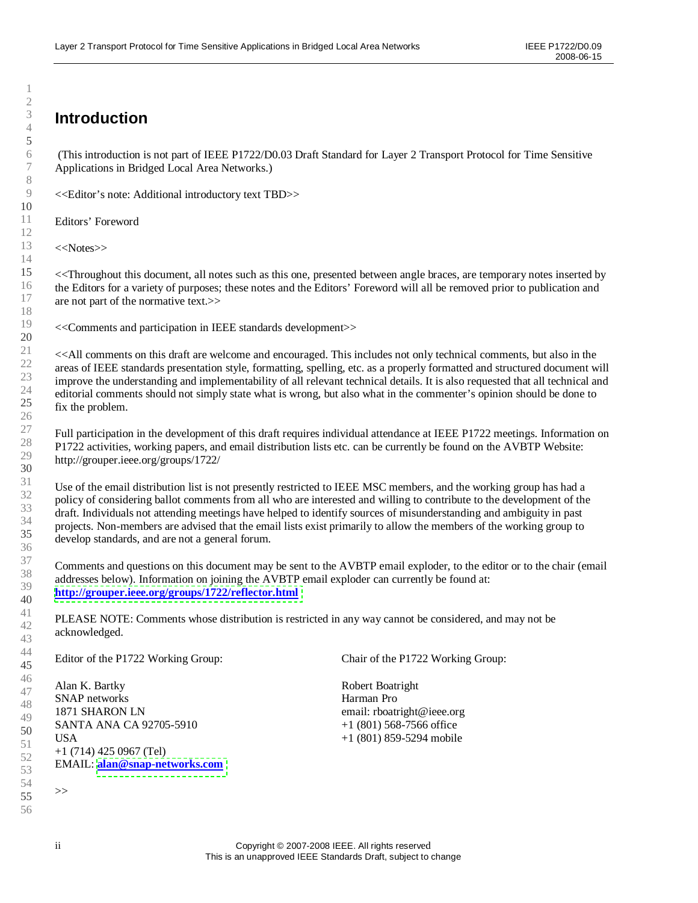# Introduction

(This introduction is not part of IEEE P1722/D0.03 Draft Standard for Layer 2 Transport Protocol for Time Sensitive Applications in Bridged Local Area Networks.)

<<Editor's note: Additional introductory text TBD>>

Editors' Foreword

<<Notes>>

<<Throughout this document, all notes such as this one, presented between angle braces, are temporary notes inserted by the Editors for a variety of purposes; these notes and the Editors' Foreword will all be removed prior to publication and are not part of the normative text.>>

<<Comments and participation in IEEE standards development>>

<<All comments on this draft are welcome and encouraged. This includes not only technical comments, but also in the areas of IEEE standards presentation style, formatting, spelling, etc. as a properly formatted and structured document will improve the understanding and implementability of all relevant technical details. It is also requested that all technical and editorial comments should not simply state what is wrong, but also what in the commenter's opinion should be done to fix the problem.

Full participation in the development of this draft requires individual attendance at IEEE P1722 meetings. Information on P1722 activities, working papers, and email distribution lists etc. can be currently be found on the AVBTP Website: http://grouper.ieee.org/groups/1722/

Use of the email distribution list is not presently restricted to IEEE MSC members, and the working group has had a policy of considering ballot comments from all who are interested and willing to contribute to the development of the draft. Individuals not attending meetings have helped to identify sources of misunderstanding and ambiguity in past projects. Non-members are advised that the email lists exist primarily to allow the members of the working group to develop standards, and are not a general forum.

Comments and questions on this document may be sent to the AVBTP email exploder, to the editor or to the chair (email addresses below). Information on joining the AVBTP email exploder can currently be found at: **http://grouper.ieee.org/groups/1722/reflector.html**

PLEASE NOTE: Comments whose distribution is restricted in any way cannot be considered, and may not be acknowledged.

Editor of the P1722 Working Group:

Alan K. Bartky
SNAP networks
1871 SHARON LN
SANTA ANA CA 92705-5910
USA
+1 (714) 425 0967 (Tel)
EMAIL: **alan@snap-networks.com**

Chair of the P1722 Working Group:

Robert Boatright
Harman Pro
email: rboatright@ieee.org
+1 (801) 568-7566 office
+1 (801) 859-5294 mobile

>>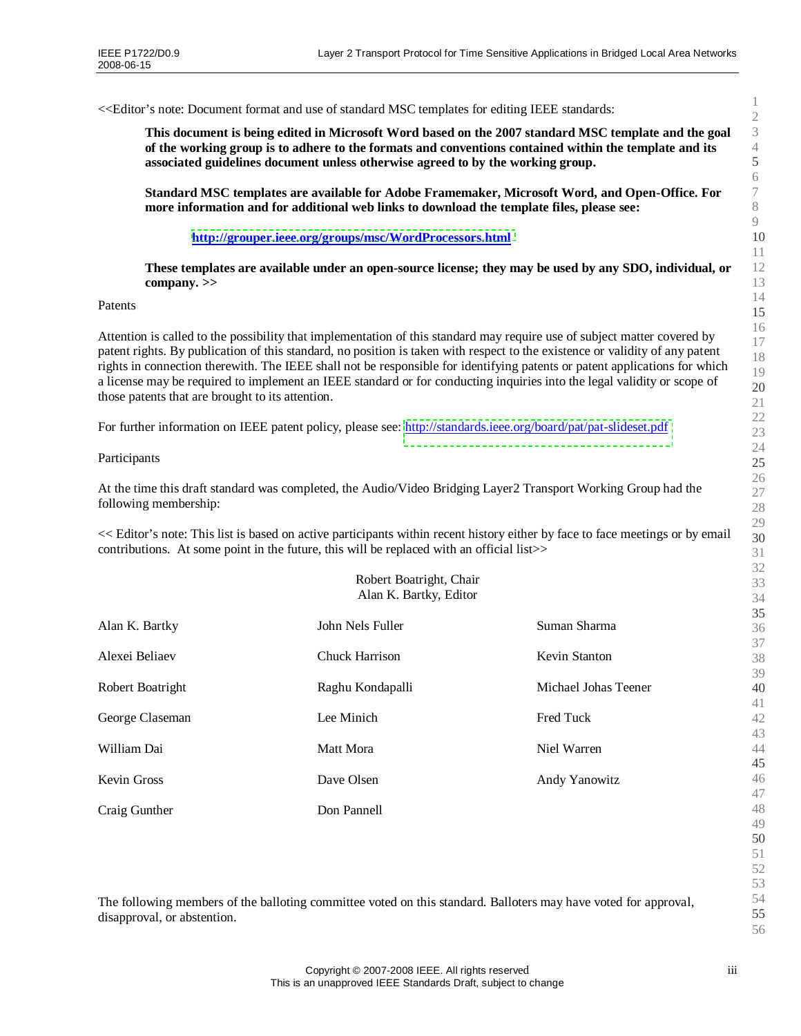<<Editor's note: Document format and use of standard MSC templates for editing IEEE standards:

> **This document is being edited in Microsoft Word based on the 2007 standard MSC template and the goal of the working group is to adhere to the formats and conventions contained within the template and its associated guidelines document unless otherwise agreed to by the working group.**
>
> **Standard MSC templates are available for Adobe Framemaker, Microsoft Word, and Open-Office. For more information and for additional web links to download the template files, please see:**
>
> **http://grouper.ieee.org/groups/msc/WordProcessors.html**
>
> **These templates are available under an open-source license; they may be used by any SDO, individual, or company. >>**

Patents

Attention is called to the possibility that implementation of this standard may require use of subject matter covered by patent rights. By publication of this standard, no position is taken with respect to the existence or validity of any patent rights in connection therewith. The IEEE shall not be responsible for identifying patents or patent applications for which a license may be required to implement an IEEE standard or for conducting inquiries into the legal validity or scope of those patents that are brought to its attention.

For further information on IEEE patent policy, please see: http://standards.ieee.org/board/pat/pat-slideset.pdf

Participants

At the time this draft standard was completed, the Audio/Video Bridging Layer2 Transport Working Group had the following membership:

<< Editor's note: This list is based on active participants within recent history either by face to face meetings or by email contributions. At some point in the future, this will be replaced with an official list>>

Robert Boatright, Chair
Alan K. Bartky, Editor

| | | |
|---|---|---|
| Alan K. Bartky | John Nels Fuller | Suman Sharma |
| Alexei Beliaev | Chuck Harrison | Kevin Stanton |
| Robert Boatright | Raghu Kondapalli | Michael Johas Teener |
| George Claseman | Lee Minich | Fred Tuck |
| William Dai | Matt Mora | Niel Warren |
| Kevin Gross | Dave Olsen | Andy Yanowitz |
| Craig Gunther | Don Pannell | |

The following members of the balloting committee voted on this standard. Balloters may have voted for approval, disapproval, or abstention.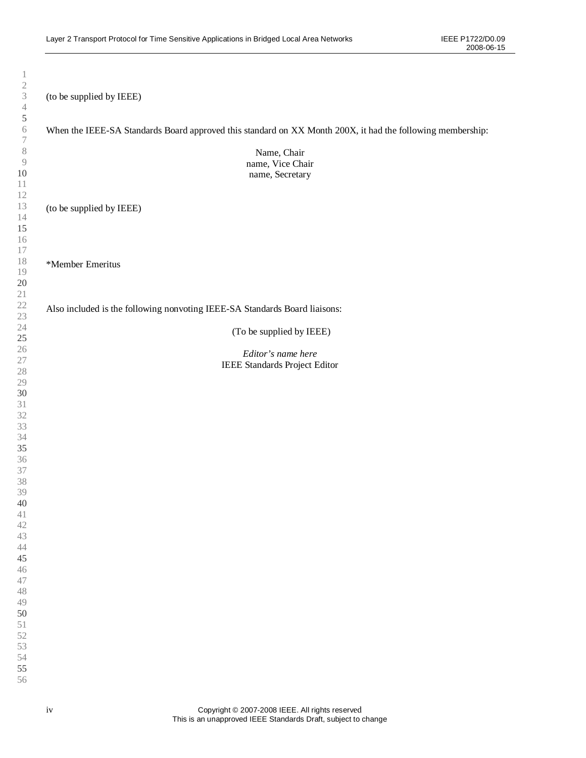(to be supplied by IEEE)

When the IEEE-SA Standards Board approved this standard on XX Month 200X, it had the following membership:

Name, Chair
name, Vice Chair
name, Secretary

(to be supplied by IEEE)

*Member Emeritus

Also included is the following nonvoting IEEE-SA Standards Board liaisons:

(To be supplied by IEEE)

*Editor's name here*
IEEE Standards Project Editor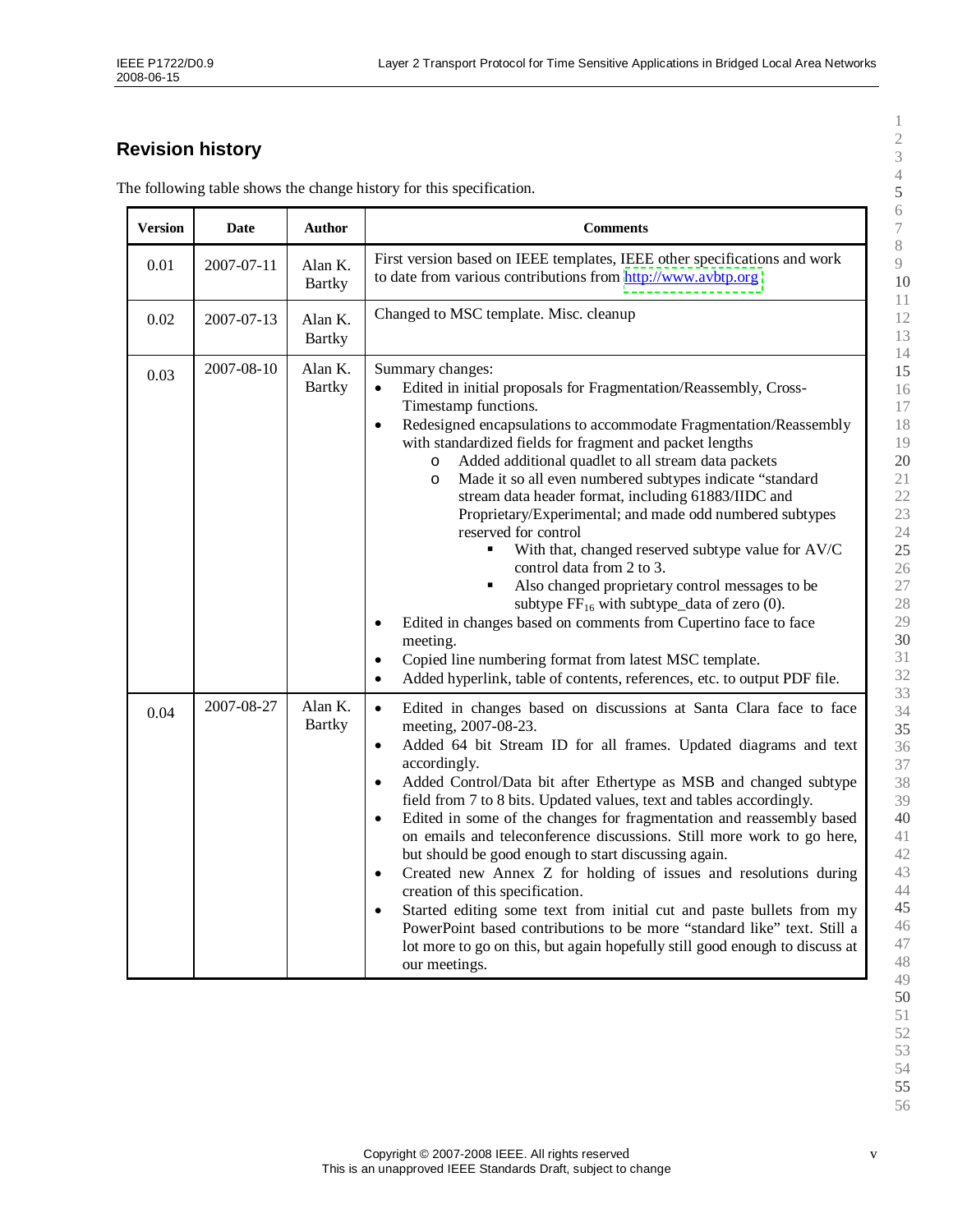## Revision history

The following table shows the change history for this specification.

| Version | Date | Author | Comments |
|---|---|---|---|
| 0.01 | 2007-07-11 | Alan K. Bartky | First version based on IEEE templates, IEEE other specifications and work to date from various contributions from http://www.avbtp.org |
| 0.02 | 2007-07-13 | Alan K. Bartky | Changed to MSC template. Misc. cleanup |
| 0.03 | 2007-08-10 | Alan K. Bartky | Summary changes:<br>• Edited in initial proposals for Fragmentation/Reassembly, Cross-Timestamp functions.<br>• Redesigned encapsulations to accommodate Fragmentation/Reassembly with standardized fields for fragment and packet lengths<br>  o Added additional quadlet to all stream data packets<br>  o Made it so all even numbered subtypes indicate “standard stream data header format, including 61883/IIDC and Proprietary/Experimental; and made odd numbered subtypes reserved for control<br>    ▪ With that, changed reserved subtype value for AV/C control data from 2 to 3.<br>    ▪ Also changed proprietary control messages to be subtype $FF_{16}$ with subtype_data of zero (0).<br>• Edited in changes based on comments from Cupertino face to face meeting.<br>• Copied line numbering format from latest MSC template.<br>• Added hyperlink, table of contents, references, etc. to output PDF file. |
| 0.04 | 2007-08-27 | Alan K. Bartky | • Edited in changes based on discussions at Santa Clara face to face meeting, 2007-08-23.<br>• Added 64 bit Stream ID for all frames. Updated diagrams and text accordingly.<br>• Added Control/Data bit after Ethertype as MSB and changed subtype field from 7 to 8 bits. Updated values, text and tables accordingly.<br>• Edited in some of the changes for fragmentation and reassembly based on emails and teleconference discussions. Still more work to go here, but should be good enough to start discussing again.<br>• Created new Annex Z for holding of issues and resolutions during creation of this specification.<br>• Started editing some text from initial cut and paste bullets from my PowerPoint based contributions to be more “standard like” text. Still a lot more to go on this, but again hopefully still good enough to discuss at our meetings. |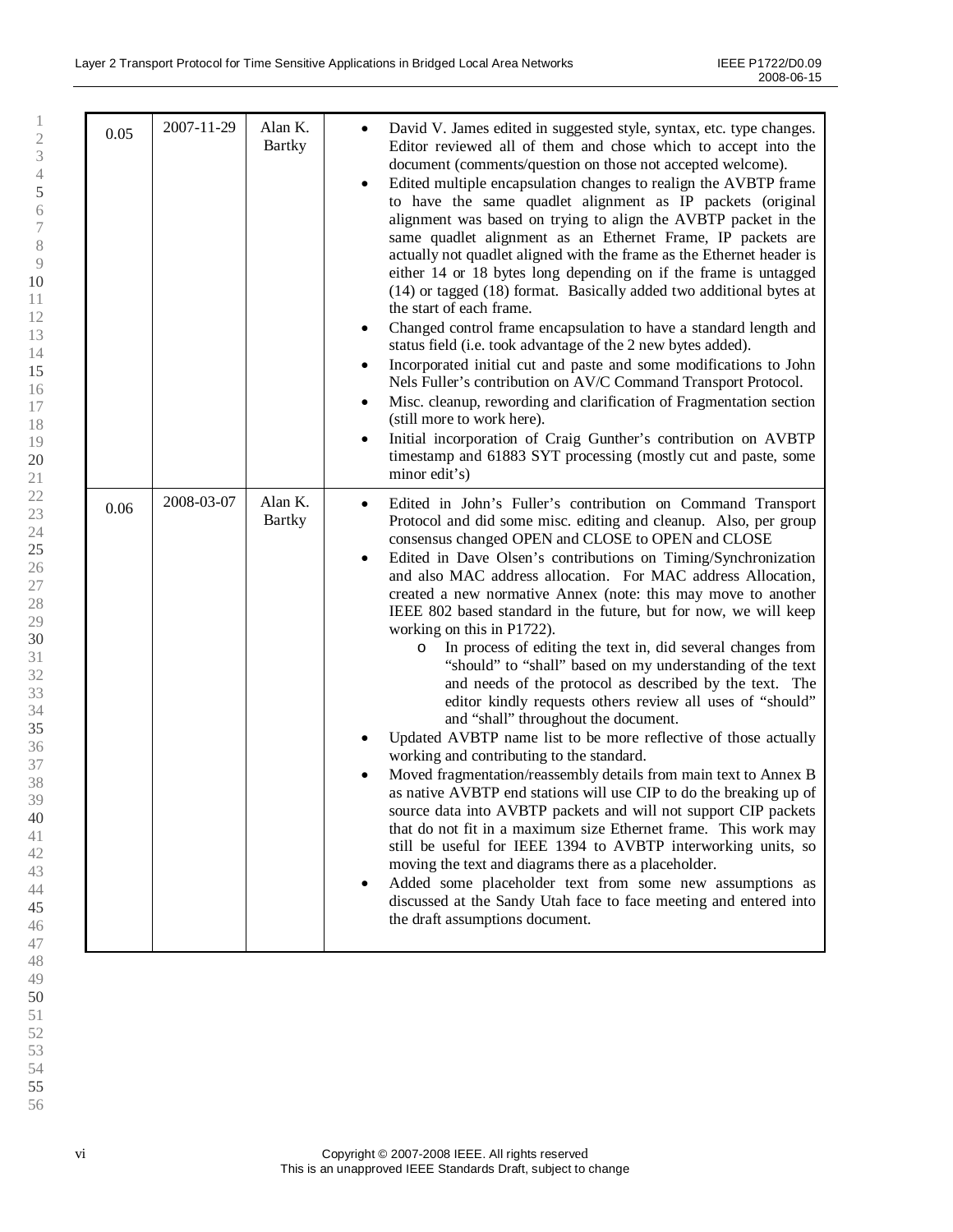| | | | |
|---|---|---|---|
| 0.05 | 2007-11-29 | Alan K. Bartky | • David V. James edited in suggested style, syntax, etc. type changes. Editor reviewed all of them and chose which to accept into the document (comments/question on those not accepted welcome).<br>• Edited multiple encapsulation changes to realign the AVBTP frame to have the same quadlet alignment as IP packets (original alignment was based on trying to align the AVBTP packet in the same quadlet alignment as an Ethernet Frame, IP packets are actually not quadlet aligned with the frame as the Ethernet header is either 14 or 18 bytes long depending on if the frame is untagged (14) or tagged (18) format. Basically added two additional bytes at the start of each frame.<br>• Changed control frame encapsulation to have a standard length and status field (i.e. took advantage of the 2 new bytes added).<br>• Incorporated initial cut and paste and some modifications to John Nels Fuller's contribution on AV/C Command Transport Protocol.<br>• Misc. cleanup, rewording and clarification of Fragmentation section (still more to work here).<br>• Initial incorporation of Craig Gunther's contribution on AVBTP timestamp and 61883 SYT processing (mostly cut and paste, some minor edit's) |
| 0.06 | 2008-03-07 | Alan K. Bartky | • Edited in John's Fuller's contribution on Command Transport Protocol and did some misc. editing and cleanup. Also, per group consensus changed OPEN and CLOSE to OPEN and CLOSE<br>• Edited in Dave Olsen's contributions on Timing/Synchronization and also MAC address allocation. For MAC address Allocation, created a new normative Annex (note: this may move to another IEEE 802 based standard in the future, but for now, we will keep working on this in P1722).<br>&nbsp;&nbsp;&nbsp;&nbsp;o In process of editing the text in, did several changes from "should" to "shall" based on my understanding of the text and needs of the protocol as described by the text. The editor kindly requests others review all uses of "should" and "shall" throughout the document.<br>• Updated AVBTP name list to be more reflective of those actually working and contributing to the standard.<br>• Moved fragmentation/reassembly details from main text to Annex B as native AVBTP end stations will use CIP to do the breaking up of source data into AVBTP packets and will not support CIP packets that do not fit in a maximum size Ethernet frame. This work may still be useful for IEEE 1394 to AVBTP interworking units, so moving the text and diagrams there as a placeholder.<br>• Added some placeholder text from some new assumptions as discussed at the Sandy Utah face to face meeting and entered into the draft assumptions document. |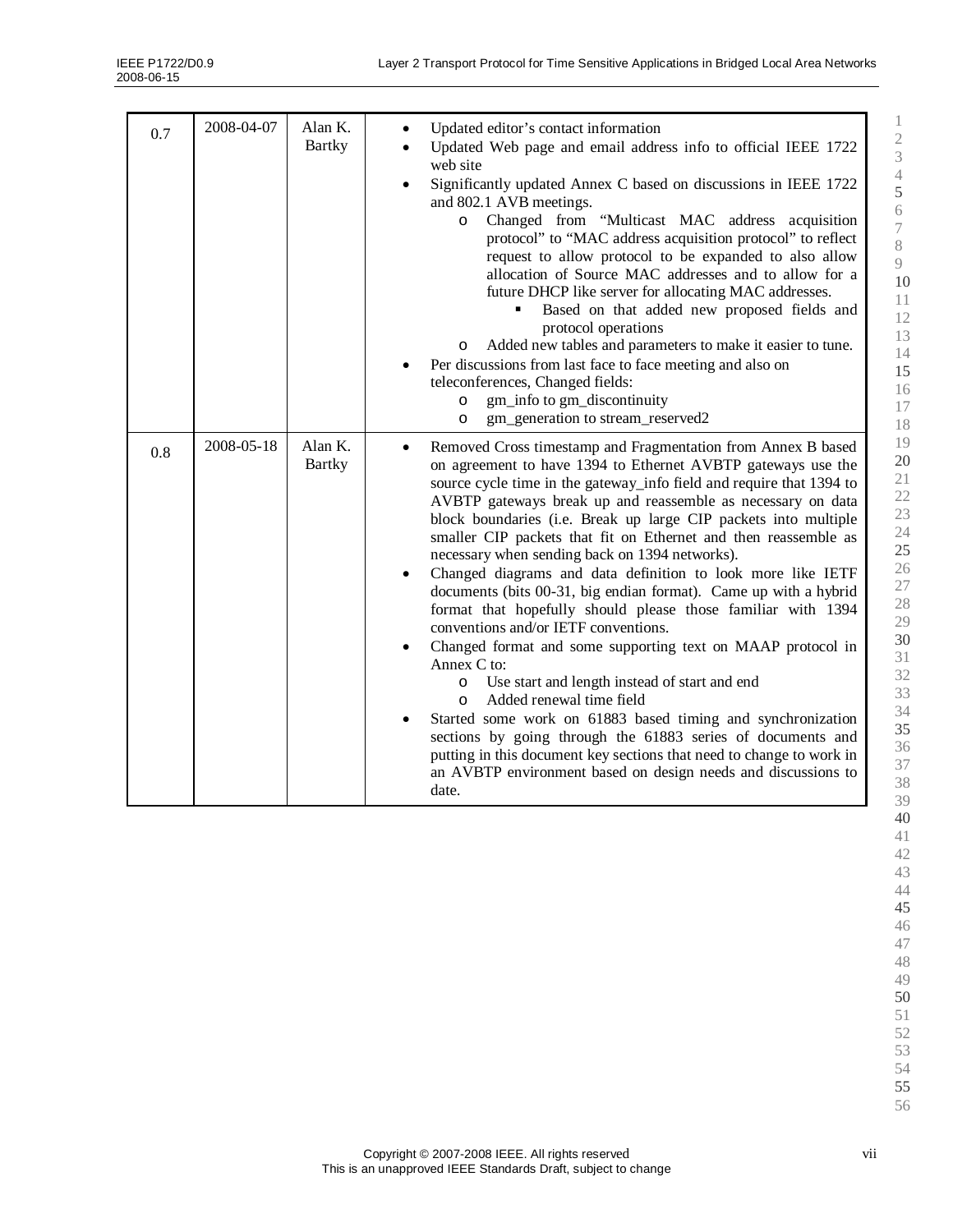| | | | |
|---|---|---|---|
| 0.7 | 2008-04-07 | Alan K. Bartky | • Updated editor's contact information<br>• Updated Web page and email address info to official IEEE 1722 web site<br>• Significantly updated Annex C based on discussions in IEEE 1722 and 802.1 AVB meetings.<br>  o Changed from "Multicast MAC address acquisition protocol" to "MAC address acquisition protocol" to reflect request to allow protocol to be expanded to also allow allocation of Source MAC addresses and to allow for a future DHCP like server for allocating MAC addresses.<br>    ▪ Based on that added new proposed fields and protocol operations<br>  o Added new tables and parameters to make it easier to tune.<br>• Per discussions from last face to face meeting and also on teleconferences, Changed fields:<br>  o gm_info to gm_discontinuity<br>  o gm_generation to stream_reserved2 |
| 0.8 | 2008-05-18 | Alan K. Bartky | • Removed Cross timestamp and Fragmentation from Annex B based on agreement to have 1394 to Ethernet AVBTP gateways use the source cycle time in the gateway_info field and require that 1394 to AVBTP gateways break up and reassemble as necessary on data block boundaries (i.e. Break up large CIP packets into multiple smaller CIP packets that fit on Ethernet and then reassemble as necessary when sending back on 1394 networks).<br>• Changed diagrams and data definition to look more like IETF documents (bits 00-31, big endian format). Came up with a hybrid format that hopefully should please those familiar with 1394 conventions and/or IETF conventions.<br>• Changed format and some supporting text on MAAP protocol in Annex C to:<br>  o Use start and length instead of start and end<br>  o Added renewal time field<br>• Started some work on 61883 based timing and synchronization sections by going through the 61883 series of documents and putting in this document key sections that need to change to work in an AVBTP environment based on design needs and discussions to date. |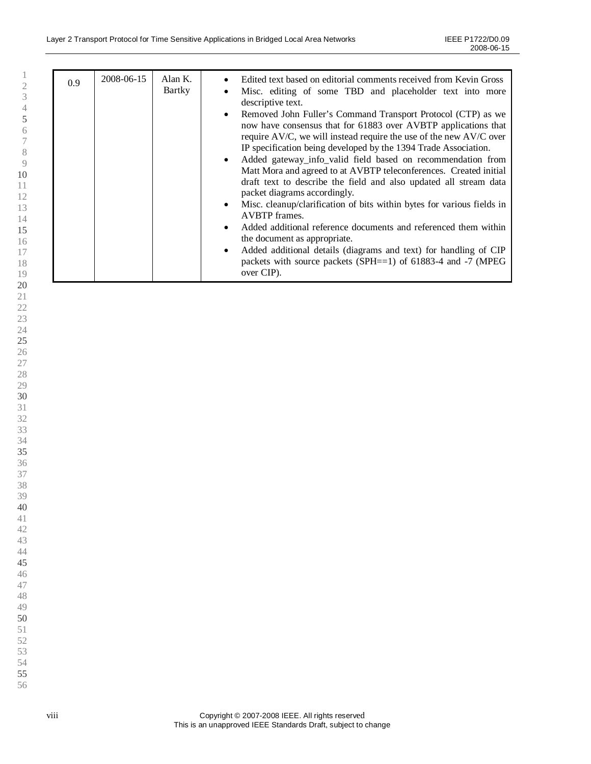| | | | |
|---|---|---|---|
| 0.9 | 2008-06-15 | Alan K. Bartky | • Edited text based on editorial comments received from Kevin Gross<br>• Misc. editing of some TBD and placeholder text into more descriptive text.<br>• Removed John Fuller's Command Transport Protocol (CTP) as we now have consensus that for 61883 over AVBTP applications that require AV/C, we will instead require the use of the new AV/C over IP specification being developed by the 1394 Trade Association.<br>• Added gateway_info_valid field based on recommendation from Matt Mora and agreed to at AVBTP teleconferences. Created initial draft text to describe the field and also updated all stream data packet diagrams accordingly.<br>• Misc. cleanup/clarification of bits within bytes for various fields in AVBTP frames.<br>• Added additional reference documents and referenced them within the document as appropriate.<br>• Added additional details (diagrams and text) for handling of CIP packets with source packets (SPH==1) of 61883-4 and -7 (MPEG over CIP). |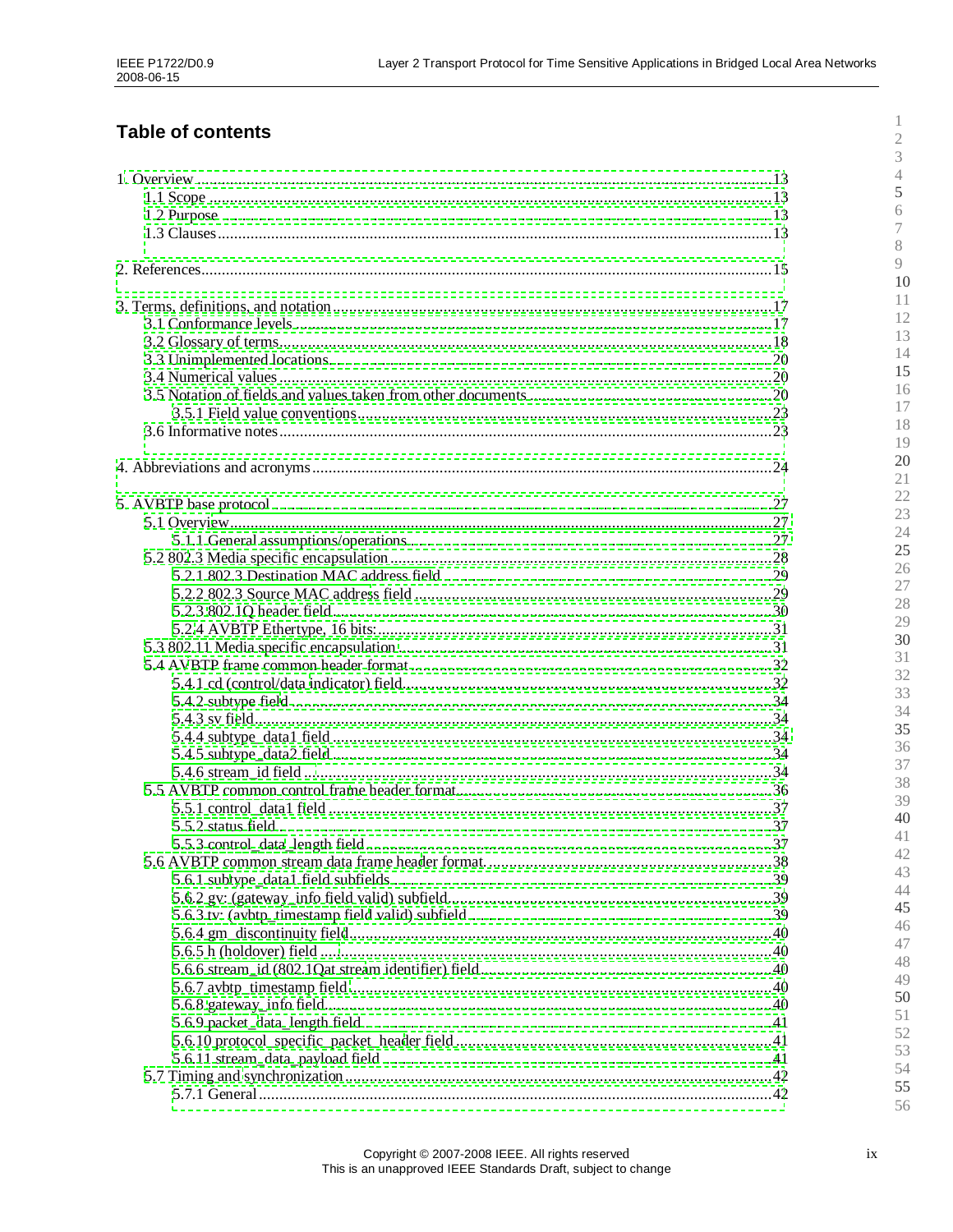# Table of contents

1. Overview ........................................................ 13
   1.1 Scope ........................................................ 13
   1.2 Purpose ........................................................ 13
   1.3 Clauses ........................................................ 13

2. References ........................................................ 15

3. Terms, definitions, and notation ........................................................ 17
   3.1 Conformance levels ........................................................ 17
   3.2 Glossary of terms ........................................................ 18
   3.3 Unimplemented locations ........................................................ 20
   3.4 Numerical values ........................................................ 20
   3.5 Notation of fields and values taken from other documents ........................................................ 20
      3.5.1 Field value conventions ........................................................ 23
   3.6 Informative notes ........................................................ 23

4. Abbreviations and acronyms ........................................................ 24

5. AVBTP base protocol ........................................................ 27
   5.1 Overview ........................................................ 27
      5.1.1 General assumptions/operations ........................................................ 27
   5.2 802.3 Media specific encapsulation ........................................................ 28
      5.2.1 802.3 Destination MAC address field ........................................................ 29
      5.2.2 802.3 Source MAC address field ........................................................ 29
      5.2.3 802.1Q header field ........................................................ 30
      5.2.4 AVBTP Ethertype, 16 bits: ........................................................ 31
   5.3 802.11 Media specific encapsulation ........................................................ 31
   5.4 AVBTP frame common header format ........................................................ 32
      5.4.1 cd (control/data indicator) field ........................................................ 32
      5.4.2 subtype field ........................................................ 34
      5.4.3 sv field ........................................................ 34
      5.4.4 subtype_data1 field ........................................................ 34
      5.4.5 subtype_data2 field ........................................................ 34
      5.4.6 stream_id field ........................................................ 34
   5.5 AVBTP common control frame header format ........................................................ 36
      5.5.1 control_data1 field ........................................................ 37
      5.5.2 status field ........................................................ 37
      5.5.3 control_data_length field ........................................................ 37
   5.6 AVBTP common stream data frame header format ........................................................ 38
      5.6.1 subtype_data1 field subfields ........................................................ 39
      5.6.2 gv: (gateway_info field valid) subfield ........................................................ 39
      5.6.3 tv: (avbtp_timestamp field valid) subfield ........................................................ 39
      5.6.4 gm_discontinuity field ........................................................ 40
      5.6.5 h (holdover) field ........................................................ 40
      5.6.6 stream_id (802.1Qat stream identifier) field ........................................................ 40
      5.6.7 avbtp_timestamp field ........................................................ 40
      5.6.8 gateway_info field ........................................................ 40
      5.6.9 packet_data_length field ........................................................ 41
      5.6.10 protocol_specific_packet_header field ........................................................ 41
      5.6.11 stream_data_payload field ........................................................ 41
   5.7 Timing and synchronization ........................................................ 42
      5.7.1 General ........................................................ 42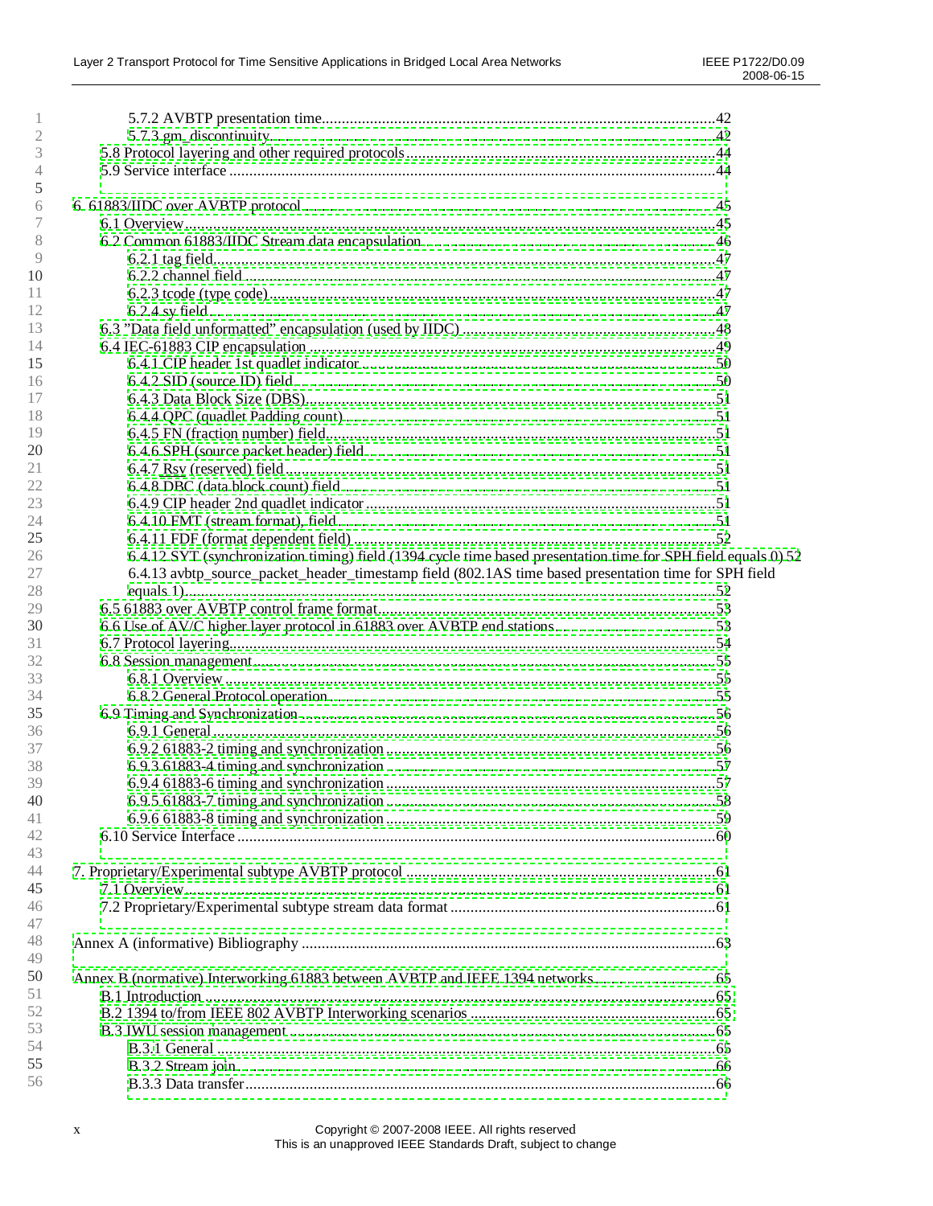5.7.2 AVBTP presentation time.....42
5.7.3 gm_discontinuity.....42
5.8 Protocol layering and other required protocols.....44
5.9 Service interface.....44

6. 61883/IIDC over AVBTP protocol.....45
6.1 Overview.....45
6.2 Common 61883/IIDC Stream data encapsulation.....46
6.2.1 tag field.....47
6.2.2 channel field.....47
6.2.3 tcode (type code).....47
6.2.4 sy field.....47
6.3 "Data field unformatted" encapsulation (used by IIDC).....48
6.4 IEC-61883 CIP encapsulation.....49
6.4.1 CIP header 1st quadlet indicator.....50
6.4.2 SID (source ID) field.....50
6.4.3 Data Block Size (DBS).....51
6.4.4 QPC (quadlet Padding count).....51
6.4.5 FN (fraction number) field.....51
6.4.6 SPH (source packet header) field.....51
6.4.7 Rsv (reserved) field.....51
6.4.8 DBC (data block count) field.....51
6.4.9 CIP header 2nd quadlet indicator.....51
6.4.10 FMT (stream format), field.....51
6.4.11 FDF (format dependent field).....52
6.4.12 SYT (synchronization timing) field (1394 cycle time based presentation time for SPH field equals 0) 52
6.4.13 avbtp_source_packet_header_timestamp field (802.1AS time based presentation time for SPH field equals 1).....52
6.5 61883 over AVBTP control frame format.....53
6.6 Use of AV/C higher layer protocol in 61883 over AVBTP end stations.....53
6.7 Protocol layering.....54
6.8 Session management.....55
6.8.1 Overview.....55
6.8.2 General Protocol operation.....55
6.9 Timing and Synchronization.....56
6.9.1 General.....56
6.9.2 61883-2 timing and synchronization.....56
6.9.3 61883-4 timing and synchronization.....57
6.9.4 61883-6 timing and synchronization.....57
6.9.5 61883-7 timing and synchronization.....58
6.9.6 61883-8 timing and synchronization.....59
6.10 Service Interface.....60

7. Proprietary/Experimental subtype AVBTP protocol.....61
7.1 Overview.....61
7.2 Proprietary/Experimental subtype stream data format.....61

Annex A (informative) Bibliography.....63

Annex B (normative) Interworking 61883 between AVBTP and IEEE 1394 networks.....65
B.1 Introduction.....65
B.2 1394 to/from IEEE 802 AVBTP Interworking scenarios.....65
B.3 IWU session management.....65
B.3.1 General.....65
B.3.2 Stream join.....66
B.3.3 Data transfer.....66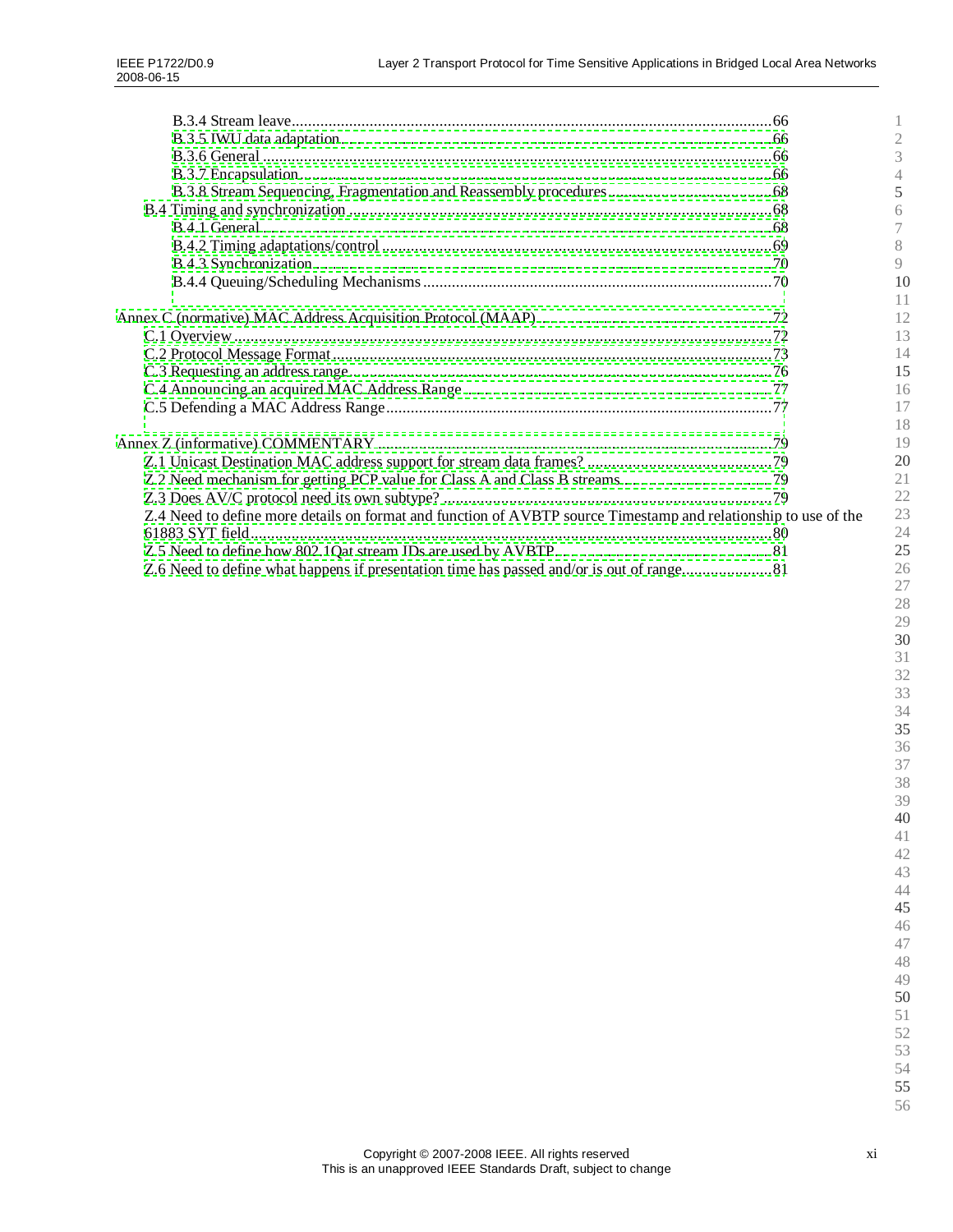B.3.4 Stream leave .......................................................................................................................66
B.3.5 IWU data adaptation.................................................................................................................66
B.3.6 General ......................................................................................................................................66
B.3.7 Encapsulation.............................................................................................................................66
B.3.8 Stream Sequencing, Fragmentation and Reassembly procedures ...........................................68
B.4 Timing and synchronization ..............................................................................................................68
B.4.1 General.......................................................................................................................................68
B.4.2 Timing adaptations/control ........................................................................................................69
B.4.3 Synchronization..........................................................................................................................70
B.4.4 Queuing/Scheduling Mechanisms ...............................................................................................70

Annex C (normative) MAC Address Acquisition Protocol (MAAP)...........................................................72
C.1 Overview...............................................................................................................................................72
C.2 Protocol Message Format ....................................................................................................................73
C.3 Requesting an address range................................................................................................................76
C.4 Announcing an acquired MAC Address Range ....................................................................................77
C.5 Defending a MAC Address Range.......................................................................................................77

Annex Z (informative) COMMENTARY.....................................................................................................79
Z.1 Unicast Destination MAC address support for stream data frames? ..................................................79
Z.2 Need mechanism for getting PCP value for Class A and Class B streams..........................................79
Z.3 Does AV/C protocol need its own subtype? .........................................................................................79
Z.4 Need to define more details on format and function of AVBTP source Timestamp and relationship to use of the 61883 SYT field.........................................................................................................................................80
Z.5 Need to define how 802.1Qat stream IDs are used by AVBTP.............................................................81
Z.6 Need to define what happens if presentation time has passed and/or is out of range...........................81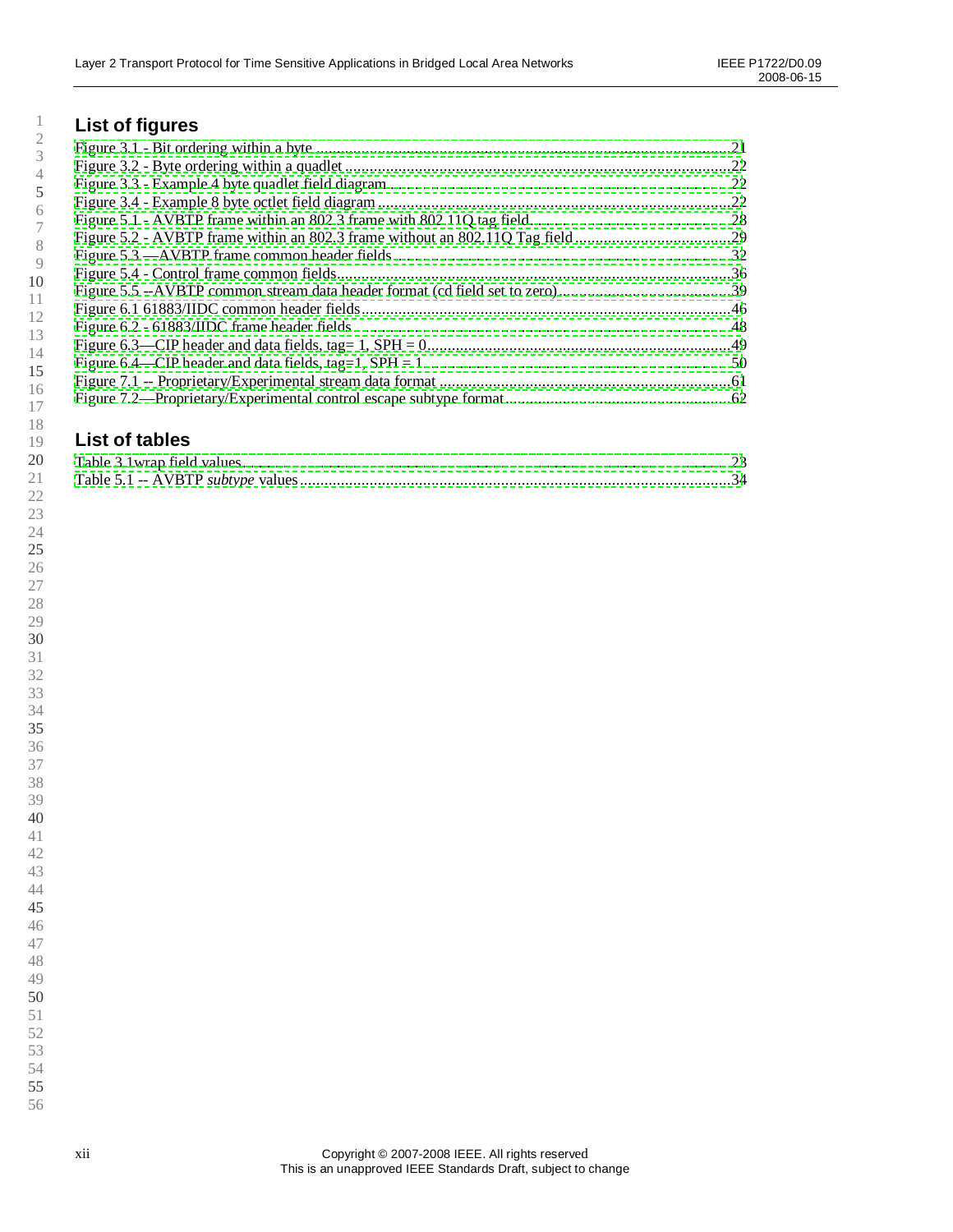## List of figures

Figure 3.1 - Bit ordering within a byte ....................................................................................21
Figure 3.2 - Byte ordering within a quadlet ...............................................................................22
Figure 3.3 - Example 4 byte quadlet field diagram.....................................................................22
Figure 3.4 - Example 8 byte octlet field diagram .......................................................................22
Figure 5.1 - AVBTP frame within an 802.3 frame with 802.11Q tag field.................................28
Figure 5.2 - AVBTP frame within an 802.3 frame without an 802.11Q Tag field......................29
Figure 5.3 —AVBTP frame common header fields ....................................................................32
Figure 5.4 - Control frame common fields...................................................................................36
Figure 5.5 --AVBTP common stream data header format (cd field set to zero).........................39
Figure 6.1 61883/IIDC common header fields.............................................................................46
Figure 6.2 - 61883/IIDC frame header fields ..............................................................................48
Figure 6.3—CIP header and data fields, tag= 1, SPH = 0...........................................................49
Figure 6.4—CIP header and data fields, tag=1, SPH = 1 ............................................................50
Figure 7.1 -- Proprietary/Experimental stream data format ........................................................61
Figure 7.2—Proprietary/Experimental control escape subtype format.......................................62

## List of tables

Table 3.1wrap field values............................................................................................................23
Table 5.1 -- AVBTP *subtype* values ..............................................................................................34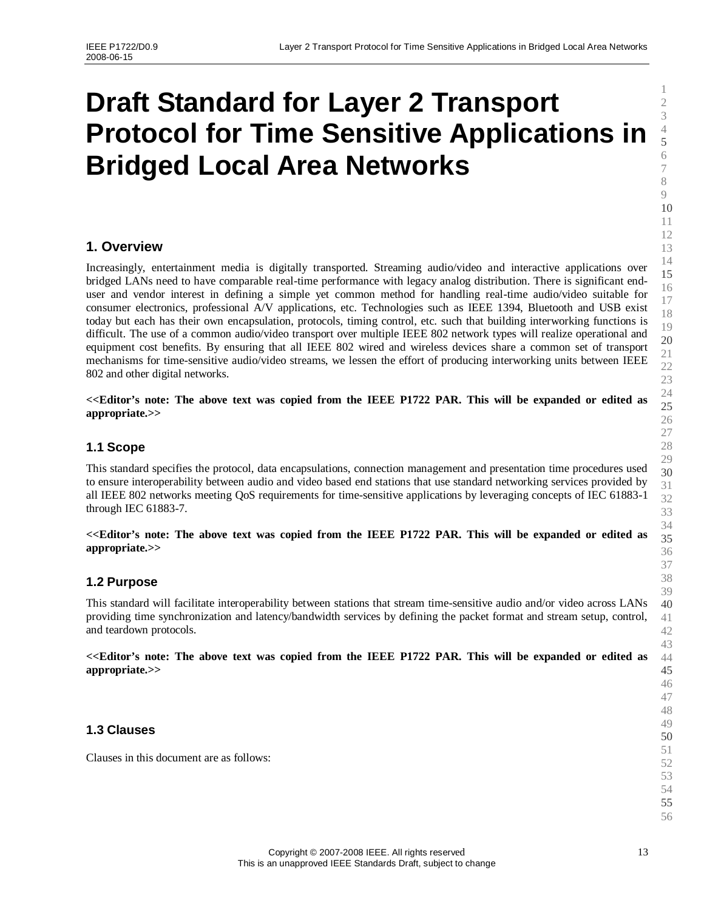# Draft Standard for Layer 2 Transport Protocol for Time Sensitive Applications in Bridged Local Area Networks

## 1. Overview

Increasingly, entertainment media is digitally transported. Streaming audio/video and interactive applications over bridged LANs need to have comparable real-time performance with legacy analog distribution. There is significant end-user and vendor interest in defining a simple yet common method for handling real-time audio/video suitable for consumer electronics, professional A/V applications, etc. Technologies such as IEEE 1394, Bluetooth and USB exist today but each has their own encapsulation, protocols, timing control, etc. such that building interworking functions is difficult. The use of a common audio/video transport over multiple IEEE 802 network types will realize operational and equipment cost benefits. By ensuring that all IEEE 802 wired and wireless devices share a common set of transport mechanisms for time-sensitive audio/video streams, we lessen the effort of producing interworking units between IEEE 802 and other digital networks.

**<<Editor's note: The above text was copied from the IEEE P1722 PAR. This will be expanded or edited as appropriate.>>**

### 1.1 Scope

This standard specifies the protocol, data encapsulations, connection management and presentation time procedures used to ensure interoperability between audio and video based end stations that use standard networking services provided by all IEEE 802 networks meeting QoS requirements for time-sensitive applications by leveraging concepts of IEC 61883-1 through IEC 61883-7.

**<<Editor's note: The above text was copied from the IEEE P1722 PAR. This will be expanded or edited as appropriate.>>**

### 1.2 Purpose

This standard will facilitate interoperability between stations that stream time-sensitive audio and/or video across LANs providing time synchronization and latency/bandwidth services by defining the packet format and stream setup, control, and teardown protocols.

**<<Editor's note: The above text was copied from the IEEE P1722 PAR. This will be expanded or edited as appropriate.>>**

### 1.3 Clauses

Clauses in this document are as follows: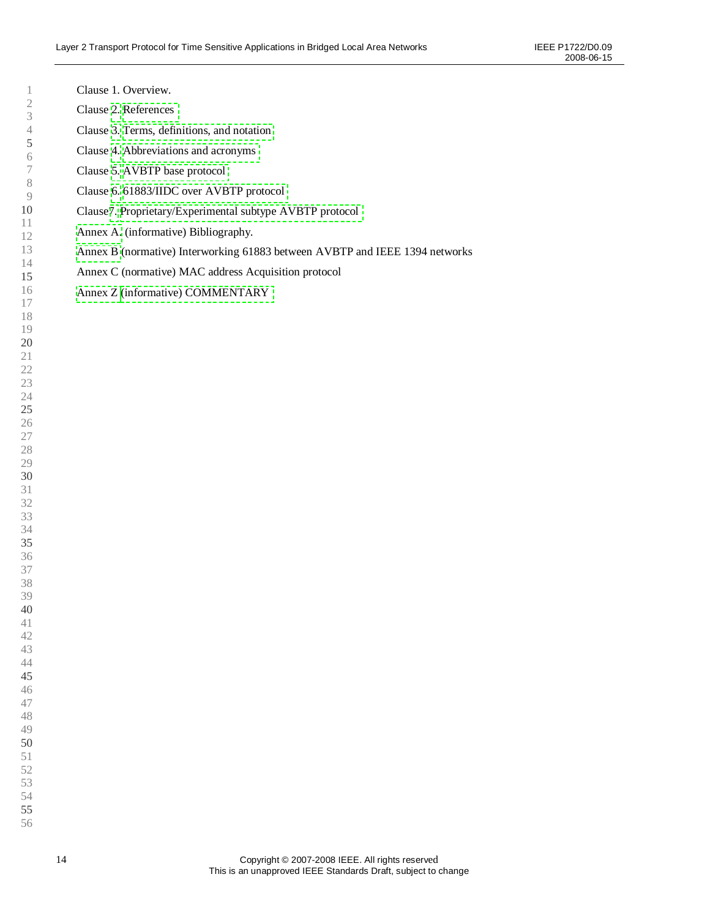Clause 1. Overview.

Clause 2. References

Clause 3. Terms, definitions, and notation

Clause 4. Abbreviations and acronyms

Clause 5. AVBTP base protocol

Clause 6. 61883/IIDC over AVBTP protocol

Clause7. Proprietary/Experimental subtype AVBTP protocol

Annex A. (informative) Bibliography.

Annex B (normative) Interworking 61883 between AVBTP and IEEE 1394 networks

Annex C (normative) MAC address Acquisition protocol

Annex Z (informative) COMMENTARY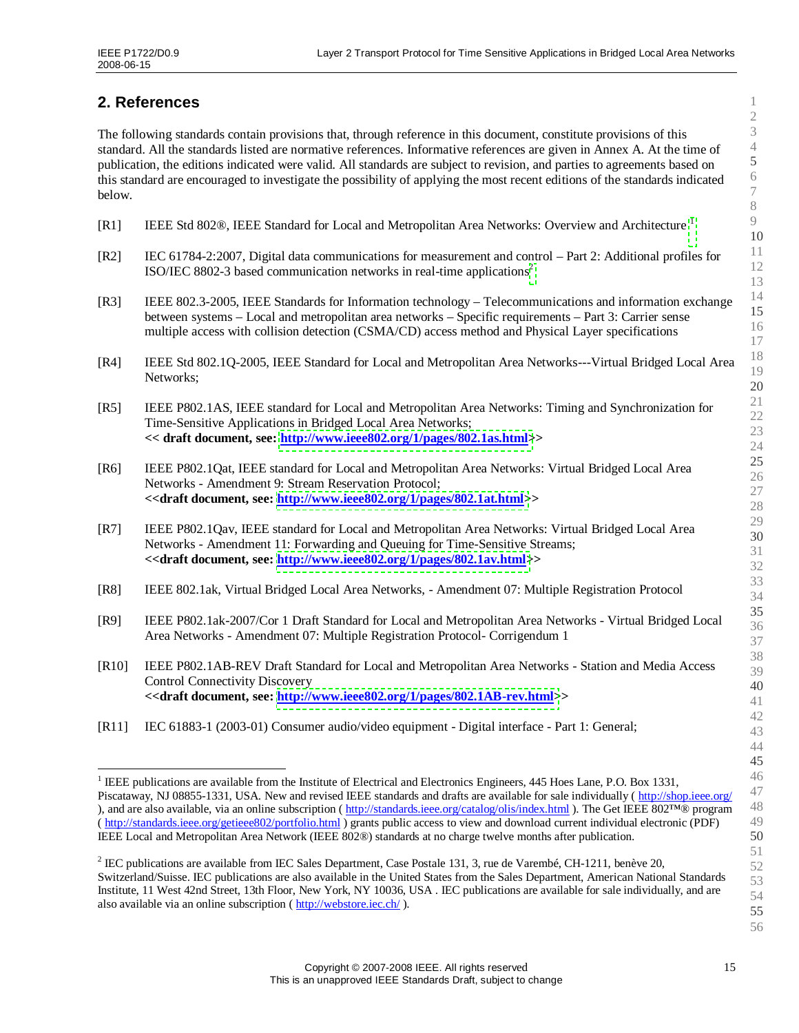# 2. References

The following standards contain provisions that, through reference in this document, constitute provisions of this standard. All the standards listed are normative references. Informative references are given in Annex A. At the time of publication, the editions indicated were valid. All standards are subject to revision, and parties to agreements based on this standard are encouraged to investigate the possibility of applying the most recent editions of the standards indicated below.

[R1] IEEE Std 802®, IEEE Standard for Local and Metropolitan Area Networks: Overview and Architecture[1]

[R2] IEC 61784-2:2007, Digital data communications for measurement and control – Part 2: Additional profiles for ISO/IEC 8802-3 based communication networks in real-time applications[2]

[R3] IEEE 802.3-2005, IEEE Standards for Information technology – Telecommunications and information exchange between systems – Local and metropolitan area networks – Specific requirements – Part 3: Carrier sense multiple access with collision detection (CSMA/CD) access method and Physical Layer specifications

[R4] IEEE Std 802.1Q-2005, IEEE Standard for Local and Metropolitan Area Networks---Virtual Bridged Local Area Networks;

[R5] IEEE P802.1AS, IEEE standard for Local and Metropolitan Area Networks: Timing and Synchronization for Time-Sensitive Applications in Bridged Local Area Networks;
**<< draft document, see: http://www.ieee802.org/1/pages/802.1as.html>>**

[R6] IEEE P802.1Qat, IEEE standard for Local and Metropolitan Area Networks: Virtual Bridged Local Area Networks - Amendment 9: Stream Reservation Protocol;
**<<draft document, see: http://www.ieee802.org/1/pages/802.1at.html>>**

[R7] IEEE P802.1Qav, IEEE standard for Local and Metropolitan Area Networks: Virtual Bridged Local Area Networks - Amendment 11: Forwarding and Queuing for Time-Sensitive Streams;
**<<draft document, see: http://www.ieee802.org/1/pages/802.1av.html>>**

[R8] IEEE 802.1ak, Virtual Bridged Local Area Networks, - Amendment 07: Multiple Registration Protocol

[R9] IEEE P802.1ak-2007/Cor 1 Draft Standard for Local and Metropolitan Area Networks - Virtual Bridged Local Area Networks - Amendment 07: Multiple Registration Protocol- Corrigendum 1

[R10] IEEE P802.1AB-REV Draft Standard for Local and Metropolitan Area Networks - Station and Media Access Control Connectivity Discovery
**<<draft document, see: http://www.ieee802.org/1/pages/802.1AB-rev.html>>**

[R11] IEC 61883-1 (2003-01) Consumer audio/video equipment - Digital interface - Part 1: General;

---

[1] IEEE publications are available from the Institute of Electrical and Electronics Engineers, 445 Hoes Lane, P.O. Box 1331, Piscataway, NJ 08855-1331, USA. New and revised IEEE standards and drafts are available for sale individually ( http://shop.ieee.org/ ), and are also available, via an online subscription ( http://standards.ieee.org/catalog/olis/index.html ). The Get IEEE 802™® program ( http://standards.ieee.org/getieee802/portfolio.html ) grants public access to view and download current individual electronic (PDF) IEEE Local and Metropolitan Area Network (IEEE 802®) standards at no charge twelve months after publication.

[2] IEC publications are available from IEC Sales Department, Case Postale 131, 3, rue de Varembé, CH-1211, benève 20, Switzerland/Suisse. IEC publications are also available in the United States from the Sales Department, American National Standards Institute, 11 West 42nd Street, 13th Floor, New York, NY 10036, USA . IEC publications are available for sale individually, and are also available via an online subscription ( http://webstore.iec.ch/ ).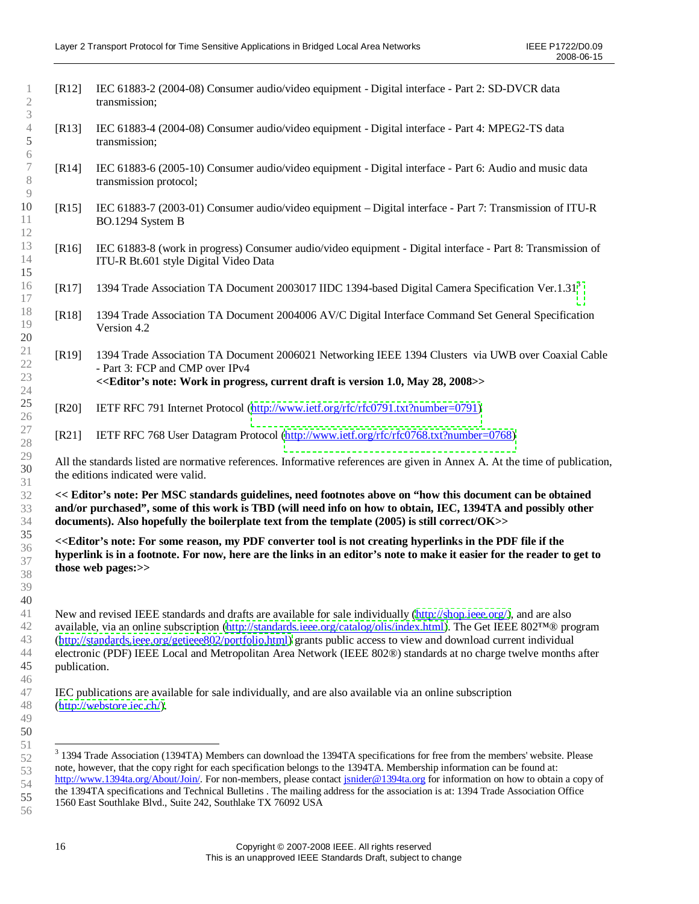[R12] IEC 61883-2 (2004-08) Consumer audio/video equipment - Digital interface - Part 2: SD-DVCR data transmission;

[R13] IEC 61883-4 (2004-08) Consumer audio/video equipment - Digital interface - Part 4: MPEG2-TS data transmission;

[R14] IEC 61883-6 (2005-10) Consumer audio/video equipment - Digital interface - Part 6: Audio and music data transmission protocol;

[R15] IEC 61883-7 (2003-01) Consumer audio/video equipment – Digital interface - Part 7: Transmission of ITU-R BO.1294 System B

[R16] IEC 61883-8 (work in progress) Consumer audio/video equipment - Digital interface - Part 8: Transmission of ITU-R Bt.601 style Digital Video Data

[R17] 1394 Trade Association TA Document 2003017 IIDC 1394-based Digital Camera Specification Ver.1.31[3]

[R18] 1394 Trade Association TA Document 2004006 AV/C Digital Interface Command Set General Specification Version 4.2

[R19] 1394 Trade Association TA Document 2006021 Networking IEEE 1394 Clusters via UWB over Coaxial Cable - Part 3: FCP and CMP over IPv4
**<<Editor's note: Work in progress, current draft is version 1.0, May 28, 2008>>**

[R20] IETF RFC 791 Internet Protocol (http://www.ietf.org/rfc/rfc0791.txt?number=0791)

[R21] IETF RFC 768 User Datagram Protocol (http://www.ietf.org/rfc/rfc0768.txt?number=0768)

All the standards listed are normative references. Informative references are given in Annex A. At the time of publication, the editions indicated were valid.

**<< Editor's note: Per MSC standards guidelines, need footnotes above on "how this document can be obtained and/or purchased", some of this work is TBD (will need info on how to obtain, IEC, 1394TA and possibly other documents). Also hopefully the boilerplate text from the template (2005) is still correct/OK>>**

**<<Editor's note: For some reason, my PDF converter tool is not creating hyperlinks in the PDF file if the hyperlink is in a footnote. For now, here are the links in an editor's note to make it easier for the reader to get to those web pages:>>**

New and revised IEEE standards and drafts are available for sale individually (http://shop.ieee.org/), and are also available, via an online subscription (http://standards.ieee.org/catalog/olis/index.html). The Get IEEE 802™® program (http://standards.ieee.org/getieee802/portfolio.html) grants public access to view and download current individual electronic (PDF) IEEE Local and Metropolitan Area Network (IEEE 802®) standards at no charge twelve months after publication.

IEC publications are available for sale individually, and are also available via an online subscription (http://webstore.iec.ch/).

---

[3] 1394 Trade Association (1394TA) Members can download the 1394TA specifications for free from the members' website. Please note, however, that the copy right for each specification belongs to the 1394TA. Membership information can be found at: http://www.1394ta.org/About/Join/. For non-members, please contact jsnider@1394ta.org for information on how to obtain a copy of the 1394TA specifications and Technical Bulletins . The mailing address for the association is at: 1394 Trade Association Office 1560 East Southlake Blvd., Suite 242, Southlake TX 76092 USA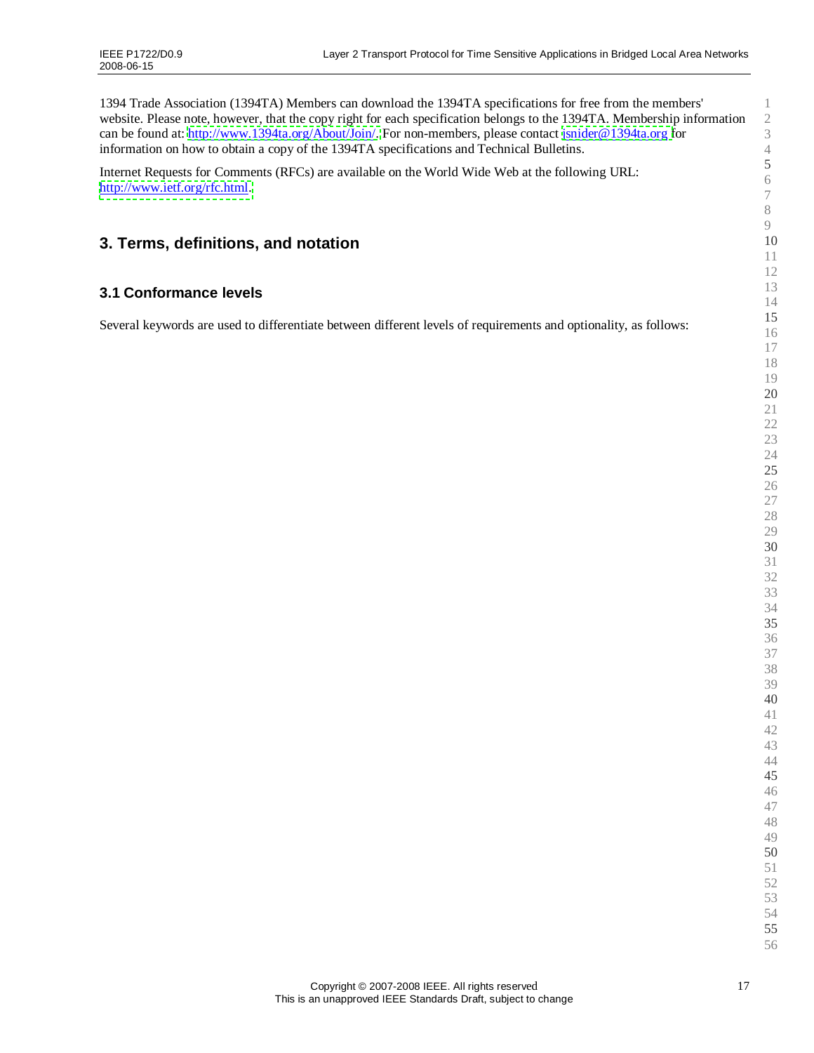1394 Trade Association (1394TA) Members can download the 1394TA specifications for free from the members' website. Please note, however, that the copy right for each specification belongs to the 1394TA. Membership information can be found at: http://www.1394ta.org/About/Join/. For non-members, please contact jsnider@1394ta.org for information on how to obtain a copy of the 1394TA specifications and Technical Bulletins.

Internet Requests for Comments (RFCs) are available on the World Wide Web at the following URL: http://www.ietf.org/rfc.html.

# 3. Terms, definitions, and notation

## 3.1 Conformance levels

Several keywords are used to differentiate between different levels of requirements and optionality, as follows: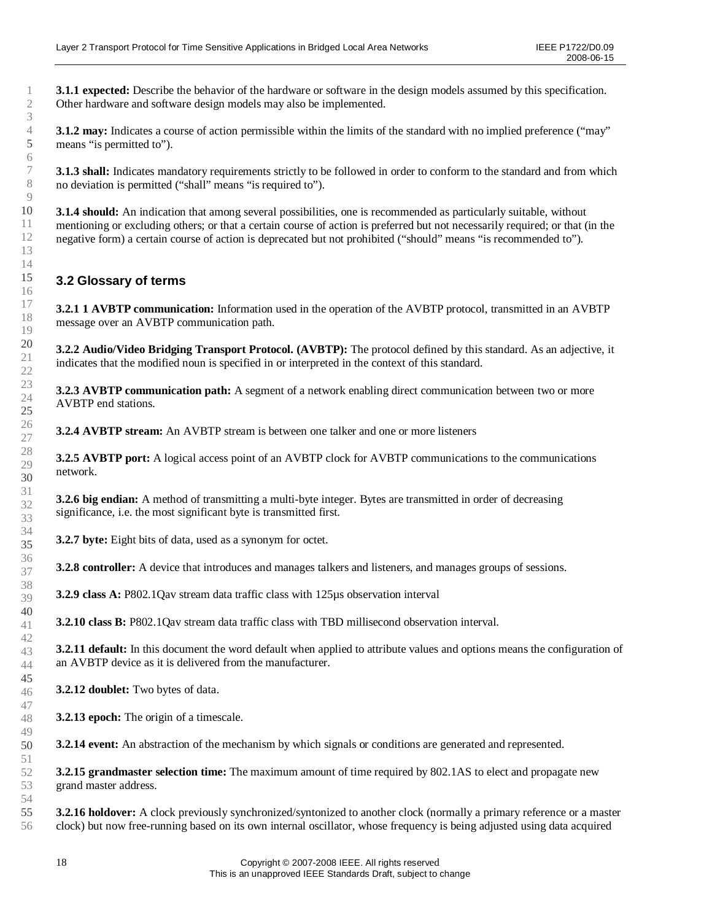**3.1.1 expected:** Describe the behavior of the hardware or software in the design models assumed by this specification. Other hardware and software design models may also be implemented.

**3.1.2 may:** Indicates a course of action permissible within the limits of the standard with no implied preference ("may" means "is permitted to").

**3.1.3 shall:** Indicates mandatory requirements strictly to be followed in order to conform to the standard and from which no deviation is permitted ("shall" means "is required to").

**3.1.4 should:** An indication that among several possibilities, one is recommended as particularly suitable, without mentioning or excluding others; or that a certain course of action is preferred but not necessarily required; or that (in the negative form) a certain course of action is deprecated but not prohibited ("should" means "is recommended to").

## 3.2 Glossary of terms

**3.2.1 1 AVBTP communication:** Information used in the operation of the AVBTP protocol, transmitted in an AVBTP message over an AVBTP communication path.

**3.2.2 Audio/Video Bridging Transport Protocol. (AVBTP):** The protocol defined by this standard. As an adjective, it indicates that the modified noun is specified in or interpreted in the context of this standard.

**3.2.3 AVBTP communication path:** A segment of a network enabling direct communication between two or more AVBTP end stations.

**3.2.4 AVBTP stream:** An AVBTP stream is between one talker and one or more listeners

**3.2.5 AVBTP port:** A logical access point of an AVBTP clock for AVBTP communications to the communications network.

**3.2.6 big endian:** A method of transmitting a multi-byte integer. Bytes are transmitted in order of decreasing significance, i.e. the most significant byte is transmitted first.

**3.2.7 byte:** Eight bits of data, used as a synonym for octet.

**3.2.8 controller:** A device that introduces and manages talkers and listeners, and manages groups of sessions.

**3.2.9 class A:** P802.1Qav stream data traffic class with 125µs observation interval

**3.2.10 class B:** P802.1Qav stream data traffic class with TBD millisecond observation interval.

**3.2.11 default:** In this document the word default when applied to attribute values and options means the configuration of an AVBTP device as it is delivered from the manufacturer.

**3.2.12 doublet:** Two bytes of data.

**3.2.13 epoch:** The origin of a timescale.

**3.2.14 event:** An abstraction of the mechanism by which signals or conditions are generated and represented.

**3.2.15 grandmaster selection time:** The maximum amount of time required by 802.1AS to elect and propagate new grand master address.

**3.2.16 holdover:** A clock previously synchronized/syntonized to another clock (normally a primary reference or a master clock) but now free-running based on its own internal oscillator, whose frequency is being adjusted using data acquired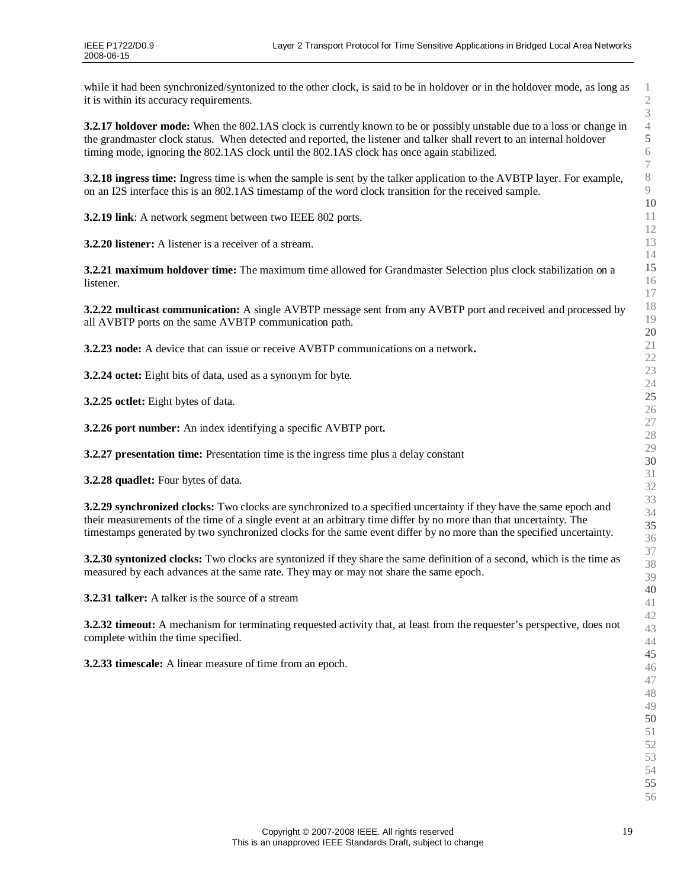while it had been synchronized/syntonized to the other clock, is said to be in holdover or in the holdover mode, as long as it is within its accuracy requirements.

**3.2.17 holdover mode:** When the 802.1AS clock is currently known to be or possibly unstable due to a loss or change in the grandmaster clock status. When detected and reported, the listener and talker shall revert to an internal holdover timing mode, ignoring the 802.1AS clock until the 802.1AS clock has once again stabilized.

**3.2.18 ingress time:** Ingress time is when the sample is sent by the talker application to the AVBTP layer. For example, on an I2S interface this is an 802.1AS timestamp of the word clock transition for the received sample.

**3.2.19 link**: A network segment between two IEEE 802 ports.

**3.2.20 listener:** A listener is a receiver of a stream.

**3.2.21 maximum holdover time:** The maximum time allowed for Grandmaster Selection plus clock stabilization on a listener.

**3.2.22 multicast communication:** A single AVBTP message sent from any AVBTP port and received and processed by all AVBTP ports on the same AVBTP communication path.

**3.2.23 node:** A device that can issue or receive AVBTP communications on a network**.**

**3.2.24 octet:** Eight bits of data, used as a synonym for byte.

**3.2.25 octlet:** Eight bytes of data.

**3.2.26 port number:** An index identifying a specific AVBTP port**.**

**3.2.27 presentation time:** Presentation time is the ingress time plus a delay constant

**3.2.28 quadlet:** Four bytes of data.

**3.2.29 synchronized clocks:** Two clocks are synchronized to a specified uncertainty if they have the same epoch and their measurements of the time of a single event at an arbitrary time differ by no more than that uncertainty. The timestamps generated by two synchronized clocks for the same event differ by no more than the specified uncertainty.

**3.2.30 syntonized clocks:** Two clocks are syntonized if they share the same definition of a second, which is the time as measured by each advances at the same rate. They may or may not share the same epoch.

**3.2.31 talker:** A talker is the source of a stream

**3.2.32 timeout:** A mechanism for terminating requested activity that, at least from the requester's perspective, does not complete within the time specified.

**3.2.33 timescale:** A linear measure of time from an epoch.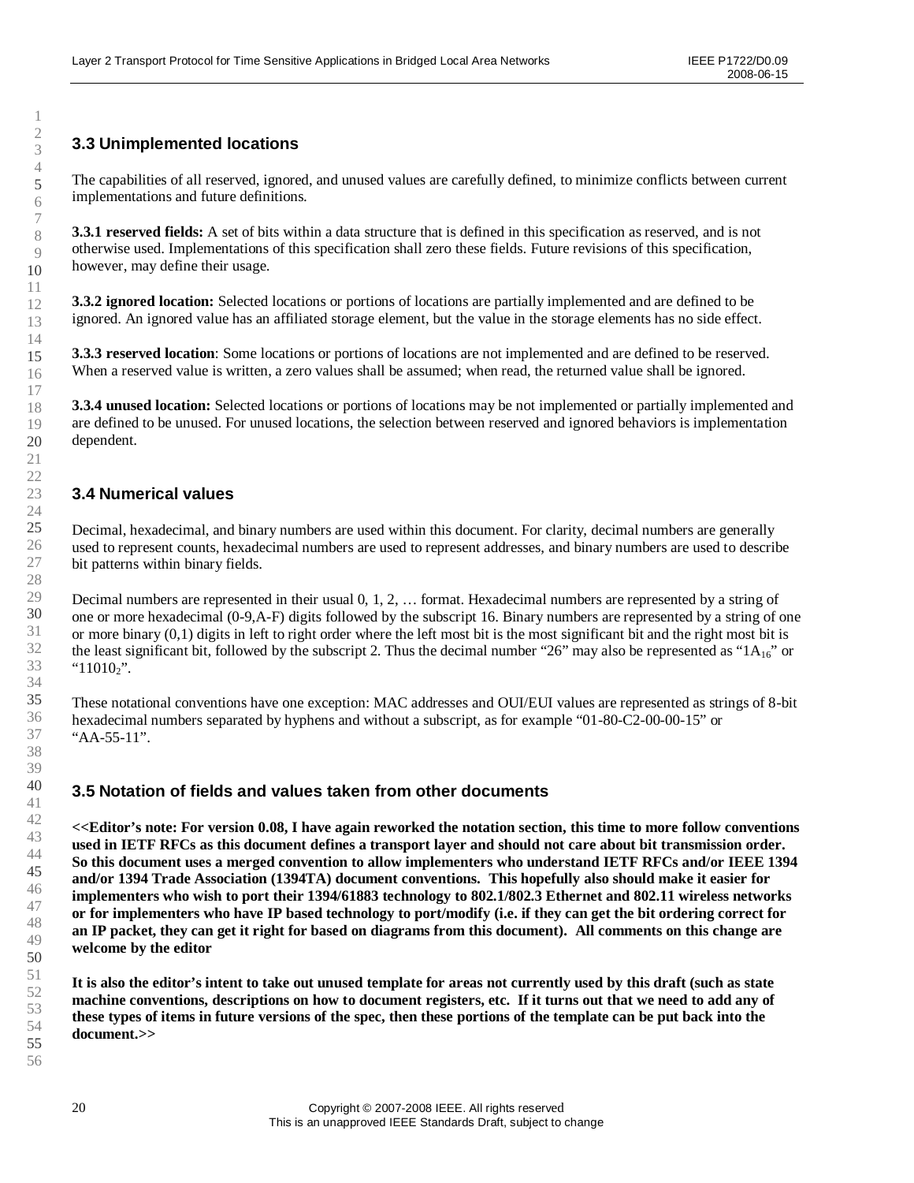## 3.3 Unimplemented locations

The capabilities of all reserved, ignored, and unused values are carefully defined, to minimize conflicts between current implementations and future definitions.

**3.3.1 reserved fields:** A set of bits within a data structure that is defined in this specification as reserved, and is not otherwise used. Implementations of this specification shall zero these fields. Future revisions of this specification, however, may define their usage.

**3.3.2 ignored location:** Selected locations or portions of locations are partially implemented and are defined to be ignored. An ignored value has an affiliated storage element, but the value in the storage elements has no side effect.

**3.3.3 reserved location**: Some locations or portions of locations are not implemented and are defined to be reserved. When a reserved value is written, a zero values shall be assumed; when read, the returned value shall be ignored.

**3.3.4 unused location:** Selected locations or portions of locations may be not implemented or partially implemented and are defined to be unused. For unused locations, the selection between reserved and ignored behaviors is implementation dependent.

## 3.4 Numerical values

Decimal, hexadecimal, and binary numbers are used within this document. For clarity, decimal numbers are generally used to represent counts, hexadecimal numbers are used to represent addresses, and binary numbers are used to describe bit patterns within binary fields.

Decimal numbers are represented in their usual 0, 1, 2, … format. Hexadecimal numbers are represented by a string of one or more hexadecimal (0-9,A-F) digits followed by the subscript 16. Binary numbers are represented by a string of one or more binary (0,1) digits in left to right order where the left most bit is the most significant bit and the right most bit is the least significant bit, followed by the subscript 2. Thus the decimal number "26" may also be represented as "$1A_{16}$" or "$11010_2$".

These notational conventions have one exception: MAC addresses and OUI/EUI values are represented as strings of 8-bit hexadecimal numbers separated by hyphens and without a subscript, as for example "01-80-C2-00-00-15" or "AA-55-11".

## 3.5 Notation of fields and values taken from other documents

**<<Editor's note: For version 0.08, I have again reworked the notation section, this time to more follow conventions used in IETF RFCs as this document defines a transport layer and should not care about bit transmission order. So this document uses a merged convention to allow implementers who understand IETF RFCs and/or IEEE 1394 and/or 1394 Trade Association (1394TA) document conventions. This hopefully also should make it easier for implementers who wish to port their 1394/61883 technology to 802.1/802.3 Ethernet and 802.11 wireless networks or for implementers who have IP based technology to port/modify (i.e. if they can get the bit ordering correct for an IP packet, they can get it right for based on diagrams from this document). All comments on this change are welcome by the editor**

**It is also the editor's intent to take out unused template for areas not currently used by this draft (such as state machine conventions, descriptions on how to document registers, etc. If it turns out that we need to add any of these types of items in future versions of the spec, then these portions of the template can be put back into the document.>>**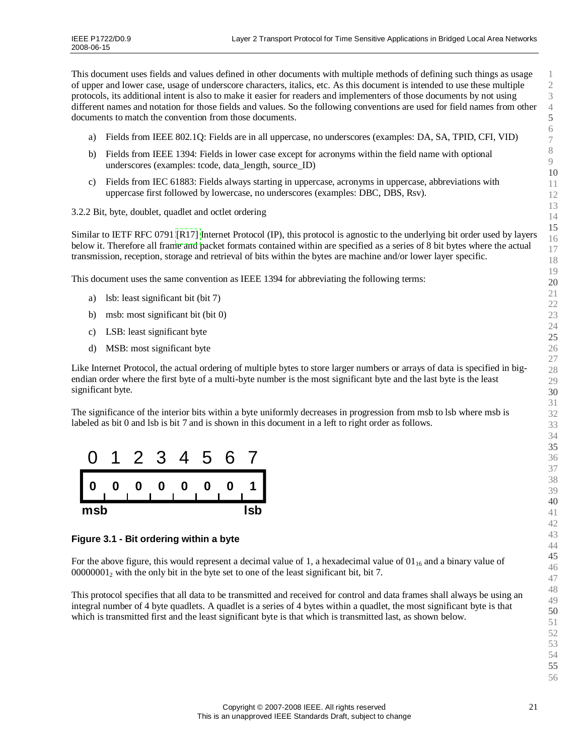This document uses fields and values defined in other documents with multiple methods of defining such things as usage of upper and lower case, usage of underscore characters, italics, etc. As this document is intended to use these multiple protocols, its additional intent is also to make it easier for readers and implementers of those documents by not using different names and notation for those fields and values. So the following conventions are used for field names from other documents to match the convention from those documents.

a) Fields from IEEE 802.1Q: Fields are in all uppercase, no underscores (examples: DA, SA, TPID, CFI, VID)

b) Fields from IEEE 1394: Fields in lower case except for acronyms within the field name with optional underscores (examples: tcode, data_length, source_ID)

c) Fields from IEC 61883: Fields always starting in uppercase, acronyms in uppercase, abbreviations with uppercase first followed by lowercase, no underscores (examples: DBC, DBS, Rsv).

### 3.2.2 Bit, byte, doublet, quadlet and octlet ordering

Similar to IETF RFC 0791 [R17] Internet Protocol (IP), this protocol is agnostic to the underlying bit order used by layers below it. Therefore all frame and packet formats contained within are specified as a series of 8 bit bytes where the actual transmission, reception, storage and retrieval of bits within the bytes are machine and/or lower layer specific.

This document uses the same convention as IEEE 1394 for abbreviating the following terms:

a) lsb: least significant bit (bit 7)

b) msb: most significant bit (bit 0)

c) LSB: least significant byte

d) MSB: most significant byte

Like Internet Protocol, the actual ordering of multiple bytes to store larger numbers or arrays of data is specified in big-endian order where the first byte of a multi-byte number is the most significant byte and the last byte is the least significant byte.

The significance of the interior bits within a byte uniformly decreases in progression from msb to lsb where msb is labeled as bit 0 and lsb is bit 7 and is shown in this document in a left to right order as follows.

| 0 | 1 | 2 | 3 | 4 | 5 | 6 | 7 |
|---|---|---|---|---|---|---|---|
| **0** | **0** | **0** | **0** | **0** | **0** | **0** | **1** |
| **msb** | | | | | | | **lsb** |

**Figure 3.1 - Bit ordering within a byte**

For the above figure, this would represent a decimal value of 1, a hexadecimal value of $01_{16}$ and a binary value of $00000001_2$ with the only bit in the byte set to one of the least significant bit, bit 7.

This protocol specifies that all data to be transmitted and received for control and data frames shall always be using an integral number of 4 byte quadlets. A quadlet is a series of 4 bytes within a quadlet, the most significant byte is that which is transmitted first and the least significant byte is that which is transmitted last, as shown below.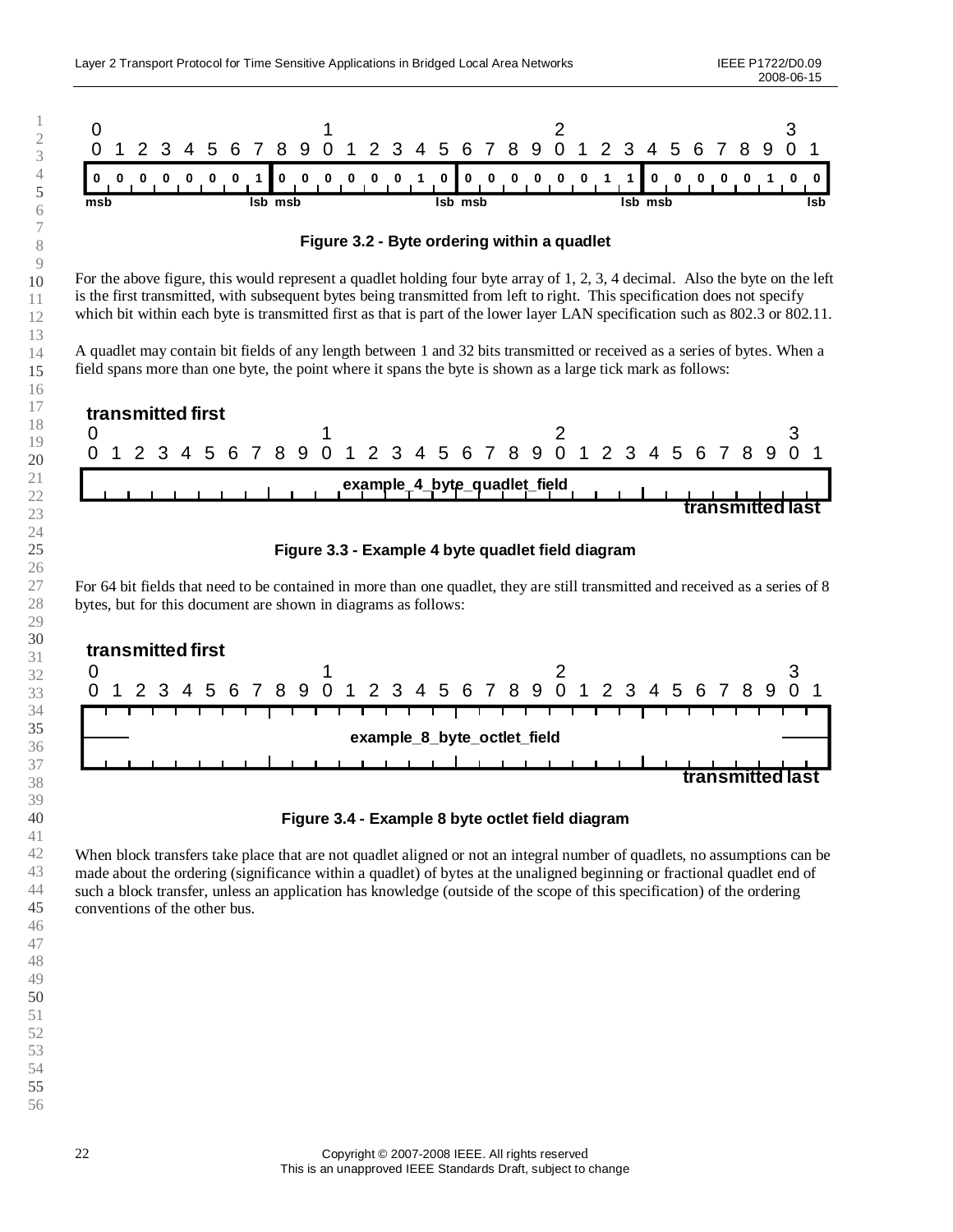| 0 | | | | | | | | | | 1 | | | | | | | | | | 2 | | | | | | | | | | 3 | |
|---|---|---|---|---|---|---|---|---|---|---|---|---|---|---|---|---|---|---|---|---|---|---|---|---|---|---|---|---|---|---|---|
| 0 | 1 | 2 | 3 | 4 | 5 | 6 | 7 | 8 | 9 | 0 | 1 | 2 | 3 | 4 | 5 | 6 | 7 | 8 | 9 | 0 | 1 | 2 | 3 | 4 | 5 | 6 | 7 | 8 | 9 | 0 | 1 |
| 0 | 0 | 0 | 0 | 0 | 0 | 0 | 1 | 0 | 0 | 0 | 0 | 0 | 0 | 1 | 0 | 0 | 0 | 0 | 0 | 0 | 0 | 1 | 1 | 0 | 0 | 0 | 0 | 0 | 1 | 0 | 0 |
| msb | | | | | | | lsb | msb | | | | | | | lsb | msb | | | | | | | lsb | msb | | | | | | | lsb |

**Figure 3.2 - Byte ordering within a quadlet**

For the above figure, this would represent a quadlet holding four byte array of 1, 2, 3, 4 decimal. Also the byte on the left is the first transmitted, with subsequent bytes being transmitted from left to right. This specification does not specify which bit within each byte is transmitted first as that is part of the lower layer LAN specification such as 802.3 or 802.11.

A quadlet may contain bit fields of any length between 1 and 32 bits transmitted or received as a series of bytes. When a field spans more than one byte, the point where it spans the byte is shown as a large tick mark as follows:

**transmitted first**

| 0 | | | | | | | | | | 1 | | | | | | | | | | 2 | | | | | | | | | | 3 | |
|---|---|---|---|---|---|---|---|---|---|---|---|---|---|---|---|---|---|---|---|---|---|---|---|---|---|---|---|---|---|---|---|
| 0 | 1 | 2 | 3 | 4 | 5 | 6 | 7 | 8 | 9 | 0 | 1 | 2 | 3 | 4 | 5 | 6 | 7 | 8 | 9 | 0 | 1 | 2 | 3 | 4 | 5 | 6 | 7 | 8 | 9 | 0 | 1 |
| example_4_byte_quadlet_field | | | | | | | | | | | | | | | | | | | | | | | | | | | | | | | |

**transmitted last**

**Figure 3.3 - Example 4 byte quadlet field diagram**

For 64 bit fields that need to be contained in more than one quadlet, they are still transmitted and received as a series of 8 bytes, but for this document are shown in diagrams as follows:

**transmitted first**

| 0 | | | | | | | | | | 1 | | | | | | | | | | 2 | | | | | | | | | | 3 | |
|---|---|---|---|---|---|---|---|---|---|---|---|---|---|---|---|---|---|---|---|---|---|---|---|---|---|---|---|---|---|---|---|
| 0 | 1 | 2 | 3 | 4 | 5 | 6 | 7 | 8 | 9 | 0 | 1 | 2 | 3 | 4 | 5 | 6 | 7 | 8 | 9 | 0 | 1 | 2 | 3 | 4 | 5 | 6 | 7 | 8 | 9 | 0 | 1 |
| example_8_byte_octlet_field | | | | | | | | | | | | | | | | | | | | | | | | | | | | | | | |

**transmitted last**

**Figure 3.4 - Example 8 byte octlet field diagram**

When block transfers take place that are not quadlet aligned or not an integral number of quadlets, no assumptions can be made about the ordering (significance within a quadlet) of bytes at the unaligned beginning or fractional quadlet end of such a block transfer, unless an application has knowledge (outside of the scope of this specification) of the ordering conventions of the other bus.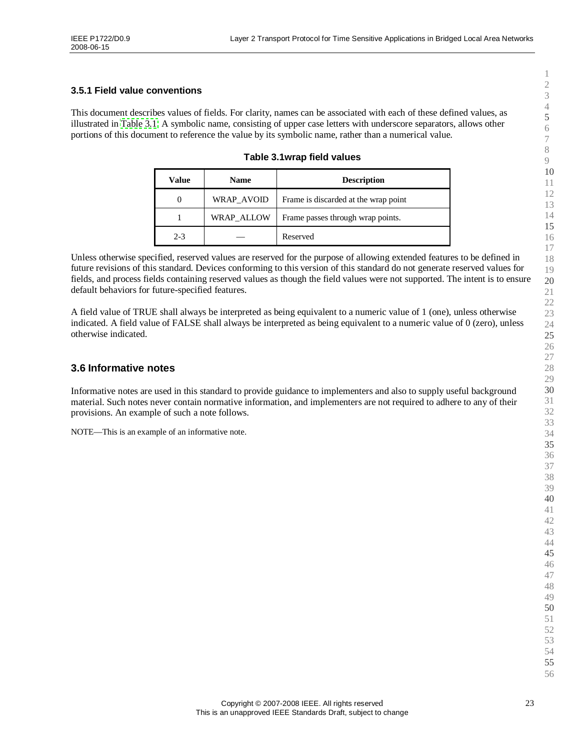### 3.5.1 Field value conventions

This document describes values of fields. For clarity, names can be associated with each of these defined values, as illustrated in Table 3.1. A symbolic name, consisting of upper case letters with underscore separators, allows other portions of this document to reference the value by its symbolic name, rather than a numerical value.

**Table 3.1wrap field values**

| Value | Name | Description |
|---|---|---|
| 0 | WRAP_AVOID | Frame is discarded at the wrap point |
| 1 | WRAP_ALLOW | Frame passes through wrap points. |
| 2-3 | — | Reserved |

Unless otherwise specified, reserved values are reserved for the purpose of allowing extended features to be defined in future revisions of this standard. Devices conforming to this version of this standard do not generate reserved values for fields, and process fields containing reserved values as though the field values were not supported. The intent is to ensure default behaviors for future-specified features.

A field value of TRUE shall always be interpreted as being equivalent to a numeric value of 1 (one), unless otherwise indicated. A field value of FALSE shall always be interpreted as being equivalent to a numeric value of 0 (zero), unless otherwise indicated.

## 3.6 Informative notes

Informative notes are used in this standard to provide guidance to implementers and also to supply useful background material. Such notes never contain normative information, and implementers are not required to adhere to any of their provisions. An example of such a note follows.

NOTE—This is an example of an informative note.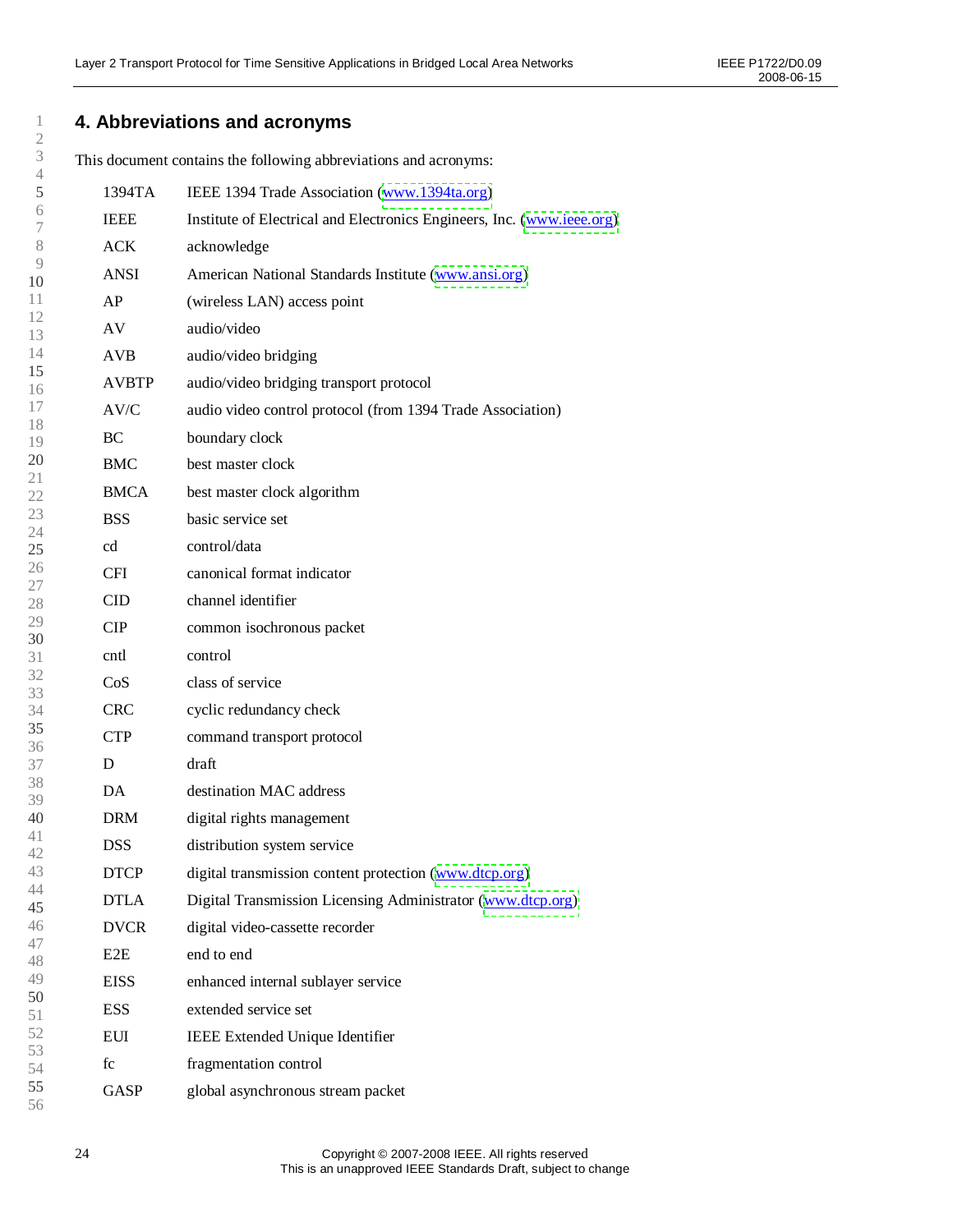# 4. Abbreviations and acronyms

This document contains the following abbreviations and acronyms:

| | |
|---|---|
| 1394TA | IEEE 1394 Trade Association (www.1394ta.org) |
| IEEE | Institute of Electrical and Electronics Engineers, Inc. (www.ieee.org) |
| ACK | acknowledge |
| ANSI | American National Standards Institute (www.ansi.org) |
| AP | (wireless LAN) access point |
| AV | audio/video |
| AVB | audio/video bridging |
| AVBTP | audio/video bridging transport protocol |
| AV/C | audio video control protocol (from 1394 Trade Association) |
| BC | boundary clock |
| BMC | best master clock |
| BMCA | best master clock algorithm |
| BSS | basic service set |
| cd | control/data |
| CFI | canonical format indicator |
| CID | channel identifier |
| CIP | common isochronous packet |
| cntl | control |
| CoS | class of service |
| CRC | cyclic redundancy check |
| CTP | command transport protocol |
| D | draft |
| DA | destination MAC address |
| DRM | digital rights management |
| DSS | distribution system service |
| DTCP | digital transmission content protection (www.dtcp.org) |
| DTLA | Digital Transmission Licensing Administrator (www.dtcp.org) |
| DVCR | digital video-cassette recorder |
| E2E | end to end |
| EISS | enhanced internal sublayer service |
| ESS | extended service set |
| EUI | IEEE Extended Unique Identifier |
| fc | fragmentation control |
| GASP | global asynchronous stream packet |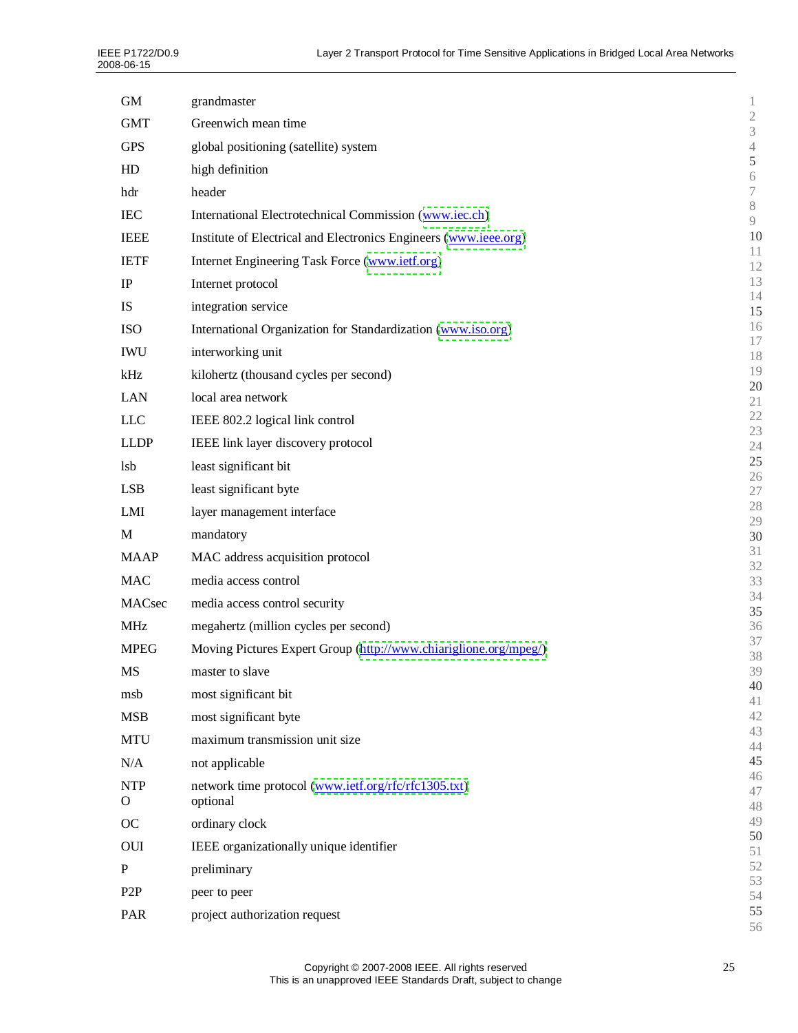| | |
|---|---|
| GM | grandmaster |
| GMT | Greenwich mean time |
| GPS | global positioning (satellite) system |
| HD | high definition |
| hdr | header |
| IEC | International Electrotechnical Commission (www.iec.ch) |
| IEEE | Institute of Electrical and Electronics Engineers (www.ieee.org) |
| IETF | Internet Engineering Task Force (www.ietf.org) |
| IP | Internet protocol |
| IS | integration service |
| ISO | International Organization for Standardization (www.iso.org) |
| IWU | interworking unit |
| kHz | kilohertz (thousand cycles per second) |
| LAN | local area network |
| LLC | IEEE 802.2 logical link control |
| LLDP | IEEE link layer discovery protocol |
| lsb | least significant bit |
| LSB | least significant byte |
| LMI | layer management interface |
| M | mandatory |
| MAAP | MAC address acquisition protocol |
| MAC | media access control |
| MACsec | media access control security |
| MHz | megahertz (million cycles per second) |
| MPEG | Moving Pictures Expert Group (http://www.chiariglione.org/mpeg/) |
| MS | master to slave |
| msb | most significant bit |
| MSB | most significant byte |
| MTU | maximum transmission unit size |
| N/A | not applicable |
| NTP | network time protocol (www.ietf.org/rfc/rfc1305.txt) |
| O | optional |
| OC | ordinary clock |
| OUI | IEEE organizationally unique identifier |
| P | preliminary |
| P2P | peer to peer |
| PAR | project authorization request |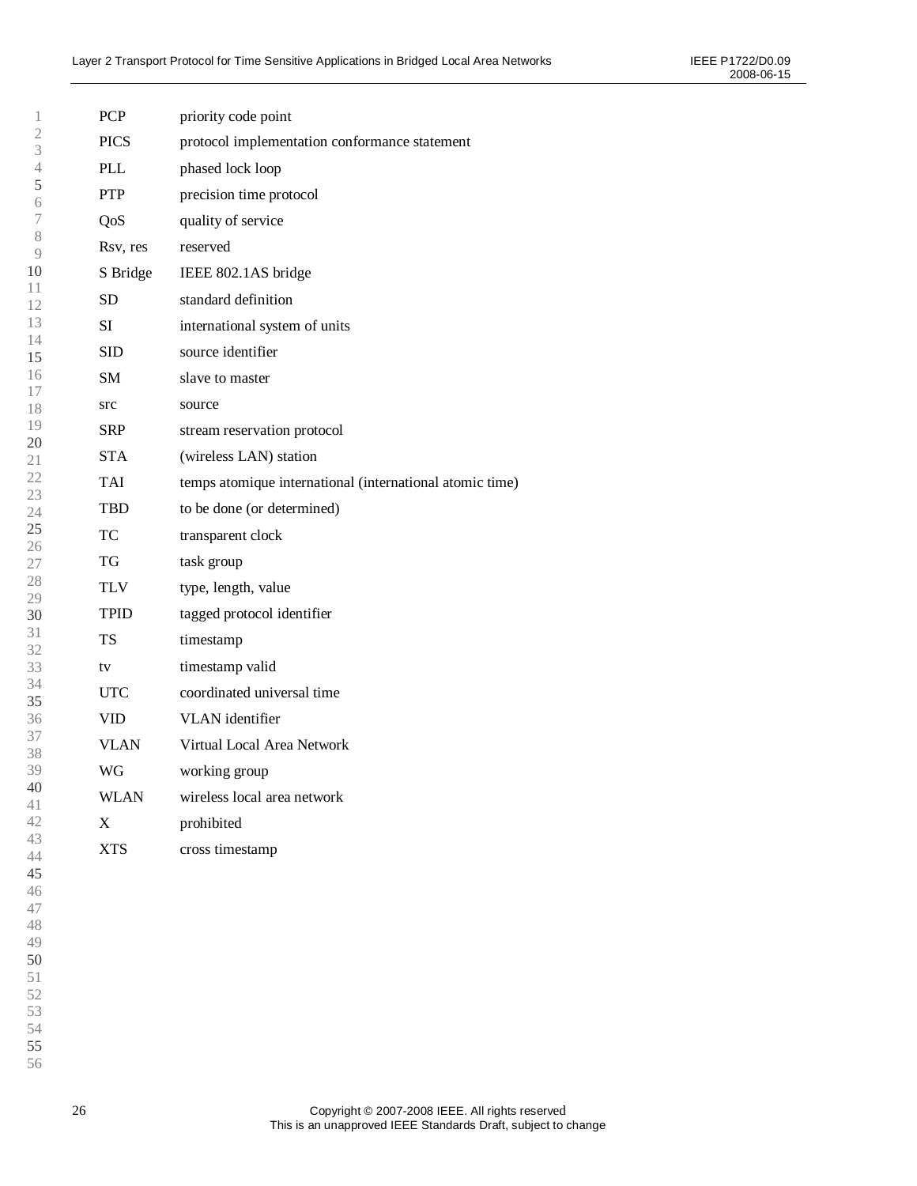| | |
|---|---|
| PCP | priority code point |
| PICS | protocol implementation conformance statement |
| PLL | phased lock loop |
| PTP | precision time protocol |
| QoS | quality of service |
| Rsv, res | reserved |
| S Bridge | IEEE 802.1AS bridge |
| SD | standard definition |
| SI | international system of units |
| SID | source identifier |
| SM | slave to master |
| src | source |
| SRP | stream reservation protocol |
| STA | (wireless LAN) station |
| TAI | temps atomique international (international atomic time) |
| TBD | to be done (or determined) |
| TC | transparent clock |
| TG | task group |
| TLV | type, length, value |
| TPID | tagged protocol identifier |
| TS | timestamp |
| tv | timestamp valid |
| UTC | coordinated universal time |
| VID | VLAN identifier |
| VLAN | Virtual Local Area Network |
| WG | working group |
| WLAN | wireless local area network |
| X | prohibited |
| XTS | cross timestamp |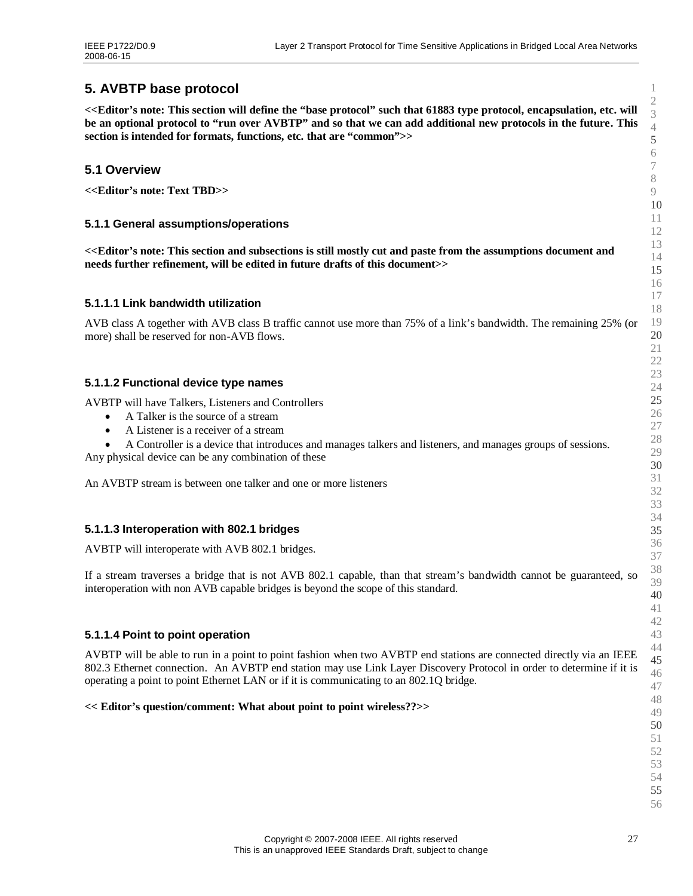# 5. AVBTP base protocol

**<<Editor's note: This section will define the "base protocol" such that 61883 type protocol, encapsulation, etc. will be an optional protocol to "run over AVBTP" and so that we can add additional new protocols in the future. This section is intended for formats, functions, etc. that are "common">>**

## 5.1 Overview

**<<Editor's note: Text TBD>>**

### 5.1.1 General assumptions/operations

**<<Editor's note: This section and subsections is still mostly cut and paste from the assumptions document and needs further refinement, will be edited in future drafts of this document>>**

#### 5.1.1.1 Link bandwidth utilization

AVB class A together with AVB class B traffic cannot use more than 75% of a link's bandwidth. The remaining 25% (or more) shall be reserved for non-AVB flows.

#### 5.1.1.2 Functional device type names

AVBTP will have Talkers, Listeners and Controllers

- A Talker is the source of a stream
- A Listener is a receiver of a stream
- A Controller is a device that introduces and manages talkers and listeners, and manages groups of sessions.

Any physical device can be any combination of these

An AVBTP stream is between one talker and one or more listeners

#### 5.1.1.3 Interoperation with 802.1 bridges

AVBTP will interoperate with AVB 802.1 bridges.

If a stream traverses a bridge that is not AVB 802.1 capable, than that stream's bandwidth cannot be guaranteed, so interoperation with non AVB capable bridges is beyond the scope of this standard.

#### 5.1.1.4 Point to point operation

AVBTP will be able to run in a point to point fashion when two AVBTP end stations are connected directly via an IEEE 802.3 Ethernet connection. An AVBTP end station may use Link Layer Discovery Protocol in order to determine if it is operating a point to point Ethernet LAN or if it is communicating to an 802.1Q bridge.

**<< Editor's question/comment: What about point to point wireless??>>**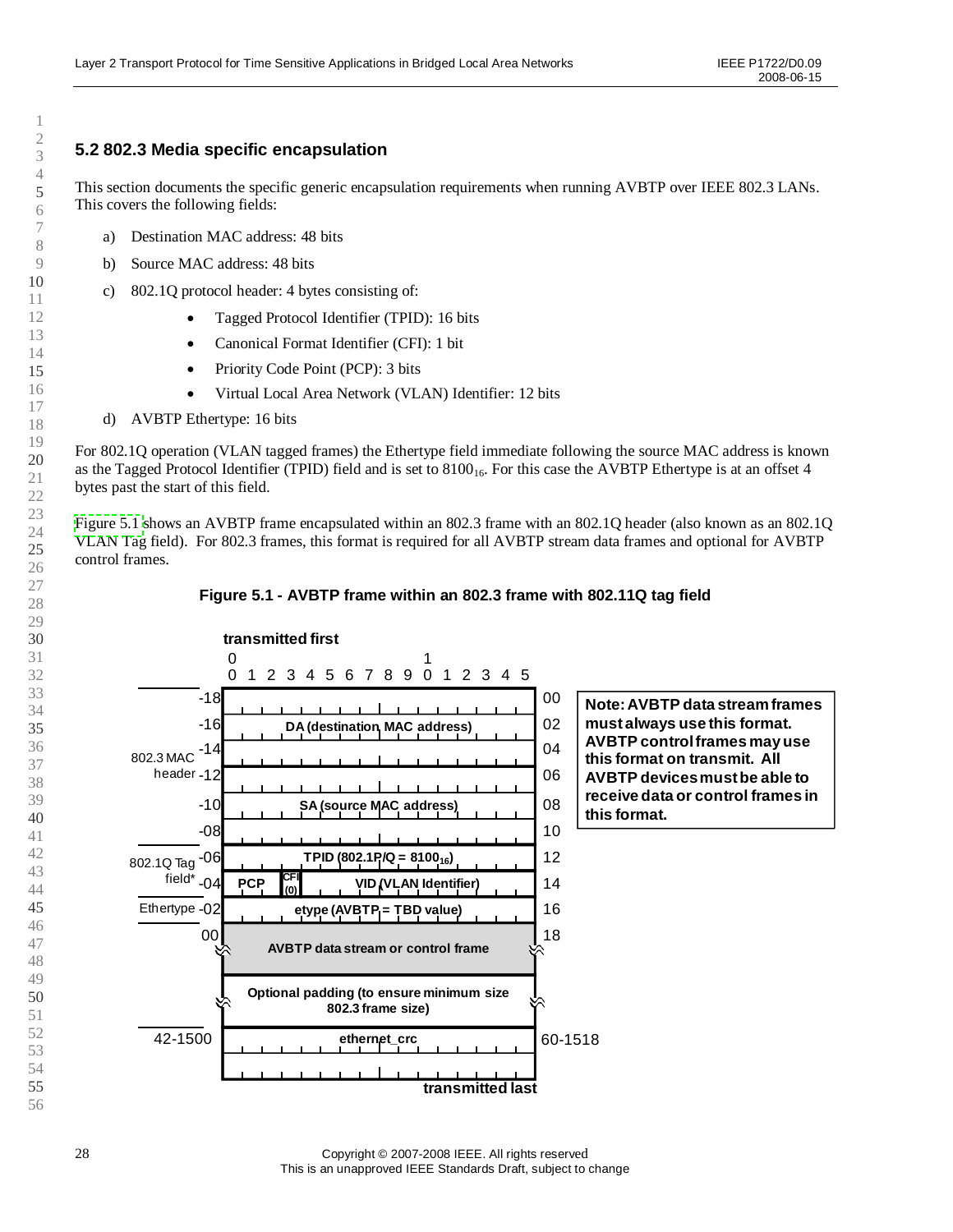## 5.2 802.3 Media specific encapsulation

This section documents the specific generic encapsulation requirements when running AVBTP over IEEE 802.3 LANs. This covers the following fields:

a) Destination MAC address: 48 bits

b) Source MAC address: 48 bits

c) 802.1Q protocol header: 4 bytes consisting of:

- Tagged Protocol Identifier (TPID): 16 bits
- Canonical Format Identifier (CFI): 1 bit
- Priority Code Point (PCP): 3 bits
- Virtual Local Area Network (VLAN) Identifier: 12 bits

d) AVBTP Ethertype: 16 bits

For 802.1Q operation (VLAN tagged frames) the Ethertype field immediate following the source MAC address is known as the Tagged Protocol Identifier (TPID) field and is set to $8100_{16}$. For this case the AVBTP Ethertype is at an offset 4 bytes past the start of this field.

Figure 5.1 shows an AVBTP frame encapsulated within an 802.3 frame with an 802.1Q header (also known as an 802.1Q VLAN Tag field). For 802.3 frames, this format is required for all AVBTP stream data frames and optional for AVBTP control frames.

**Figure 5.1 - AVBTP frame within an 802.3 frame with 802.11Q tag field**

| Group | Offset | Field (bits 0–15, transmitted first) | Offset |
|---|---|---|---|
| 802.3 MAC header | -18 | DA (destination MAC address) | 00 |
| | -16 | | 02 |
| | -14 | | 04 |
| | -12 | SA (source MAC address) | 06 |
| | -10 | | 08 |
| | -08 | | 10 |
| 802.1Q Tag field* | -06 | TPID (802.1P/Q = $8100_{16}$) | 12 |
| | -04 | PCP \| CFI (0) \| VID (VLAN Identifier) | 14 |
| Ethertype | -02 | etype (AVBTP = TBD value) | 16 |
| | 00 | AVBTP data stream or control frame | 18 |
| | | Optional padding (to ensure minimum size 802.3 frame size) | |
| | 42-1500 | ethernet_crc (transmitted last) | 60-1518 |

**Note: AVBTP data stream frames must always use this format. AVBTP control frames may use this format on transmit. All AVBTP devices must be able to receive data or control frames in this format.**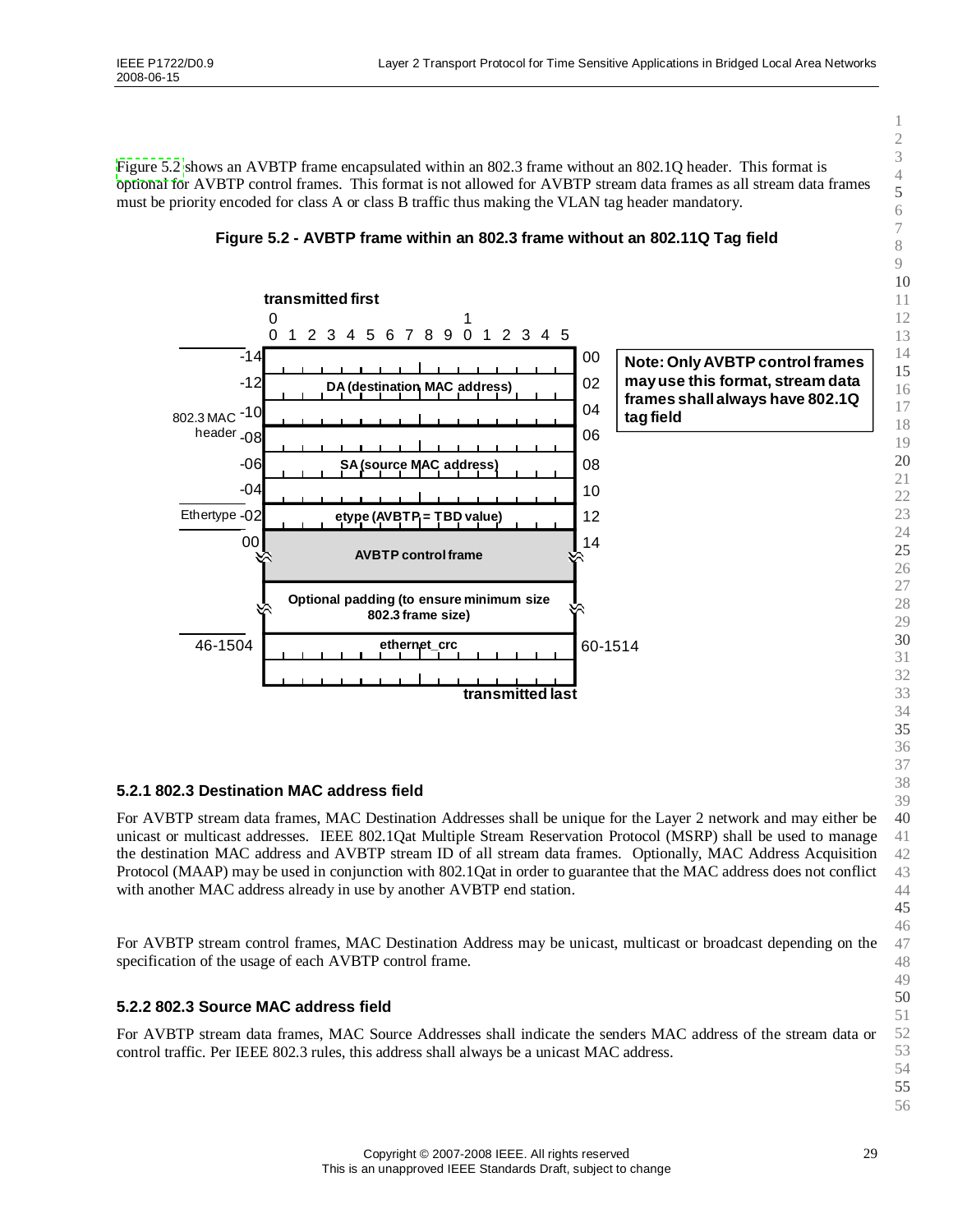Figure 5.2 shows an AVBTP frame encapsulated within an 802.3 frame without an 802.1Q header. This format is optional for AVBTP control frames. This format is not allowed for AVBTP stream data frames as all stream data frames must be priority encoded for class A or class B traffic thus making the VLAN tag header mandatory.

**Figure 5.2 - AVBTP frame within an 802.3 frame without an 802.11Q Tag field**

| Offset | Field (transmitted first, bits 0–15) | Offset |
|---|---|---|
| -14 | DA (destination MAC address) | 00 |
| -12 | | 02 |
| -10 | | 04 |
| -08 | SA (source MAC address) | 06 |
| -06 | | 08 |
| -04 | | 10 |
| -02 (Ethertype) | etype (AVBTP = TBD value) | 12 |
| 00 | AVBTP control frame | 14 |
| | Optional padding (to ensure minimum size 802.3 frame size) | |
| 46-1504 | ethernet_crc | 60-1514 |

802.3 MAC header: offsets -14 to -02. transmitted last: ethernet_crc.

**Note: Only AVBTP control frames may use this format, stream data frames shall always have 802.1Q tag field**

### 5.2.1 802.3 Destination MAC address field

For AVBTP stream data frames, MAC Destination Addresses shall be unique for the Layer 2 network and may either be unicast or multicast addresses. IEEE 802.1Qat Multiple Stream Reservation Protocol (MSRP) shall be used to manage the destination MAC address and AVBTP stream ID of all stream data frames. Optionally, MAC Address Acquisition Protocol (MAAP) may be used in conjunction with 802.1Qat in order to guarantee that the MAC address does not conflict with another MAC address already in use by another AVBTP end station.

For AVBTP stream control frames, MAC Destination Address may be unicast, multicast or broadcast depending on the specification of the usage of each AVBTP control frame.

### 5.2.2 802.3 Source MAC address field

For AVBTP stream data frames, MAC Source Addresses shall indicate the senders MAC address of the stream data or control traffic. Per IEEE 802.3 rules, this address shall always be a unicast MAC address.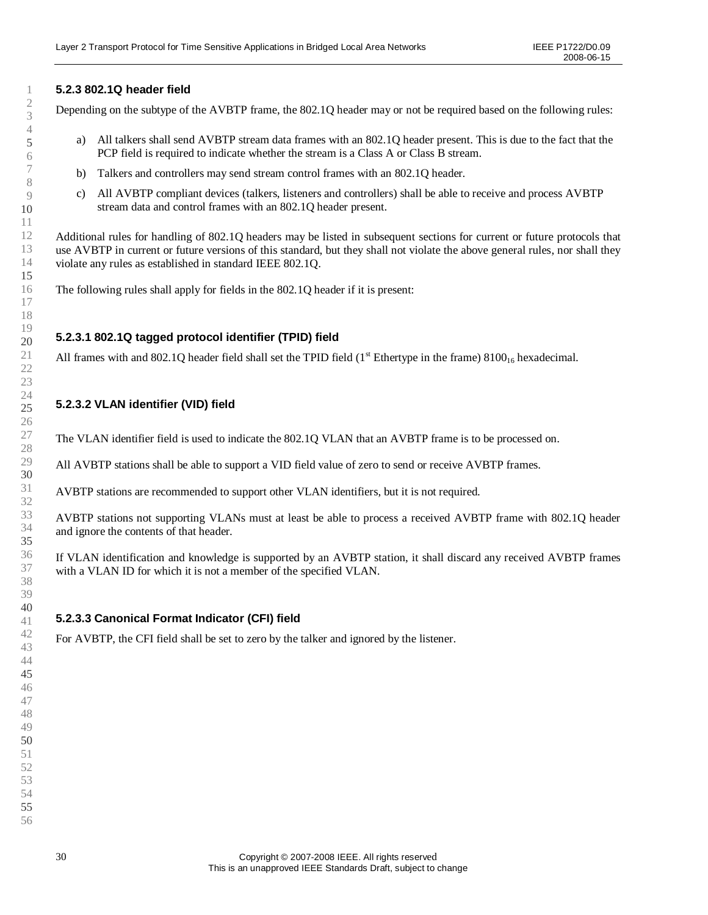### 5.2.3 802.1Q header field

Depending on the subtype of the AVBTP frame, the 802.1Q header may or not be required based on the following rules:

a) All talkers shall send AVBTP stream data frames with an 802.1Q header present. This is due to the fact that the PCP field is required to indicate whether the stream is a Class A or Class B stream.

b) Talkers and controllers may send stream control frames with an 802.1Q header.

c) All AVBTP compliant devices (talkers, listeners and controllers) shall be able to receive and process AVBTP stream data and control frames with an 802.1Q header present.

Additional rules for handling of 802.1Q headers may be listed in subsequent sections for current or future protocols that use AVBTP in current or future versions of this standard, but they shall not violate the above general rules, nor shall they violate any rules as established in standard IEEE 802.1Q.

The following rules shall apply for fields in the 802.1Q header if it is present:

#### 5.2.3.1 802.1Q tagged protocol identifier (TPID) field

All frames with and 802.1Q header field shall set the TPID field (1st Ethertype in the frame) $8100_{16}$ hexadecimal.

#### 5.2.3.2 VLAN identifier (VID) field

The VLAN identifier field is used to indicate the 802.1Q VLAN that an AVBTP frame is to be processed on.

All AVBTP stations shall be able to support a VID field value of zero to send or receive AVBTP frames.

AVBTP stations are recommended to support other VLAN identifiers, but it is not required.

AVBTP stations not supporting VLANs must at least be able to process a received AVBTP frame with 802.1Q header and ignore the contents of that header.

If VLAN identification and knowledge is supported by an AVBTP station, it shall discard any received AVBTP frames with a VLAN ID for which it is not a member of the specified VLAN.

#### 5.2.3.3 Canonical Format Indicator (CFI) field

For AVBTP, the CFI field shall be set to zero by the talker and ignored by the listener.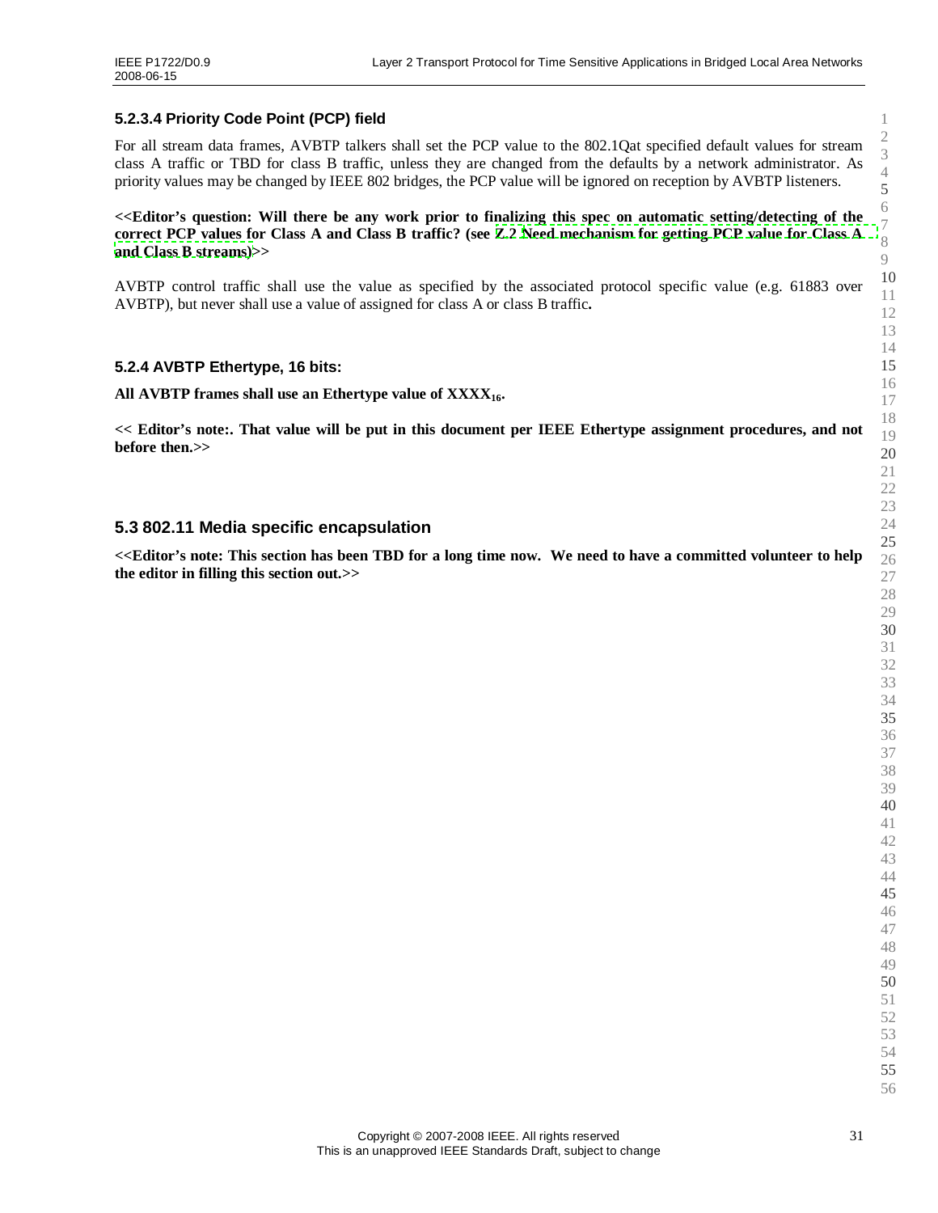#### 5.2.3.4 Priority Code Point (PCP) field

For all stream data frames, AVBTP talkers shall set the PCP value to the 802.1Qat specified default values for stream class A traffic or TBD for class B traffic, unless they are changed from the defaults by a network administrator. As priority values may be changed by IEEE 802 bridges, the PCP value will be ignored on reception by AVBTP listeners.

**<<Editor's question: Will there be any work prior to finalizing this spec on automatic setting/detecting of the correct PCP values for Class A and Class B traffic? (see Z.2 Need mechanism for getting PCP value for Class A and Class B streams)>>**

AVBTP control traffic shall use the value as specified by the associated protocol specific value (e.g. 61883 over AVBTP), but never shall use a value of assigned for class A or class B traffic.

### 5.2.4 AVBTP Ethertype, 16 bits:

**All AVBTP frames shall use an Ethertype value of $XXXX_{16}$.**

**<< Editor's note:. That value will be put in this document per IEEE Ethertype assignment procedures, and not before then.>>**

## 5.3 802.11 Media specific encapsulation

**<<Editor's note: This section has been TBD for a long time now. We need to have a committed volunteer to help the editor in filling this section out.>>**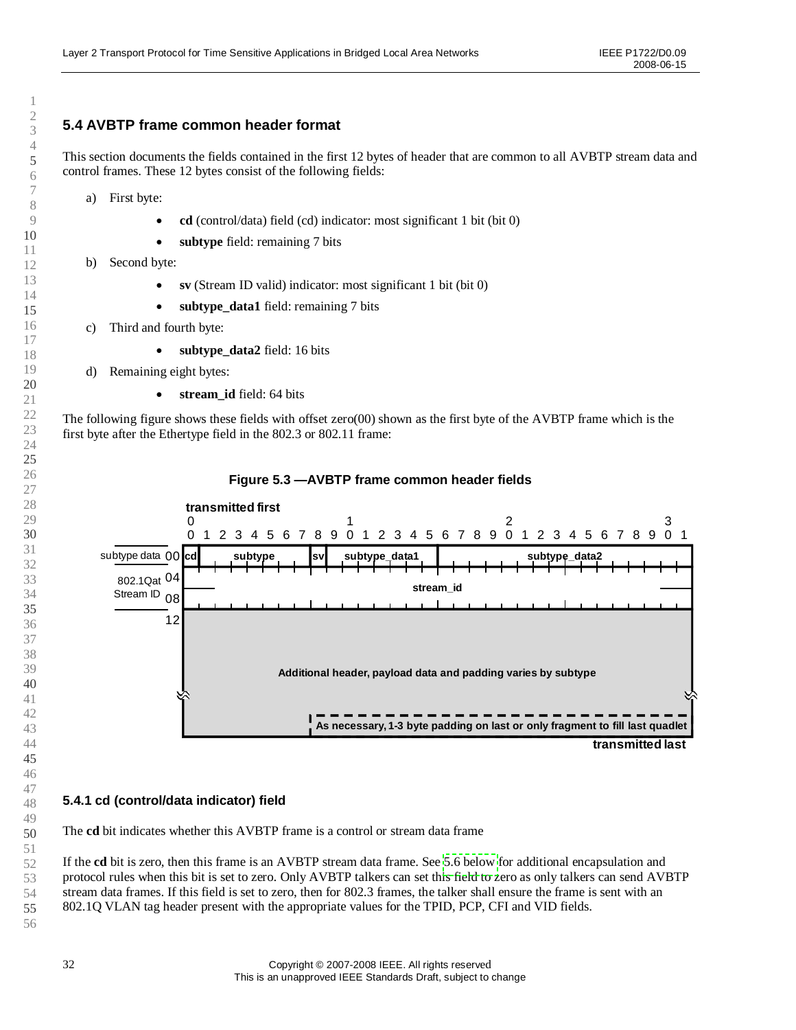## 5.4 AVBTP frame common header format

This section documents the fields contained in the first 12 bytes of header that are common to all AVBTP stream data and control frames. These 12 bytes consist of the following fields:

a) First byte:
   - **cd** (control/data) field (cd) indicator: most significant 1 bit (bit 0)
   - **subtype** field: remaining 7 bits

b) Second byte:
   - **sv** (Stream ID valid) indicator: most significant 1 bit (bit 0)
   - **subtype_data1** field: remaining 7 bits

c) Third and fourth byte:
   - **subtype_data2** field: 16 bits

d) Remaining eight bytes:
   - **stream_id** field: 64 bits

The following figure shows these fields with offset zero(00) shown as the first byte of the AVBTP frame which is the first byte after the Ethertype field in the 802.3 or 802.11 frame:

**Figure 5.3 —AVBTP frame common header fields**

| Offset | Bits 0 | 1–7 | 8 | 9–15 | 16–31 |
|---|---|---|---|---|---|
| 00 (subtype data) | cd | subtype | sv | subtype_data1 | subtype_data2 |
| 04 (802.1Qat Stream ID) | stream_id | | | | |
| 08 | | | | | |
| 12 | Additional header, payload data and padding varies by subtype | | | | |
| | | | | As necessary, 1-3 byte padding on last or only fragment to fill last quadlet | |

transmitted first … transmitted last

### 5.4.1 cd (control/data indicator) field

The **cd** bit indicates whether this AVBTP frame is a control or stream data frame

If the **cd** bit is zero, then this frame is an AVBTP stream data frame. See 5.6 below for additional encapsulation and protocol rules when this bit is set to zero. Only AVBTP talkers can set this field to zero as only talkers can send AVBTP stream data frames. If this field is set to zero, then for 802.3 frames, the talker shall ensure the frame is sent with an 802.1Q VLAN tag header present with the appropriate values for the TPID, PCP, CFI and VID fields.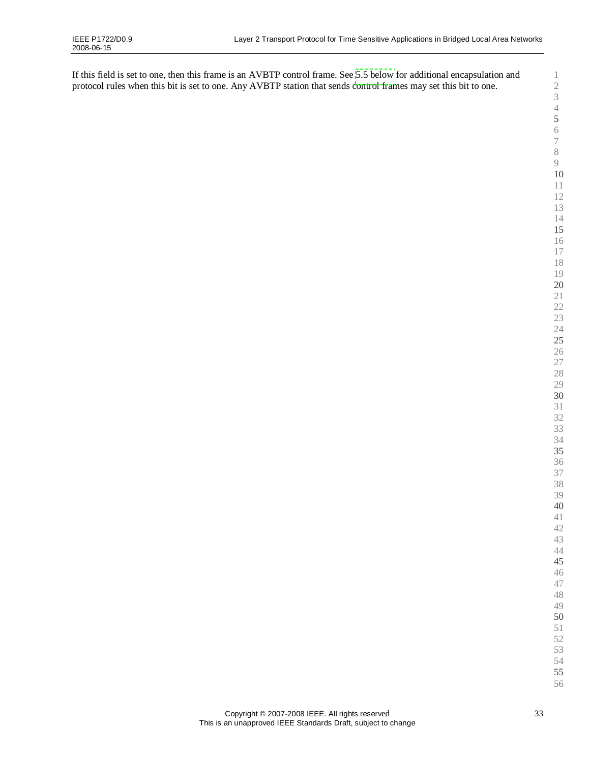If this field is set to one, then this frame is an AVBTP control frame. See 5.5 below for additional encapsulation and protocol rules when this bit is set to one. Any AVBTP station that sends control frames may set this bit to one.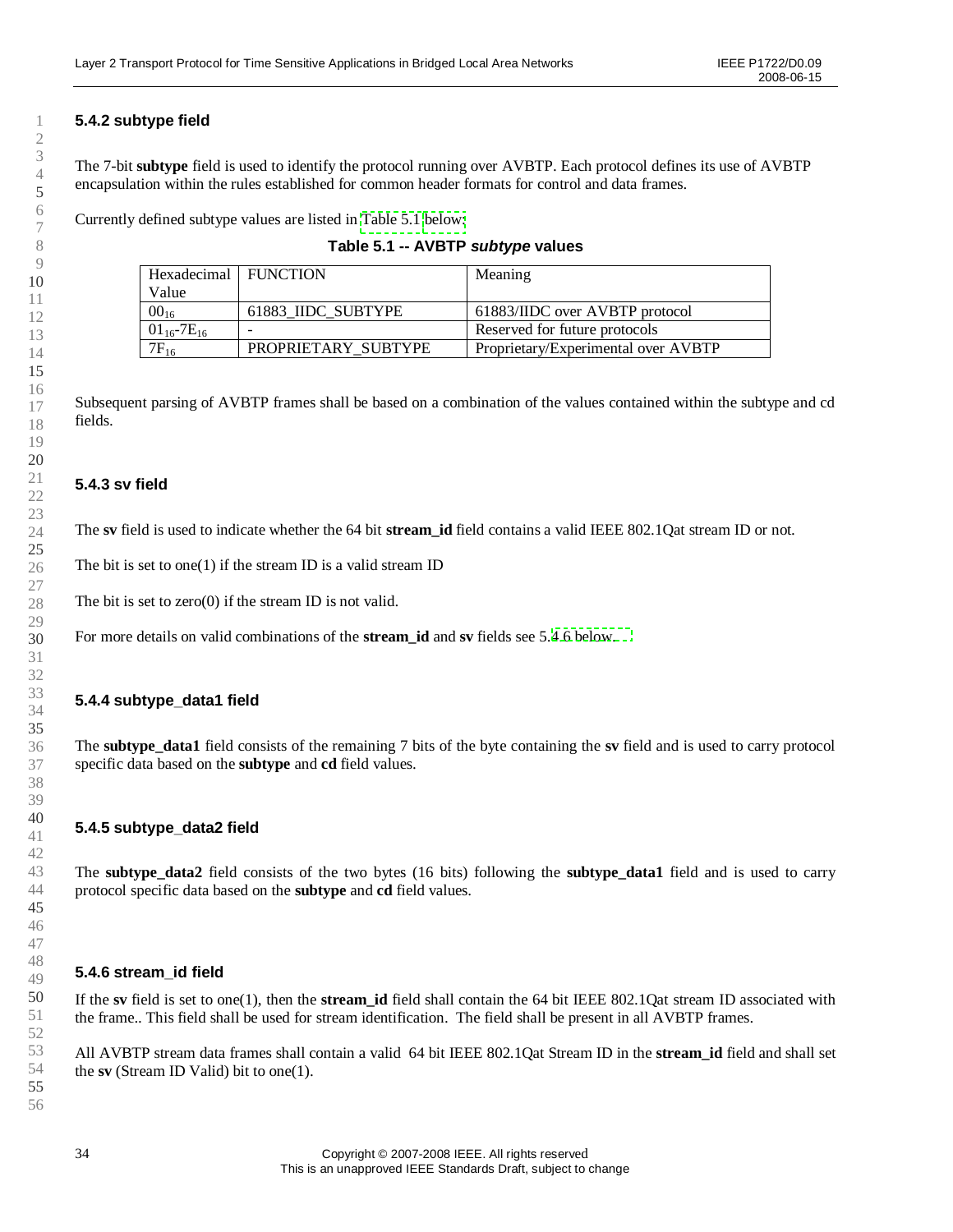### 5.4.2 subtype field

The 7-bit **subtype** field is used to identify the protocol running over AVBTP. Each protocol defines its use of AVBTP encapsulation within the rules established for common header formats for control and data frames.

Currently defined subtype values are listed in Table 5.1 below:

**Table 5.1 -- AVBTP *subtype* values**

| Hexadecimal Value | FUNCTION | Meaning |
|---|---|---|
| $00_{16}$ | 61883_IIDC_SUBTYPE | 61883/IIDC over AVBTP protocol |
| $01_{16}$-$7E_{16}$ | - | Reserved for future protocols |
| $7F_{16}$ | PROPRIETARY_SUBTYPE | Proprietary/Experimental over AVBTP |

Subsequent parsing of AVBTP frames shall be based on a combination of the values contained within the subtype and cd fields.

### 5.4.3 sv field

The **sv** field is used to indicate whether the 64 bit **stream_id** field contains a valid IEEE 802.1Qat stream ID or not.

The bit is set to one(1) if the stream ID is a valid stream ID

The bit is set to zero(0) if the stream ID is not valid.

For more details on valid combinations of the **stream_id** and **sv** fields see 5.4.6 below.

### 5.4.4 subtype_data1 field

The **subtype_data1** field consists of the remaining 7 bits of the byte containing the **sv** field and is used to carry protocol specific data based on the **subtype** and **cd** field values.

### 5.4.5 subtype_data2 field

The **subtype_data2** field consists of the two bytes (16 bits) following the **subtype_data1** field and is used to carry protocol specific data based on the **subtype** and **cd** field values.

### 5.4.6 stream_id field

If the **sv** field is set to one(1), then the **stream_id** field shall contain the 64 bit IEEE 802.1Qat stream ID associated with the frame.. This field shall be used for stream identification. The field shall be present in all AVBTP frames.

All AVBTP stream data frames shall contain a valid 64 bit IEEE 802.1Qat Stream ID in the **stream_id** field and shall set the **sv** (Stream ID Valid) bit to one(1).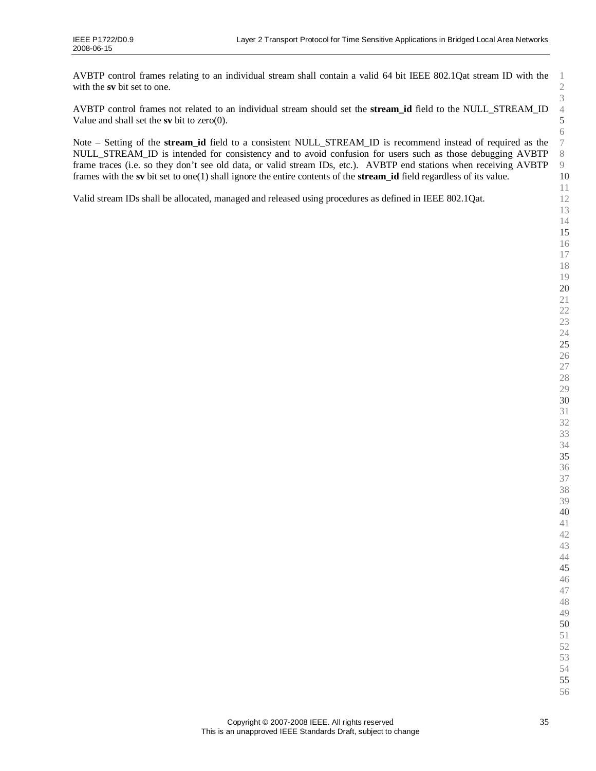AVBTP control frames relating to an individual stream shall contain a valid 64 bit IEEE 802.1Qat stream ID with the with the **sv** bit set to one.

AVBTP control frames not related to an individual stream should set the **stream_id** field to the NULL_STREAM_ID Value and shall set the **sv** bit to zero(0).

Note – Setting of the **stream_id** field to a consistent NULL_STREAM_ID is recommend instead of required as the NULL_STREAM_ID is intended for consistency and to avoid confusion for users such as those debugging AVBTP frame traces (i.e. so they don't see old data, or valid stream IDs, etc.). AVBTP end stations when receiving AVBTP frames with the **sv** bit set to one(1) shall ignore the entire contents of the **stream_id** field regardless of its value.

Valid stream IDs shall be allocated, managed and released using procedures as defined in IEEE 802.1Qat.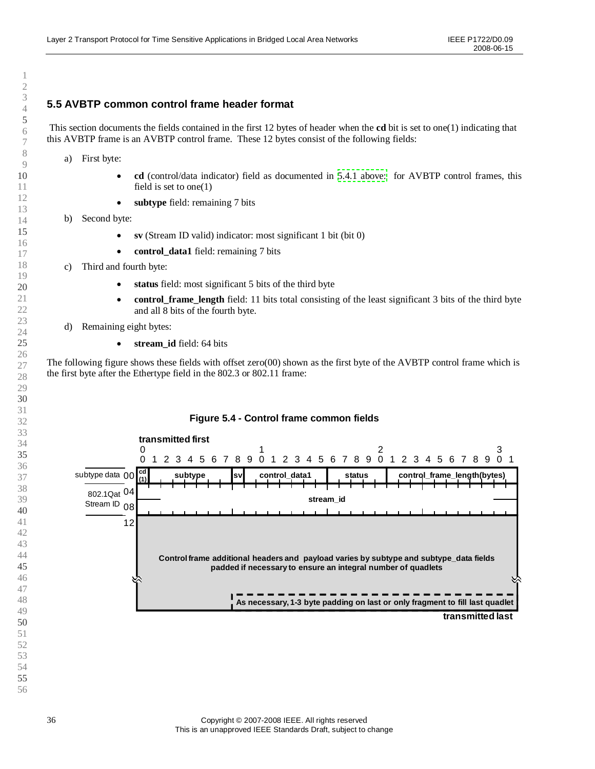## 5.5 AVBTP common control frame header format

This section documents the fields contained in the first 12 bytes of header when the **cd** bit is set to one(1) indicating that this AVBTP frame is an AVBTP control frame. These 12 bytes consist of the following fields:

a) First byte:

- **cd** (control/data indicator) field as documented in 5.4.1 above: for AVBTP control frames, this field is set to one(1)
- **subtype** field: remaining 7 bits

b) Second byte:

- **sv** (Stream ID valid) indicator: most significant 1 bit (bit 0)
- **control_data1** field: remaining 7 bits

c) Third and fourth byte:

- **status** field: most significant 5 bits of the third byte
- **control_frame_length** field: 11 bits total consisting of the least significant 3 bits of the third byte and all 8 bits of the fourth byte.

d) Remaining eight bytes:

- **stream_id** field: 64 bits

The following figure shows these fields with offset zero(00) shown as the first byte of the AVBTP control frame which is the first byte after the Ethertype field in the 802.3 or 802.11 frame:

**Figure 5.4 - Control frame common fields**

| Offset | Bits 0 | 1–7 | 8 | 9–15 | 16–20 | 21–31 |
|---|---|---|---|---|---|---|
| 00 (subtype data) | cd (1) | subtype | sv | control_data1 | status | control_frame_length(bytes) |
| 04 (802.1Qat Stream ID) | stream_id | | | | | |
| 08 | | | | | | |
| 12 | Control frame additional headers and payload varies by subtype and subtype_data fields padded if necessary to ensure an integral number of quadlets | | | | | |
| | | | As necessary, 1-3 byte padding on last or only fragment to fill last quadlet | | | |

transmitted first … transmitted last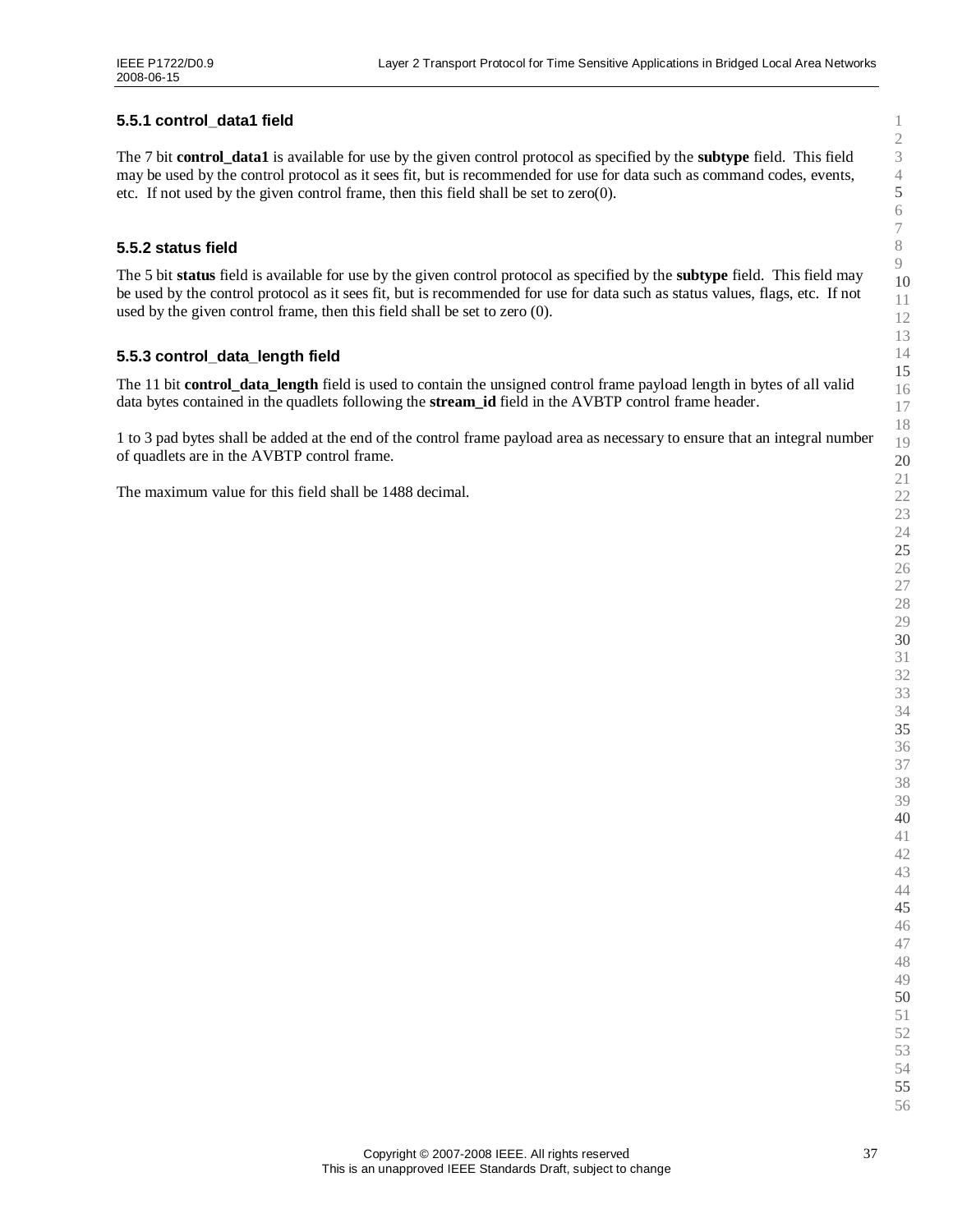### 5.5.1 control_data1 field

The 7 bit **control_data1** is available for use by the given control protocol as specified by the **subtype** field. This field may be used by the control protocol as it sees fit, but is recommended for use for data such as command codes, events, etc. If not used by the given control frame, then this field shall be set to zero(0).

### 5.5.2 status field

The 5 bit **status** field is available for use by the given control protocol as specified by the **subtype** field. This field may be used by the control protocol as it sees fit, but is recommended for use for data such as status values, flags, etc. If not used by the given control frame, then this field shall be set to zero (0).

### 5.5.3 control_data_length field

The 11 bit **control_data_length** field is used to contain the unsigned control frame payload length in bytes of all valid data bytes contained in the quadlets following the **stream_id** field in the AVBTP control frame header.

1 to 3 pad bytes shall be added at the end of the control frame payload area as necessary to ensure that an integral number of quadlets are in the AVBTP control frame.

The maximum value for this field shall be 1488 decimal.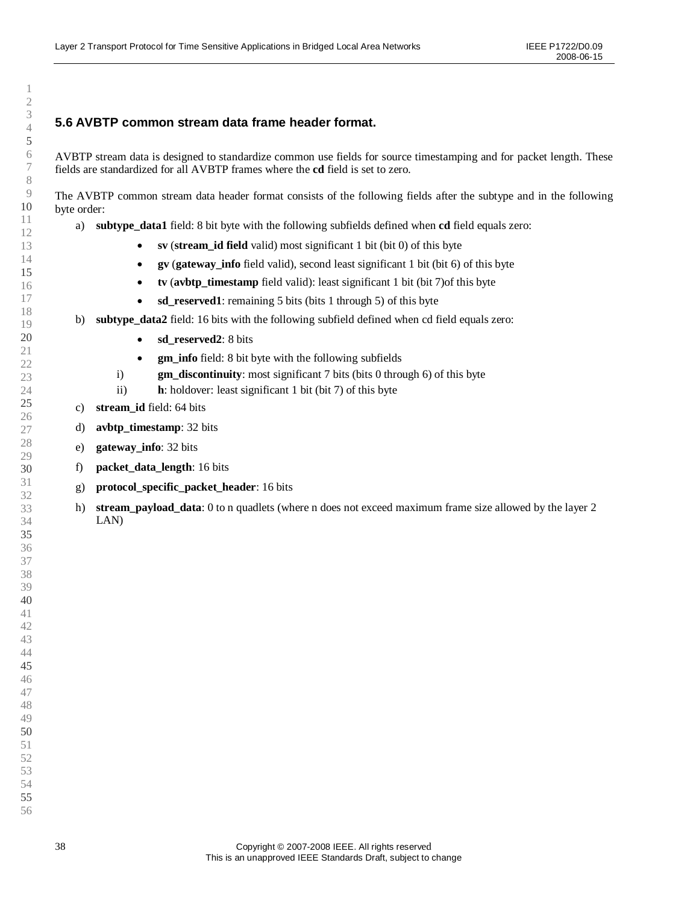## 5.6 AVBTP common stream data frame header format.

AVBTP stream data is designed to standardize common use fields for source timestamping and for packet length. These fields are standardized for all AVBTP frames where the **cd** field is set to zero.

The AVBTP common stream data header format consists of the following fields after the subtype and in the following byte order:

a) **subtype_data1** field: 8 bit byte with the following subfields defined when **cd** field equals zero:
   - **sv** (**stream_id field** valid) most significant 1 bit (bit 0) of this byte
   - **gv** (**gateway_info** field valid), second least significant 1 bit (bit 6) of this byte
   - **tv** (**avbtp_timestamp** field valid): least significant 1 bit (bit 7)of this byte
   - **sd_reserved1**: remaining 5 bits (bits 1 through 5) of this byte

b) **subtype_data2** field: 16 bits with the following subfield defined when cd field equals zero:
   - **sd_reserved2**: 8 bits
   - **gm_info** field: 8 bit byte with the following subfields

   i) **gm_discontinuity**: most significant 7 bits (bits 0 through 6) of this byte

   ii) **h**: holdover: least significant 1 bit (bit 7) of this byte

c) **stream_id** field: 64 bits

d) **avbtp_timestamp**: 32 bits

e) **gateway_info**: 32 bits

f) **packet_data_length**: 16 bits

g) **protocol_specific_packet_header**: 16 bits

h) **stream_payload_data**: 0 to n quadlets (where n does not exceed maximum frame size allowed by the layer 2 LAN)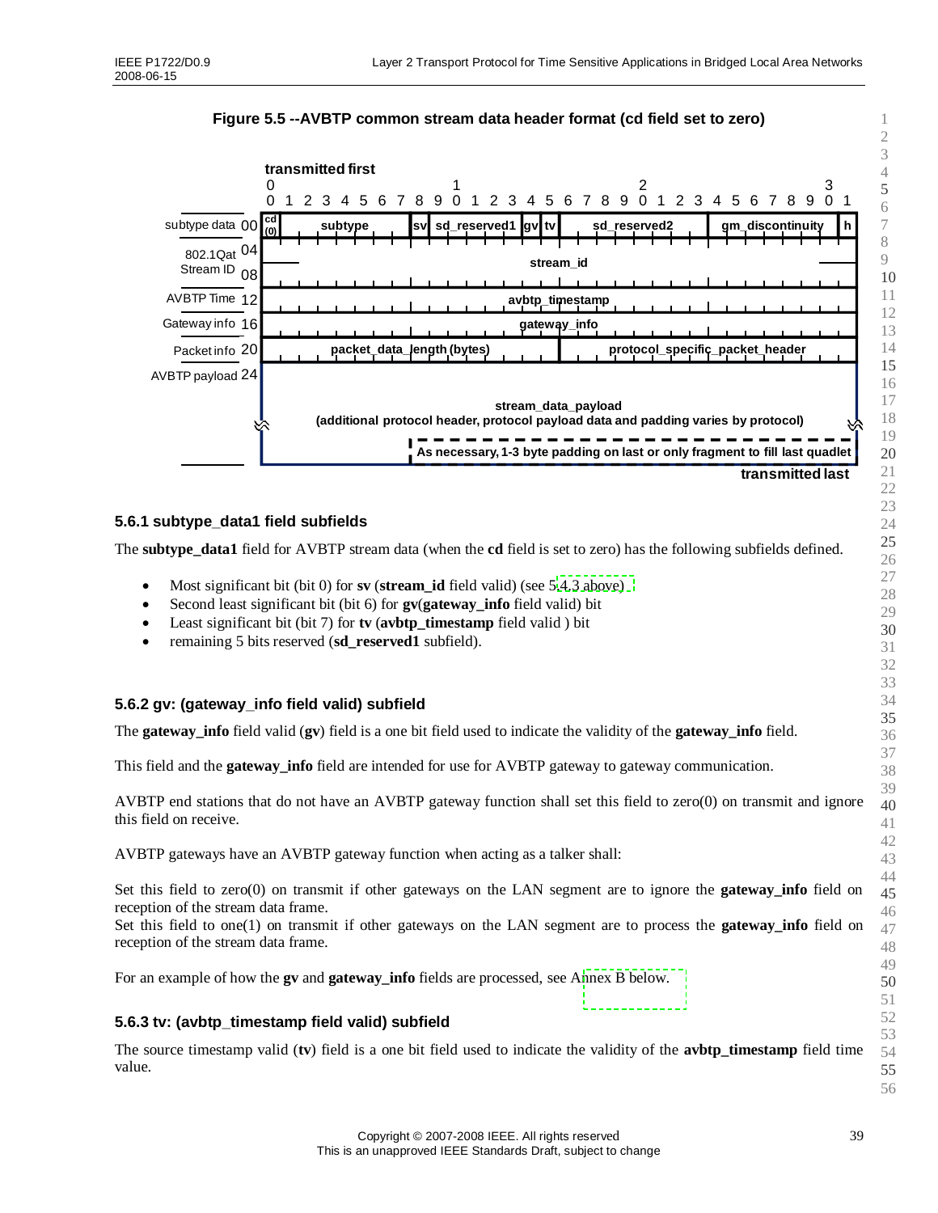**Figure 5.5 --AVBTP common stream data header format (cd field set to zero)**

| Offset | Field layout (bits 0–31, transmitted first) |
|---|---|
| subtype data 00 | cd (0) \| subtype \| sv \| sd_reserved1 \| gv \| tv \| sd_reserved2 \| gm_discontinuity \| h |
| 802.1Qat Stream ID 04 / 08 | stream_id |
| AVBTP Time 12 | avbtp_timestamp |
| Gateway info 16 | gateway_info |
| Packet info 20 | packet_data_length (bytes) \| protocol_specific_packet_header |
| AVBTP payload 24 | stream_data_payload (additional protocol header, protocol payload data and padding varies by protocol); As necessary, 1-3 byte padding on last or only fragment to fill last quadlet |

transmitted last

### 5.6.1 subtype_data1 field subfields

The **subtype_data1** field for AVBTP stream data (when the **cd** field is set to zero) has the following subfields defined.

- Most significant bit (bit 0) for **sv** (**stream_id** field valid) (see 5.4.3 above)
- Second least significant bit (bit 6) for **gv**(**gateway_info** field valid) bit
- Least significant bit (bit 7) for **tv** (**avbtp_timestamp** field valid ) bit
- remaining 5 bits reserved (**sd_reserved1** subfield).

### 5.6.2 gv: (gateway_info field valid) subfield

The **gateway_info** field valid (**gv**) field is a one bit field used to indicate the validity of the **gateway_info** field.

This field and the **gateway_info** field are intended for use for AVBTP gateway to gateway communication.

AVBTP end stations that do not have an AVBTP gateway function shall set this field to zero(0) on transmit and ignore this field on receive.

AVBTP gateways have an AVBTP gateway function when acting as a talker shall:

Set this field to zero(0) on transmit if other gateways on the LAN segment are to ignore the **gateway_info** field on reception of the stream data frame.
Set this field to one(1) on transmit if other gateways on the LAN segment are to process the **gateway_info** field on reception of the stream data frame.

For an example of how the **gv** and **gateway_info** fields are processed, see Annex B below.

### 5.6.3 tv: (avbtp_timestamp field valid) subfield

The source timestamp valid (**tv**) field is a one bit field used to indicate the validity of the **avbtp_timestamp** field time value.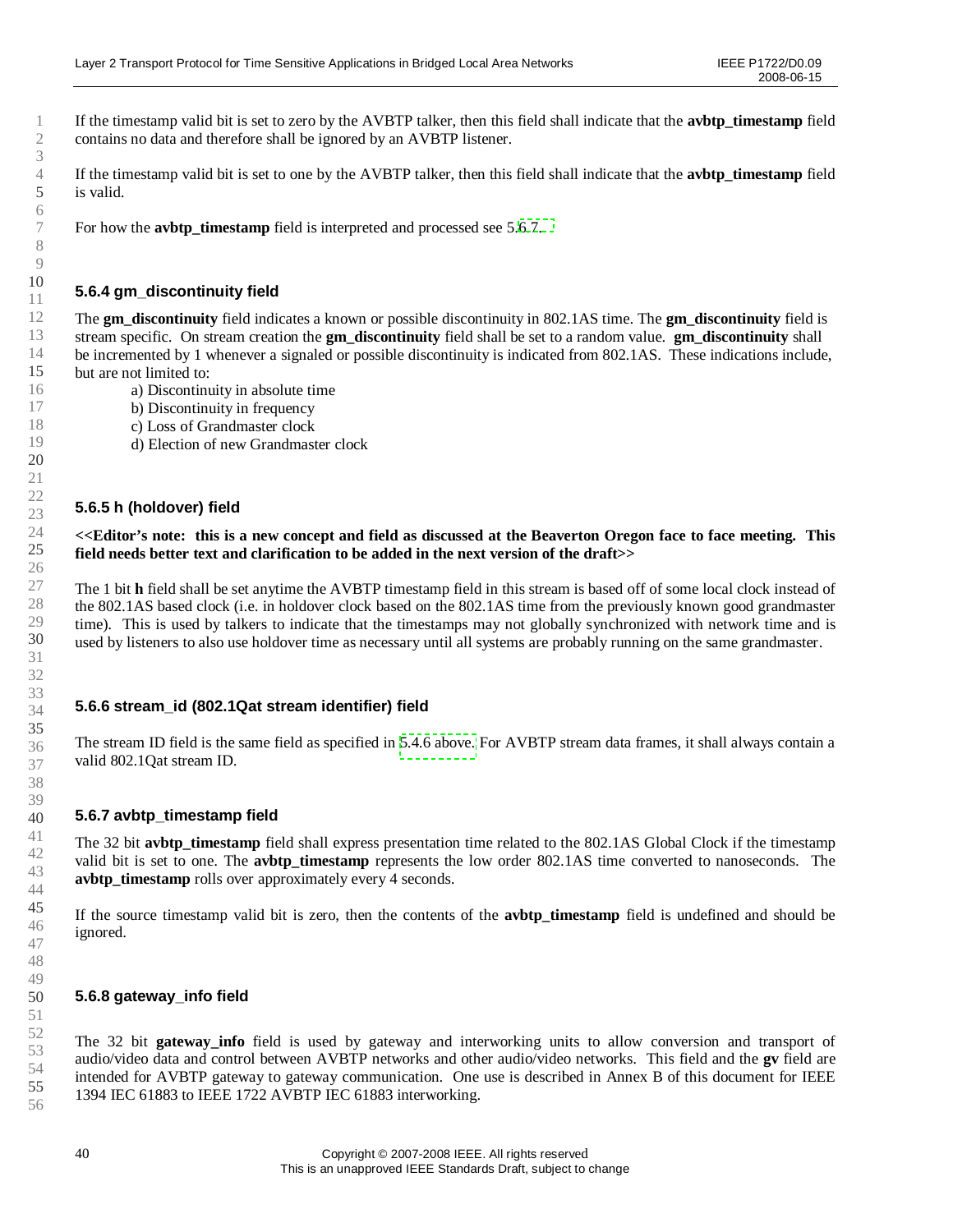If the timestamp valid bit is set to zero by the AVBTP talker, then this field shall indicate that the **avbtp_timestamp** field contains no data and therefore shall be ignored by an AVBTP listener.

If the timestamp valid bit is set to one by the AVBTP talker, then this field shall indicate that the **avbtp_timestamp** field is valid.

For how the **avbtp_timestamp** field is interpreted and processed see 5.6.7.

### 5.6.4 gm_discontinuity field

The **gm_discontinuity** field indicates a known or possible discontinuity in 802.1AS time. The **gm_discontinuity** field is stream specific. On stream creation the **gm_discontinuity** field shall be set to a random value. **gm_discontinuity** shall be incremented by 1 whenever a signaled or possible discontinuity is indicated from 802.1AS. These indications include, but are not limited to:

a) Discontinuity in absolute time
b) Discontinuity in frequency
c) Loss of Grandmaster clock
d) Election of new Grandmaster clock

### 5.6.5 h (holdover) field

**<<Editor's note: this is a new concept and field as discussed at the Beaverton Oregon face to face meeting. This field needs better text and clarification to be added in the next version of the draft>>**

The 1 bit **h** field shall be set anytime the AVBTP timestamp field in this stream is based off of some local clock instead of the 802.1AS based clock (i.e. in holdover clock based on the 802.1AS time from the previously known good grandmaster time). This is used by talkers to indicate that the timestamps may not globally synchronized with network time and is used by listeners to also use holdover time as necessary until all systems are probably running on the same grandmaster.

### 5.6.6 stream_id (802.1Qat stream identifier) field

The stream ID field is the same field as specified in 5.4.6 above. For AVBTP stream data frames, it shall always contain a valid 802.1Qat stream ID.

### 5.6.7 avbtp_timestamp field

The 32 bit **avbtp_timestamp** field shall express presentation time related to the 802.1AS Global Clock if the timestamp valid bit is set to one. The **avbtp_timestamp** represents the low order 802.1AS time converted to nanoseconds. The **avbtp_timestamp** rolls over approximately every 4 seconds.

If the source timestamp valid bit is zero, then the contents of the **avbtp_timestamp** field is undefined and should be ignored.

### 5.6.8 gateway_info field

The 32 bit **gateway_info** field is used by gateway and interworking units to allow conversion and transport of audio/video data and control between AVBTP networks and other audio/video networks. This field and the **gv** field are intended for AVBTP gateway to gateway communication. One use is described in Annex B of this document for IEEE 1394 IEC 61883 to IEEE 1722 AVBTP IEC 61883 interworking.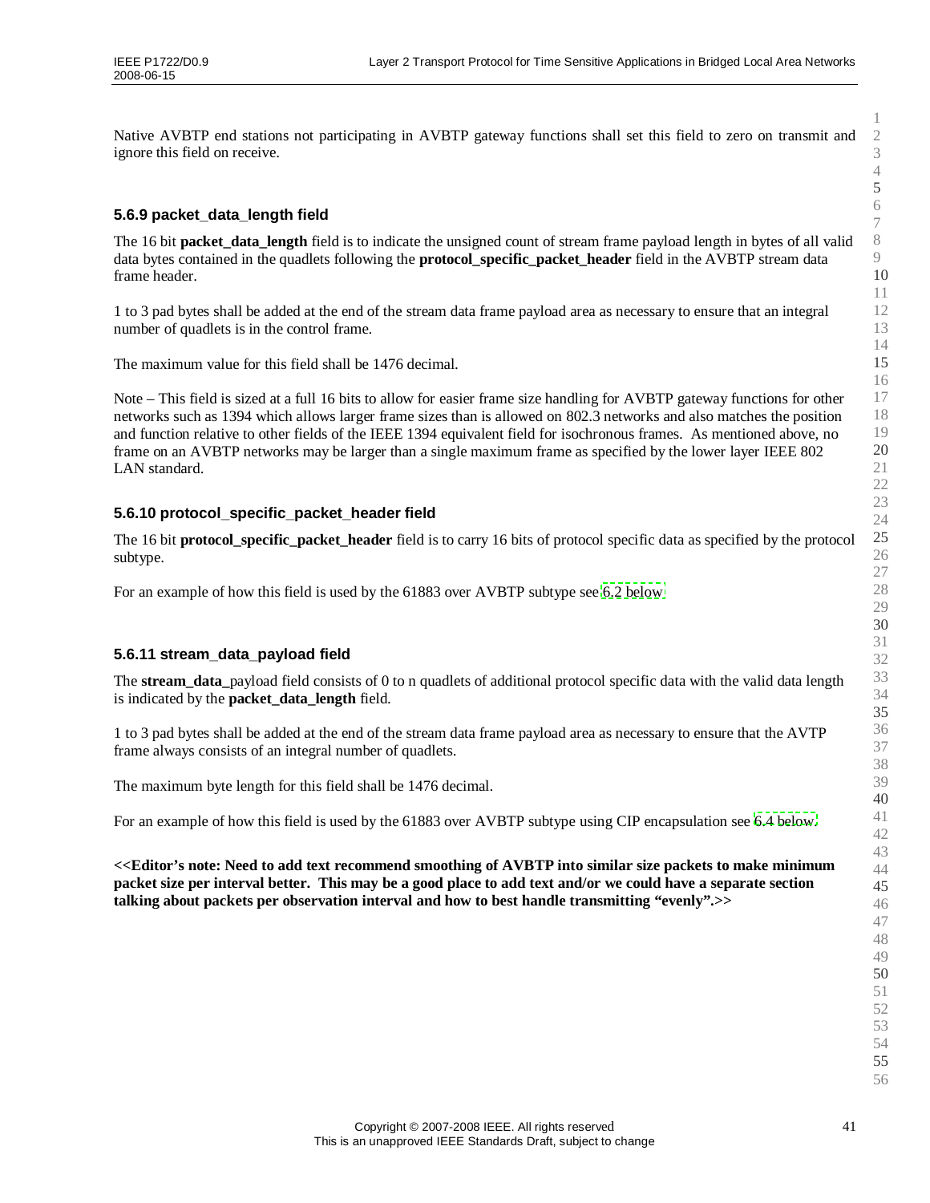Native AVBTP end stations not participating in AVBTP gateway functions shall set this field to zero on transmit and ignore this field on receive.

### 5.6.9 packet_data_length field

The 16 bit **packet_data_length** field is to indicate the unsigned count of stream frame payload length in bytes of all valid data bytes contained in the quadlets following the **protocol_specific_packet_header** field in the AVBTP stream data frame header.

1 to 3 pad bytes shall be added at the end of the stream data frame payload area as necessary to ensure that an integral number of quadlets is in the control frame.

The maximum value for this field shall be 1476 decimal.

Note – This field is sized at a full 16 bits to allow for easier frame size handling for AVBTP gateway functions for other networks such as 1394 which allows larger frame sizes than is allowed on 802.3 networks and also matches the position and function relative to other fields of the IEEE 1394 equivalent field for isochronous frames. As mentioned above, no frame on an AVBTP networks may be larger than a single maximum frame as specified by the lower layer IEEE 802 LAN standard.

### 5.6.10 protocol_specific_packet_header field

The 16 bit **protocol_specific_packet_header** field is to carry 16 bits of protocol specific data as specified by the protocol subtype.

For an example of how this field is used by the 61883 over AVBTP subtype see 6.2 below

### 5.6.11 stream_data_payload field

The **stream_data_**payload field consists of 0 to n quadlets of additional protocol specific data with the valid data length is indicated by the **packet_data_length** field.

1 to 3 pad bytes shall be added at the end of the stream data frame payload area as necessary to ensure that the AVTP frame always consists of an integral number of quadlets.

The maximum byte length for this field shall be 1476 decimal.

For an example of how this field is used by the 61883 over AVBTP subtype using CIP encapsulation see 6.4 below.

**<<Editor's note: Need to add text recommend smoothing of AVBTP into similar size packets to make minimum packet size per interval better. This may be a good place to add text and/or we could have a separate section talking about packets per observation interval and how to best handle transmitting "evenly".>>**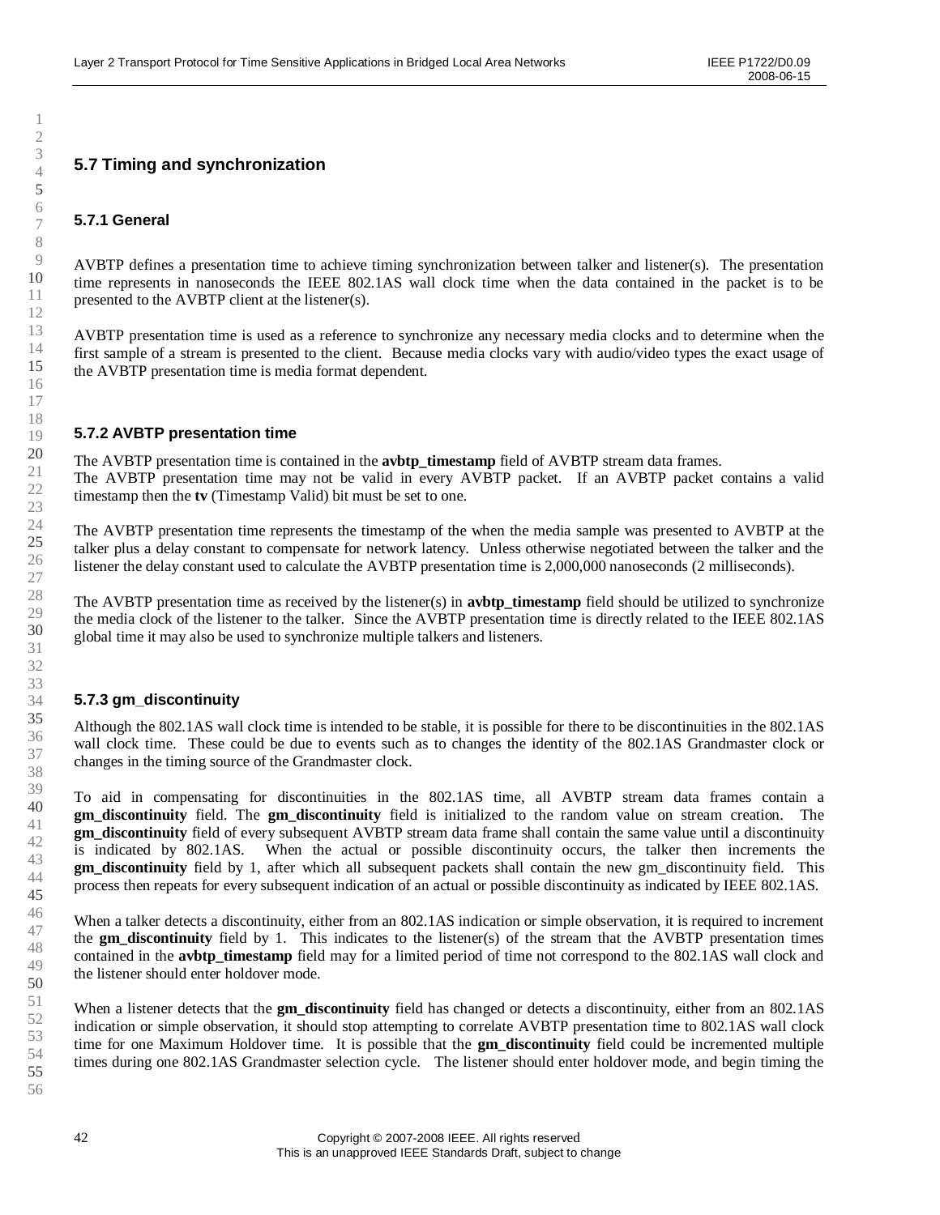## 5.7 Timing and synchronization

### 5.7.1 General

AVBTP defines a presentation time to achieve timing synchronization between talker and listener(s). The presentation time represents in nanoseconds the IEEE 802.1AS wall clock time when the data contained in the packet is to be presented to the AVBTP client at the listener(s).

AVBTP presentation time is used as a reference to synchronize any necessary media clocks and to determine when the first sample of a stream is presented to the client. Because media clocks vary with audio/video types the exact usage of the AVBTP presentation time is media format dependent.

### 5.7.2 AVBTP presentation time

The AVBTP presentation time is contained in the **avbtp_timestamp** field of AVBTP stream data frames.
The AVBTP presentation time may not be valid in every AVBTP packet. If an AVBTP packet contains a valid timestamp then the **tv** (Timestamp Valid) bit must be set to one.

The AVBTP presentation time represents the timestamp of the when the media sample was presented to AVBTP at the talker plus a delay constant to compensate for network latency. Unless otherwise negotiated between the talker and the listener the delay constant used to calculate the AVBTP presentation time is 2,000,000 nanoseconds (2 milliseconds).

The AVBTP presentation time as received by the listener(s) in **avbtp_timestamp** field should be utilized to synchronize the media clock of the listener to the talker. Since the AVBTP presentation time is directly related to the IEEE 802.1AS global time it may also be used to synchronize multiple talkers and listeners.

### 5.7.3 gm_discontinuity

Although the 802.1AS wall clock time is intended to be stable, it is possible for there to be discontinuities in the 802.1AS wall clock time. These could be due to events such as to changes the identity of the 802.1AS Grandmaster clock or changes in the timing source of the Grandmaster clock.

To aid in compensating for discontinuities in the 802.1AS time, all AVBTP stream data frames contain a **gm_discontinuity** field. The **gm_discontinuity** field is initialized to the random value on stream creation. The **gm_discontinuity** field of every subsequent AVBTP stream data frame shall contain the same value until a discontinuity is indicated by 802.1AS. When the actual or possible discontinuity occurs, the talker then increments the **gm_discontinuity** field by 1, after which all subsequent packets shall contain the new gm_discontinuity field. This process then repeats for every subsequent indication of an actual or possible discontinuity as indicated by IEEE 802.1AS.

When a talker detects a discontinuity, either from an 802.1AS indication or simple observation, it is required to increment the **gm_discontinuity** field by 1. This indicates to the listener(s) of the stream that the AVBTP presentation times contained in the **avbtp_timestamp** field may for a limited period of time not correspond to the 802.1AS wall clock and the listener should enter holdover mode.

When a listener detects that the **gm_discontinuity** field has changed or detects a discontinuity, either from an 802.1AS indication or simple observation, it should stop attempting to correlate AVBTP presentation time to 802.1AS wall clock time for one Maximum Holdover time. It is possible that the **gm_discontinuity** field could be incremented multiple times during one 802.1AS Grandmaster selection cycle. The listener should enter holdover mode, and begin timing the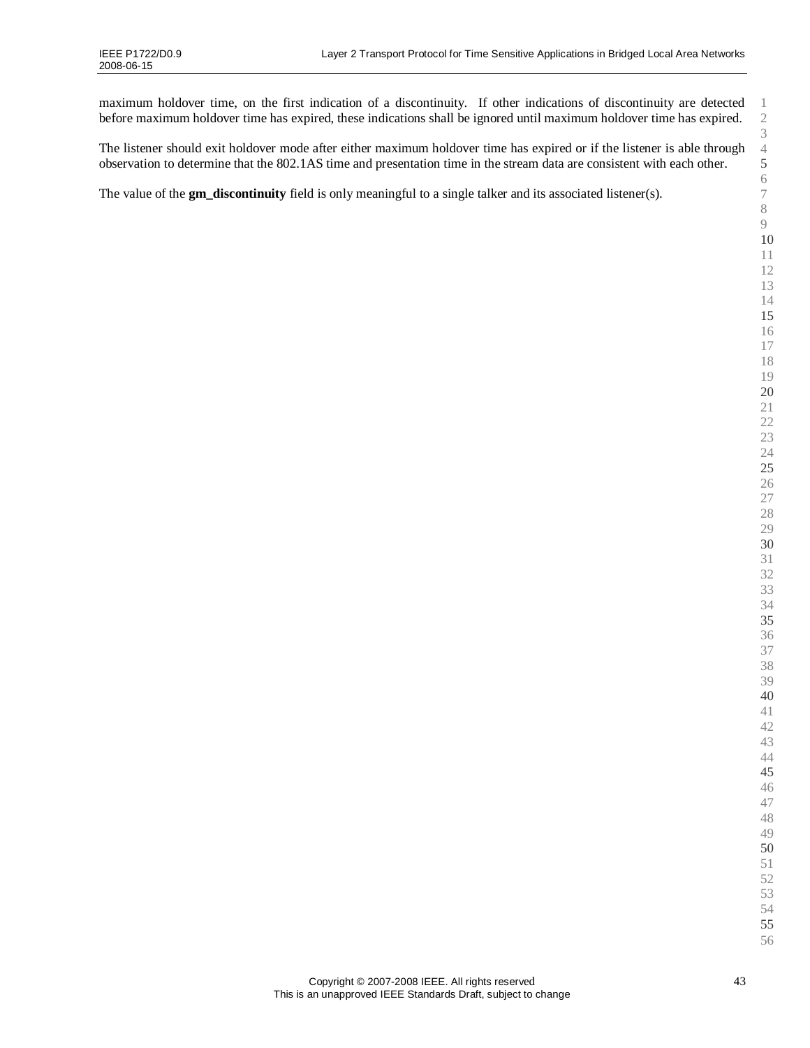maximum holdover time, on the first indication of a discontinuity. If other indications of discontinuity are detected before maximum holdover time has expired, these indications shall be ignored until maximum holdover time has expired.

The listener should exit holdover mode after either maximum holdover time has expired or if the listener is able through observation to determine that the 802.1AS time and presentation time in the stream data are consistent with each other.

The value of the **gm_discontinuity** field is only meaningful to a single talker and its associated listener(s).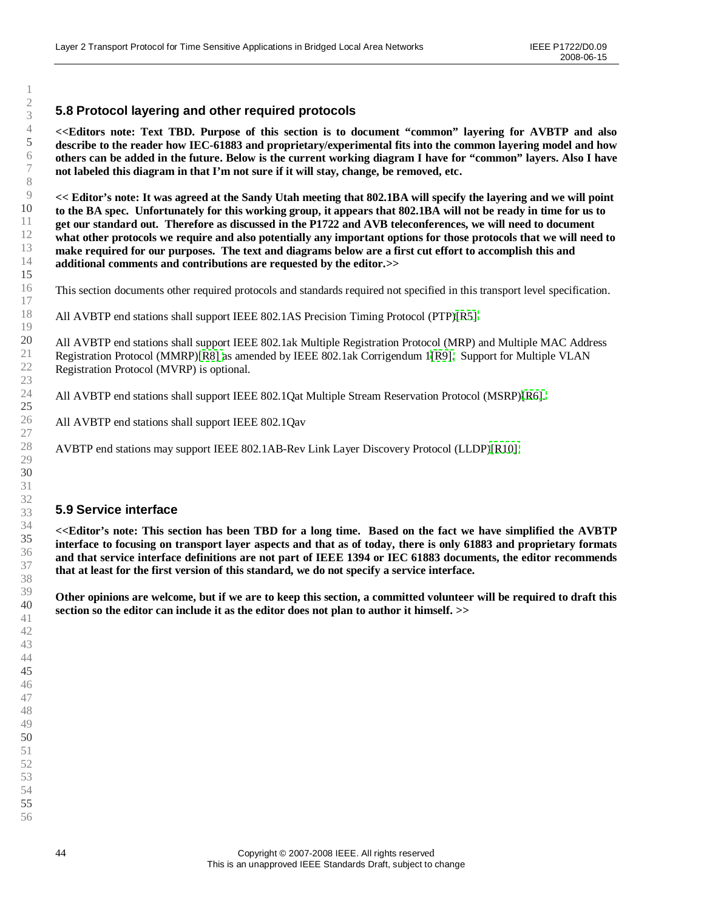## 5.8 Protocol layering and other required protocols

**<<Editors note: Text TBD. Purpose of this section is to document "common" layering for AVBTP and also describe to the reader how IEC-61883 and proprietary/experimental fits into the common layering model and how others can be added in the future. Below is the current working diagram I have for "common" layers. Also I have not labeled this diagram in that I'm not sure if it will stay, change, be removed, etc.**

**<< Editor's note: It was agreed at the Sandy Utah meeting that 802.1BA will specify the layering and we will point to the BA spec. Unfortunately for this working group, it appears that 802.1BA will not be ready in time for us to get our standard out. Therefore as discussed in the P1722 and AVB teleconferences, we will need to document what other protocols we require and also potentially any important options for those protocols that we will need to make required for our purposes. The text and diagrams below are a first cut effort to accomplish this and additional comments and contributions are requested by the editor.>>**

This section documents other required protocols and standards required not specified in this transport level specification.

All AVBTP end stations shall support IEEE 802.1AS Precision Timing Protocol (PTP)[R5]

All AVBTP end stations shall support IEEE 802.1ak Multiple Registration Protocol (MRP) and Multiple MAC Address Registration Protocol (MMRP)[R8] as amended by IEEE 802.1ak Corrigendum 1[R9]. Support for Multiple VLAN Registration Protocol (MVRP) is optional.

All AVBTP end stations shall support IEEE 802.1Qat Multiple Stream Reservation Protocol (MSRP)[R6].

All AVBTP end stations shall support IEEE 802.1Qav

AVBTP end stations may support IEEE 802.1AB-Rev Link Layer Discovery Protocol (LLDP)[R10].

## 5.9 Service interface

**<<Editor's note: This section has been TBD for a long time. Based on the fact we have simplified the AVBTP interface to focusing on transport layer aspects and that as of today, there is only 61883 and proprietary formats and that service interface definitions are not part of IEEE 1394 or IEC 61883 documents, the editor recommends that at least for the first version of this standard, we do not specify a service interface.**

**Other opinions are welcome, but if we are to keep this section, a committed volunteer will be required to draft this section so the editor can include it as the editor does not plan to author it himself. >>**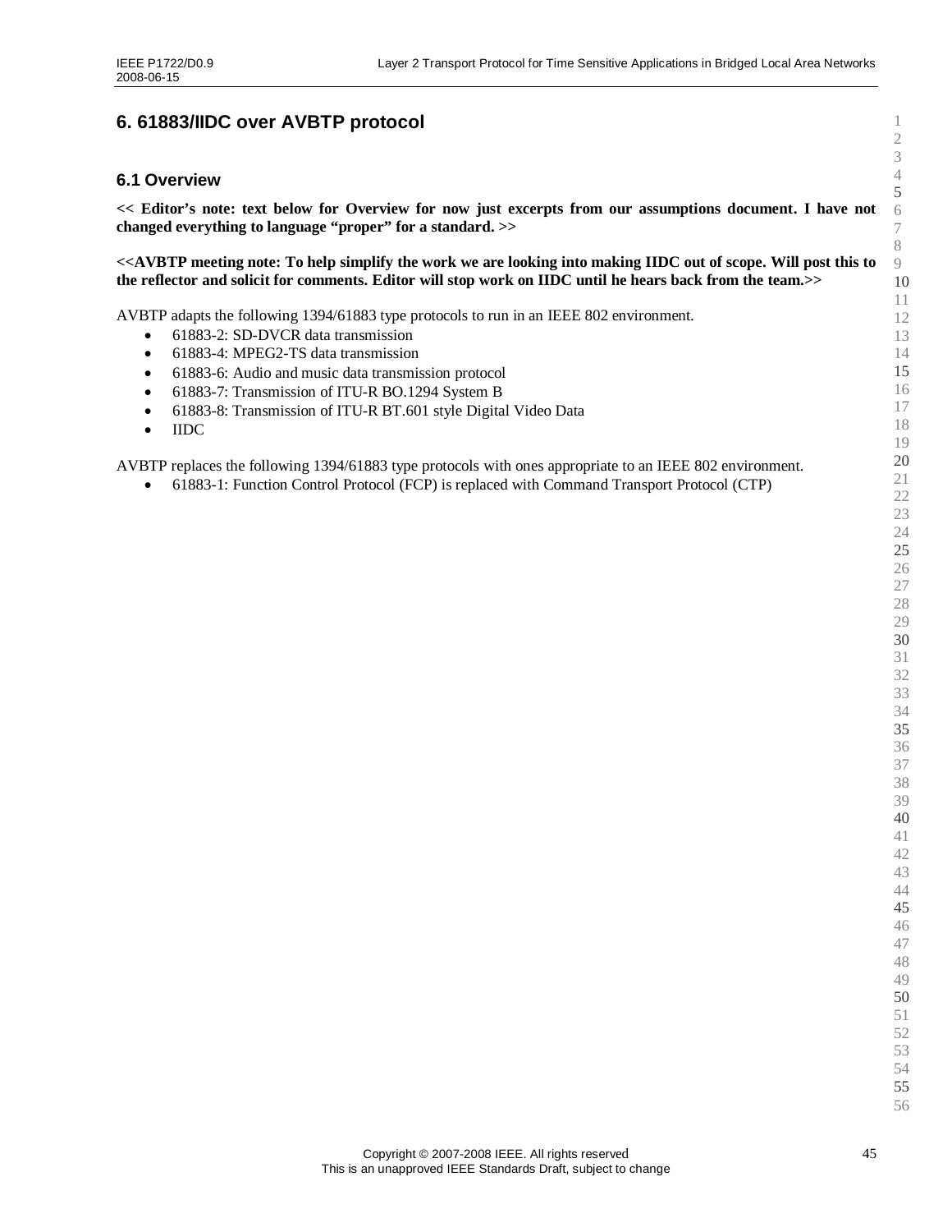# 6. 61883/IIDC over AVBTP protocol

## 6.1 Overview

**<< Editor's note: text below for Overview for now just excerpts from our assumptions document. I have not changed everything to language "proper" for a standard. >>**

**<<AVBTP meeting note: To help simplify the work we are looking into making IIDC out of scope. Will post this to the reflector and solicit for comments. Editor will stop work on IIDC until he hears back from the team.>>**

AVBTP adapts the following 1394/61883 type protocols to run in an IEEE 802 environment.

- 61883-2: SD-DVCR data transmission
- 61883-4: MPEG2-TS data transmission
- 61883-6: Audio and music data transmission protocol
- 61883-7: Transmission of ITU-R BO.1294 System B
- 61883-8: Transmission of ITU-R BT.601 style Digital Video Data
- IIDC

AVBTP replaces the following 1394/61883 type protocols with ones appropriate to an IEEE 802 environment.

- 61883-1: Function Control Protocol (FCP) is replaced with Command Transport Protocol (CTP)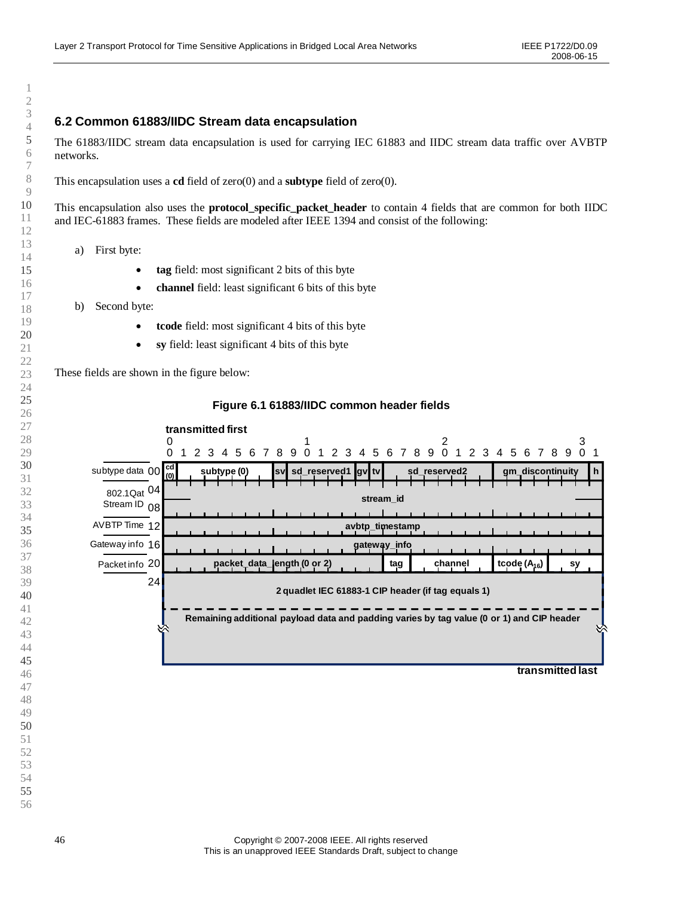## 6.2 Common 61883/IIDC Stream data encapsulation

The 61883/IIDC stream data encapsulation is used for carrying IEC 61883 and IIDC stream data traffic over AVBTP networks.

This encapsulation uses a **cd** field of zero(0) and a **subtype** field of zero(0).

This encapsulation also uses the **protocol_specific_packet_header** to contain 4 fields that are common for both IIDC and IEC-61883 frames. These fields are modeled after IEEE 1394 and consist of the following:

a) First byte:
   - **tag** field: most significant 2 bits of this byte
   - **channel** field: least significant 6 bits of this byte

b) Second byte:
   - **tcode** field: most significant 4 bits of this byte
   - **sy** field: least significant 4 bits of this byte

These fields are shown in the figure below:

**Figure 6.1 61883/IIDC common header fields**

| Offset | Bits 0–31 (transmitted first) |
|---|---|
| subtype data 00 | cd (0) [bit 0] \| subtype (0) [bits 1–7] \| sv [bit 8] \| sd_reserved1 [bits 9–14] \| gv [bit 15] \| tv [bit 16] \| sd_reserved2 [bits 17–23] \| gm_discontinuity [bits 24–30] \| h [bit 31] |
| 802.1Qat Stream ID 04 | stream_id |
| 08 | stream_id (cont.) |
| AVBTP Time 12 | avbtp_timestamp |
| Gateway info 16 | gateway_info |
| Packet info 20 | packet_data_length (0 or 2) [bits 0–15] \| tag [bits 16–17] \| channel [bits 18–23] \| tcode ($A_{16}$) [bits 24–27] \| sy [bits 28–31] |
| 24 | 2 quadlet IEC 61883-1 CIP header (if tag equals 1) |
| | Remaining additional payload data and padding varies by tag value (0 or 1) and CIP header |

transmitted last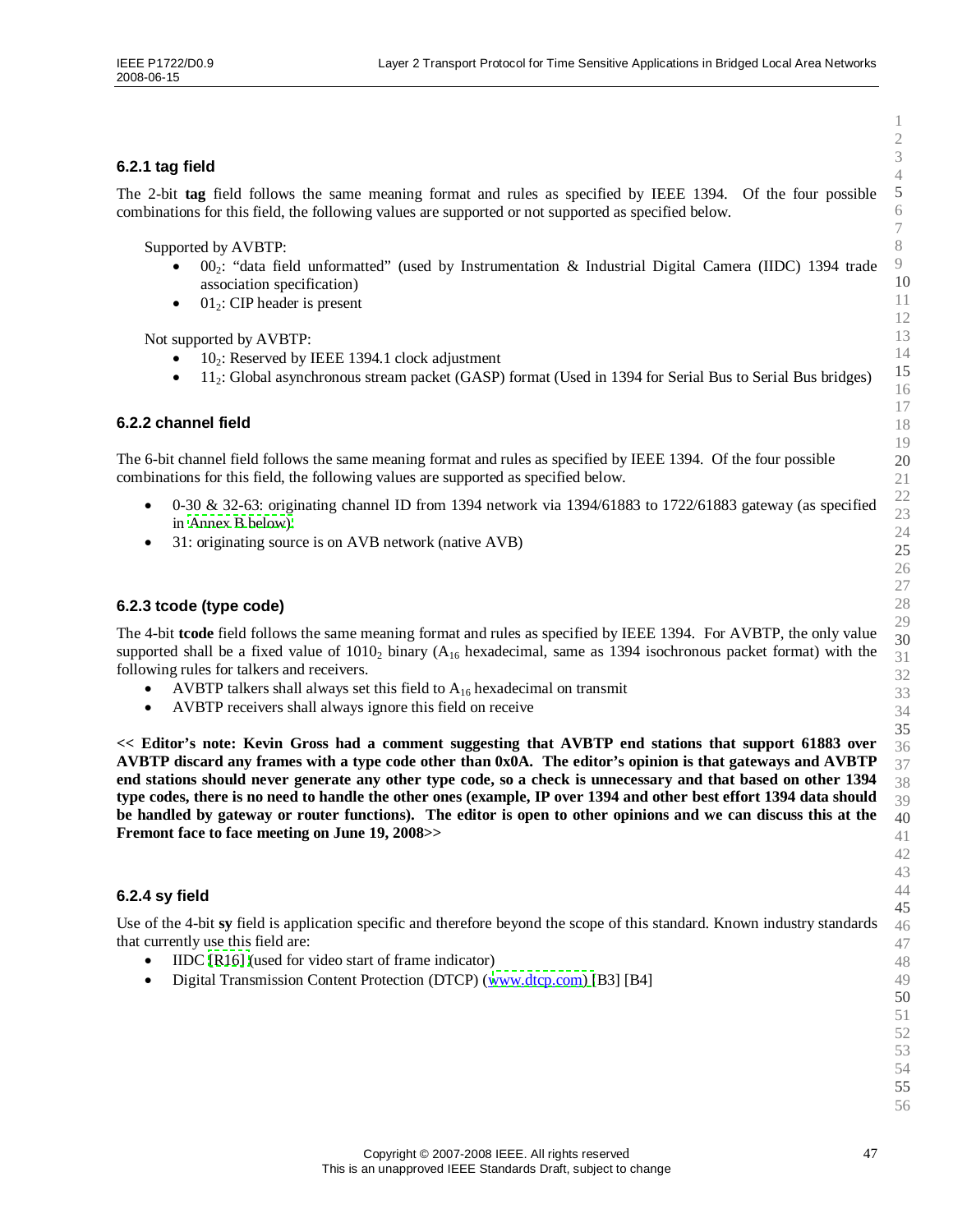### 6.2.1 tag field

The 2-bit **tag** field follows the same meaning format and rules as specified by IEEE 1394. Of the four possible combinations for this field, the following values are supported or not supported as specified below.

Supported by AVBTP:

- $00_2$: "data field unformatted" (used by Instrumentation & Industrial Digital Camera (IIDC) 1394 trade association specification)
- $01_2$: CIP header is present

Not supported by AVBTP:

- $10_2$: Reserved by IEEE 1394.1 clock adjustment
- $11_2$: Global asynchronous stream packet (GASP) format (Used in 1394 for Serial Bus to Serial Bus bridges)

### 6.2.2 channel field

The 6-bit channel field follows the same meaning format and rules as specified by IEEE 1394. Of the four possible combinations for this field, the following values are supported as specified below.

- 0-30 & 32-63: originating channel ID from 1394 network via 1394/61883 to 1722/61883 gateway (as specified in Annex B below).
- 31: originating source is on AVB network (native AVB)

### 6.2.3 tcode (type code)

The 4-bit **tcode** field follows the same meaning format and rules as specified by IEEE 1394. For AVBTP, the only value supported shall be a fixed value of $1010_2$ binary ($A_{16}$ hexadecimal, same as 1394 isochronous packet format) with the following rules for talkers and receivers.

- AVBTP talkers shall always set this field to $A_{16}$ hexadecimal on transmit
- AVBTP receivers shall always ignore this field on receive

**<< Editor's note: Kevin Gross had a comment suggesting that AVBTP end stations that support 61883 over AVBTP discard any frames with a type code other than 0x0A. The editor's opinion is that gateways and AVBTP end stations should never generate any other type code, so a check is unnecessary and that based on other 1394 type codes, there is no need to handle the other ones (example, IP over 1394 and other best effort 1394 data should be handled by gateway or router functions). The editor is open to other opinions and we can discuss this at the Fremont face to face meeting on June 19, 2008>>**

### 6.2.4 sy field

Use of the 4-bit **sy** field is application specific and therefore beyond the scope of this standard. Known industry standards that currently use this field are:

- IIDC [R16] (used for video start of frame indicator)
- Digital Transmission Content Protection (DTCP) (www.dtcp.com) [B3] [B4]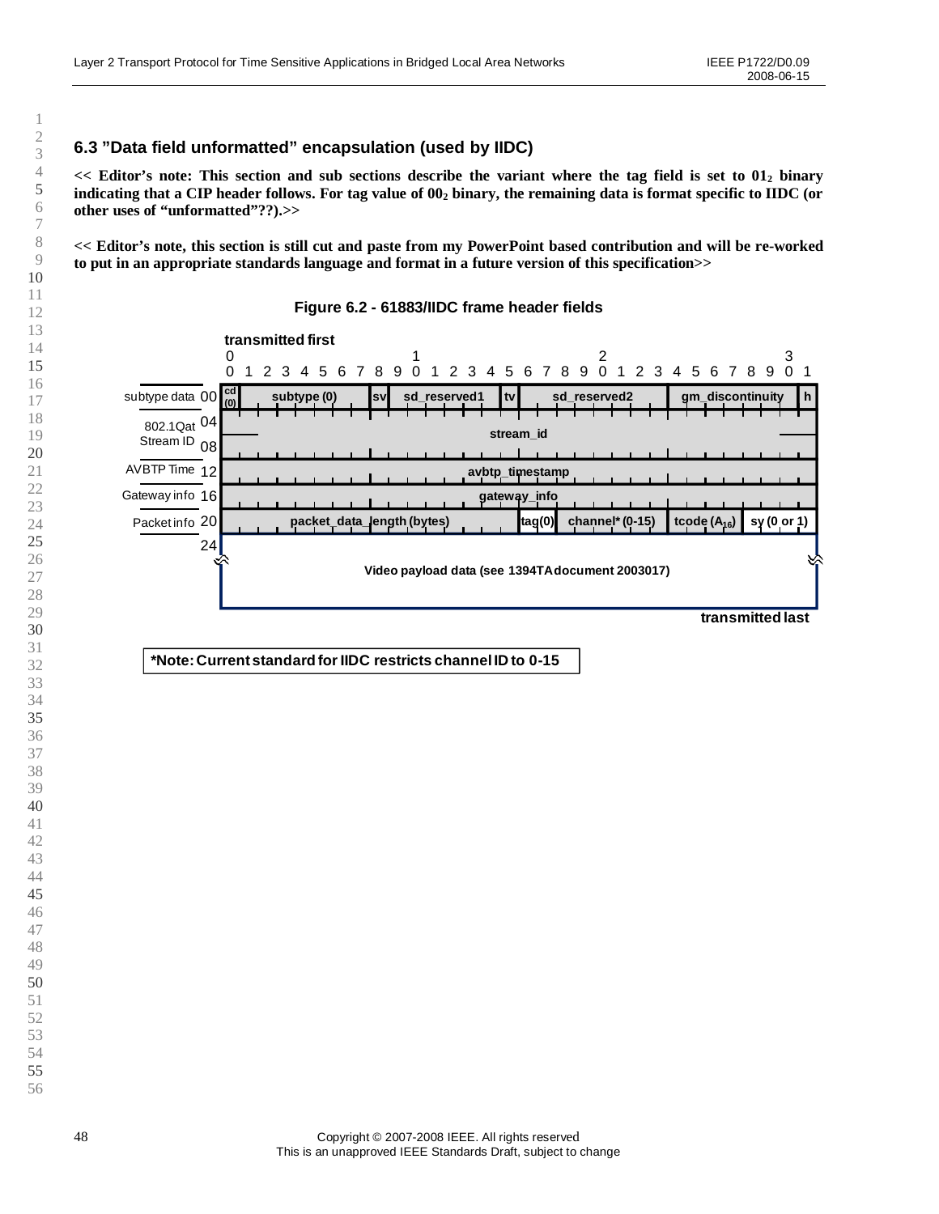## 6.3 "Data field unformatted" encapsulation (used by IIDC)

**<< Editor's note: This section and sub sections describe the variant where the tag field is set to $01_2$ binary indicating that a CIP header follows. For tag value of $00_2$ binary, the remaining data is format specific to IIDC (or other uses of "unformatted"??).>>**

**<< Editor's note, this section is still cut and paste from my PowerPoint based contribution and will be re-worked to put in an appropriate standards language and format in a future version of this specification>>**

**Figure 6.2 - 61883/IIDC frame header fields**

**transmitted first**

| | Offset | Bits 0–31 | | | | | | | | | |
|---|---|---|---|---|---|---|---|---|---|---|---|
| subtype data | 00 | cd (0) | subtype (0) | sv | sd_reserved1 | tv | sd_reserved2 | gm_discontinuity | h | | |
| 802.1Qat Stream ID | 04 | stream_id | | | | | | | | | |
| | 08 | | | | | | | | | | |
| AVBTP Time | 12 | avbtp_timestamp | | | | | | | | | |
| Gateway info | 16 | gateway_info | | | | | | | | | |
| Packet info | 20 | packet_data_length (bytes) | | | | tag(0) | channel* (0-15) | tcode ($A_{16}$) | sy (0 or 1) | | |
| | 24 | Video payload data (see 1394TA document 2003017) | | | | | | | | | |

**transmitted last**

**\*Note: Current standard for IIDC restricts channel ID to 0-15**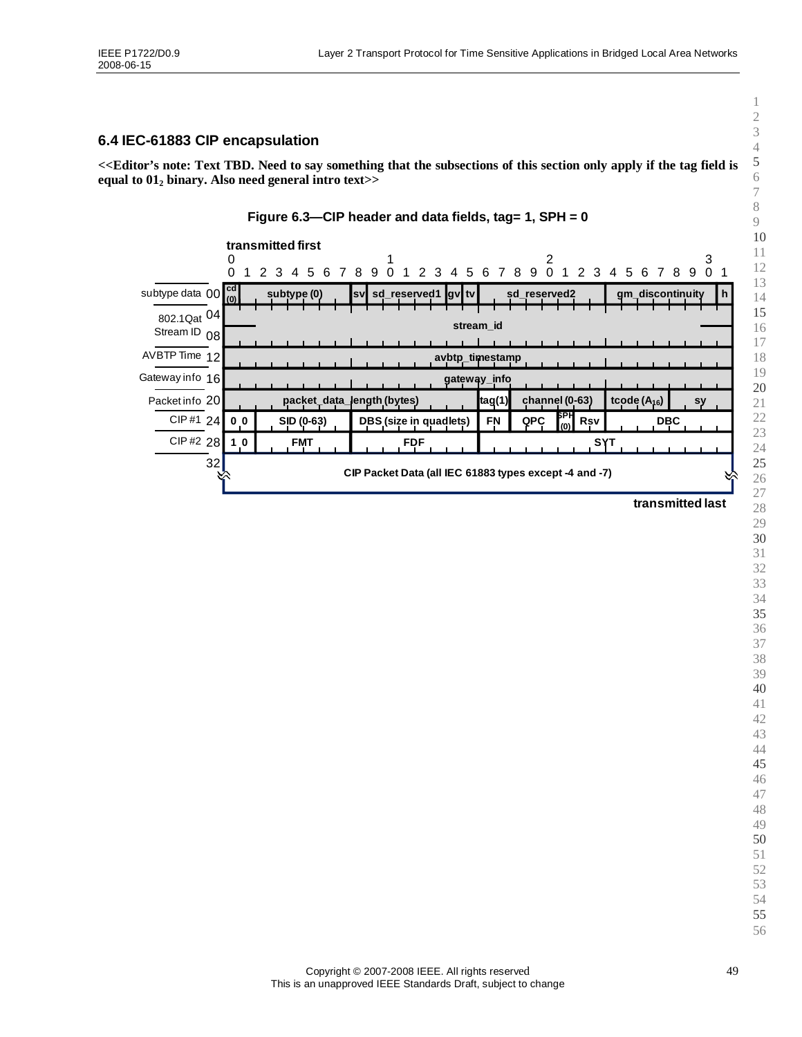## 6.4 IEC-61883 CIP encapsulation

**<<Editor's note: Text TBD. Need to say something that the subsections of this section only apply if the tag field is equal to $01_2$ binary. Also need general intro text>>**

**Figure 6.3—CIP header and data fields, tag= 1, SPH = 0**

| Offset | Bits 0–31 (transmitted first) |
|---|---|
| subtype data 00 | cd (0) \| subtype (0) \| sv \| sd_reserved1 \| gv \| tv \| sd_reserved2 \| gm_discontinuity \| h |
| 802.1Qat Stream ID 04 | stream_id |
| 08 | stream_id (continued) |
| AVBTP Time 12 | avbtp_timestamp |
| Gateway info 16 | gateway_info |
| Packet info 20 | packet_data_length (bytes) \| tag(1) \| channel (0-63) \| tcode ($A_{16}$) \| sy |
| CIP #1 24 | 0 0 \| SID (0-63) \| DBS (size in quadlets) \| FN \| QPC \| SPH (0) \| Rsv \| DBC |
| CIP #2 28 | 1 0 \| FMT \| FDF \| SYT |
| 32 | CIP Packet Data (all IEC 61883 types except -4 and -7) |

transmitted last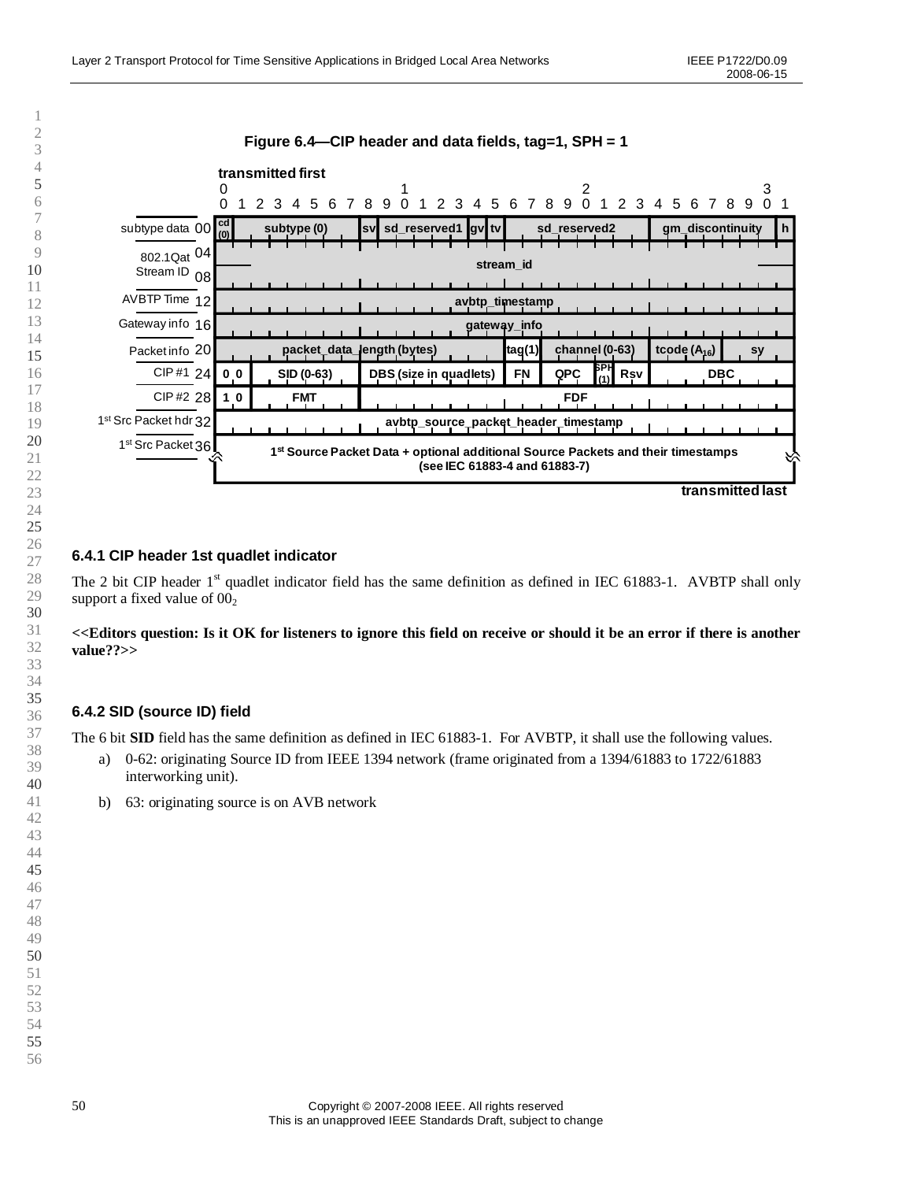**Figure 6.4—CIP header and data fields, tag=1, SPH = 1**

| Offset | Label | Bits 0–31 (transmitted first) |
|---|---|---|
| 00 | subtype data | cd (0) \| subtype (0) \| sv \| sd_reserved1 \| gv \| tv \| sd_reserved2 \| gm_discontinuity \| h |
| 04 | 802.1Qat Stream ID | stream_id |
| 08 | | stream_id |
| 12 | AVBTP Time | avbtp_timestamp |
| 16 | Gateway info | gateway_info |
| 20 | Packet info | packet_data_length (bytes) \| tag(1) \| channel (0-63) \| tcode ($A_{16}$) \| sy |
| 24 | CIP #1 | 0 0 \| SID (0-63) \| DBS (size in quadlets) \| FN \| QPC \| SPH (1) \| Rsv \| DBC |
| 28 | CIP #2 | 1 0 \| FMT \| FDF |
| 32 | 1st Src Packet hdr | avbtp_source_packet_header_timestamp |
| 36 | 1st Src Packet | 1st Source Packet Data + optional additional Source Packets and their timestamps (see IEC 61883-4 and 61883-7) |

transmitted last

### 6.4.1 CIP header 1st quadlet indicator

The 2 bit CIP header 1st quadlet indicator field has the same definition as defined in IEC 61883-1. AVBTP shall only support a fixed value of $00_2$

**<<Editors question: Is it OK for listeners to ignore this field on receive or should it be an error if there is another value??>>**

### 6.4.2 SID (source ID) field

The 6 bit **SID** field has the same definition as defined in IEC 61883-1. For AVBTP, it shall use the following values.

a) 0-62: originating Source ID from IEEE 1394 network (frame originated from a 1394/61883 to 1722/61883 interworking unit).

b) 63: originating source is on AVB network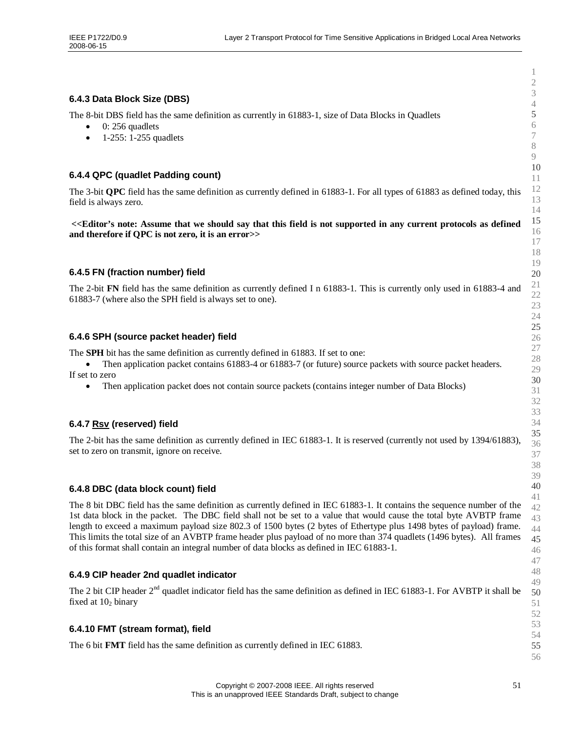### 6.4.3 Data Block Size (DBS)

The 8-bit DBS field has the same definition as currently in 61883-1, size of Data Blocks in Quadlets

- 0: 256 quadlets
- 1-255: 1-255 quadlets

### 6.4.4 QPC (quadlet Padding count)

The 3-bit **QPC** field has the same definition as currently defined in 61883-1. For all types of 61883 as defined today, this field is always zero.

**<<Editor's note: Assume that we should say that this field is not supported in any current protocols as defined and therefore if QPC is not zero, it is an error>>**

### 6.4.5 FN (fraction number) field

The 2-bit **FN** field has the same definition as currently defined I n 61883-1. This is currently only used in 61883-4 and 61883-7 (where also the SPH field is always set to one).

### 6.4.6 SPH (source packet header) field

The **SPH** bit has the same definition as currently defined in 61883. If set to one:

- Then application packet contains 61883-4 or 61883-7 (or future) source packets with source packet headers.

If set to zero

- Then application packet does not contain source packets (contains integer number of Data Blocks)

### 6.4.7 Rsv (reserved) field

The 2-bit has the same definition as currently defined in IEC 61883-1. It is reserved (currently not used by 1394/61883), set to zero on transmit, ignore on receive.

### 6.4.8 DBC (data block count) field

The 8 bit DBC field has the same definition as currently defined in IEC 61883-1. It contains the sequence number of the 1st data block in the packet. The DBC field shall not be set to a value that would cause the total byte AVBTP frame length to exceed a maximum payload size 802.3 of 1500 bytes (2 bytes of Ethertype plus 1498 bytes of payload) frame. This limits the total size of an AVBTP frame header plus payload of no more than 374 quadlets (1496 bytes). All frames of this format shall contain an integral number of data blocks as defined in IEC 61883-1.

### 6.4.9 CIP header 2nd quadlet indicator

The 2 bit CIP header 2nd quadlet indicator field has the same definition as defined in IEC 61883-1. For AVBTP it shall be fixed at $10_2$ binary

### 6.4.10 FMT (stream format), field

The 6 bit **FMT** field has the same definition as currently defined in IEC 61883.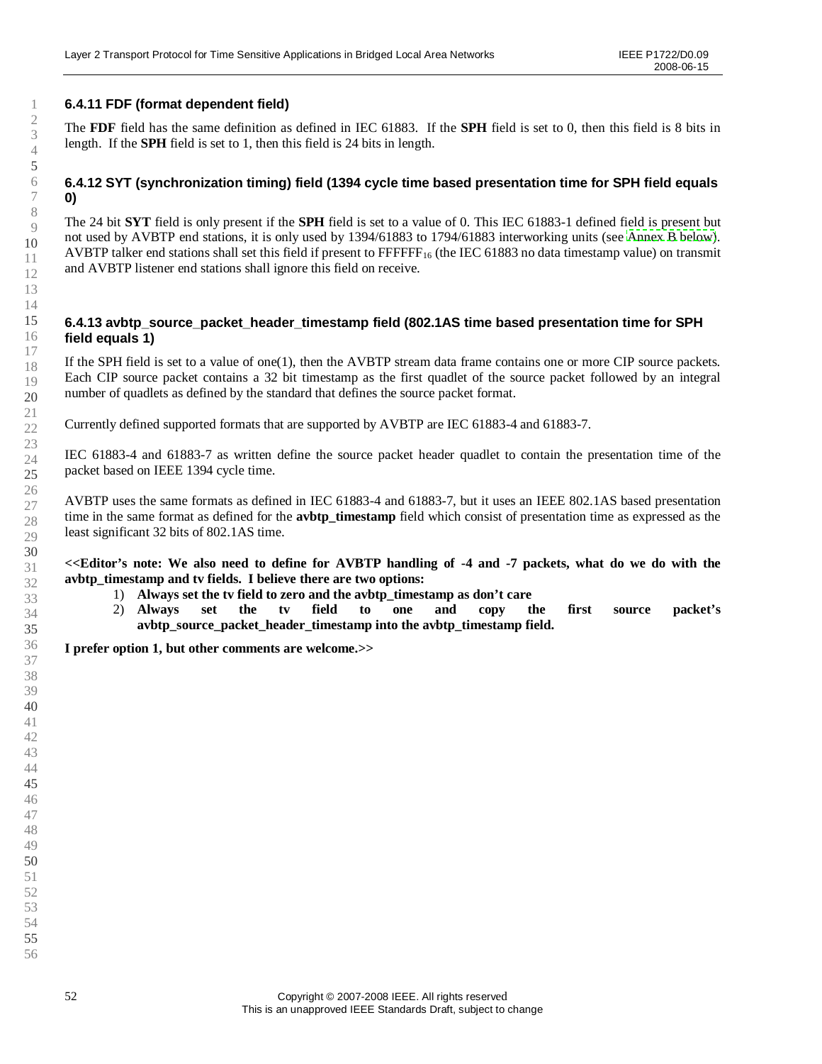### 6.4.11 FDF (format dependent field)

The **FDF** field has the same definition as defined in IEC 61883. If the **SPH** field is set to 0, then this field is 8 bits in length. If the **SPH** field is set to 1, then this field is 24 bits in length.

### 6.4.12 SYT (synchronization timing) field (1394 cycle time based presentation time for SPH field equals 0)

The 24 bit **SYT** field is only present if the **SPH** field is set to a value of 0. This IEC 61883-1 defined field is present but not used by AVBTP end stations, it is only used by 1394/61883 to 1794/61883 interworking units (see Annex B below). AVBTP talker end stations shall set this field if present to $FFFFFF_{16}$ (the IEC 61883 no data timestamp value) on transmit and AVBTP listener end stations shall ignore this field on receive.

### 6.4.13 avbtp_source_packet_header_timestamp field (802.1AS time based presentation time for SPH field equals 1)

If the SPH field is set to a value of one(1), then the AVBTP stream data frame contains one or more CIP source packets. Each CIP source packet contains a 32 bit timestamp as the first quadlet of the source packet followed by an integral number of quadlets as defined by the standard that defines the source packet format.

Currently defined supported formats that are supported by AVBTP are IEC 61883-4 and 61883-7.

IEC 61883-4 and 61883-7 as written define the source packet header quadlet to contain the presentation time of the packet based on IEEE 1394 cycle time.

AVBTP uses the same formats as defined in IEC 61883-4 and 61883-7, but it uses an IEEE 802.1AS based presentation time in the same format as defined for the **avbtp_timestamp** field which consist of presentation time as expressed as the least significant 32 bits of 802.1AS time.

**<<Editor's note: We also need to define for AVBTP handling of -4 and -7 packets, what do we do with the avbtp_timestamp and tv fields. I believe there are two options:**

1) **Always set the tv field to zero and the avbtp_timestamp as don't care**
2) **Always set the tv field to one and copy the first source packet's avbtp_source_packet_header_timestamp into the avbtp_timestamp field.**

**I prefer option 1, but other comments are welcome.>>**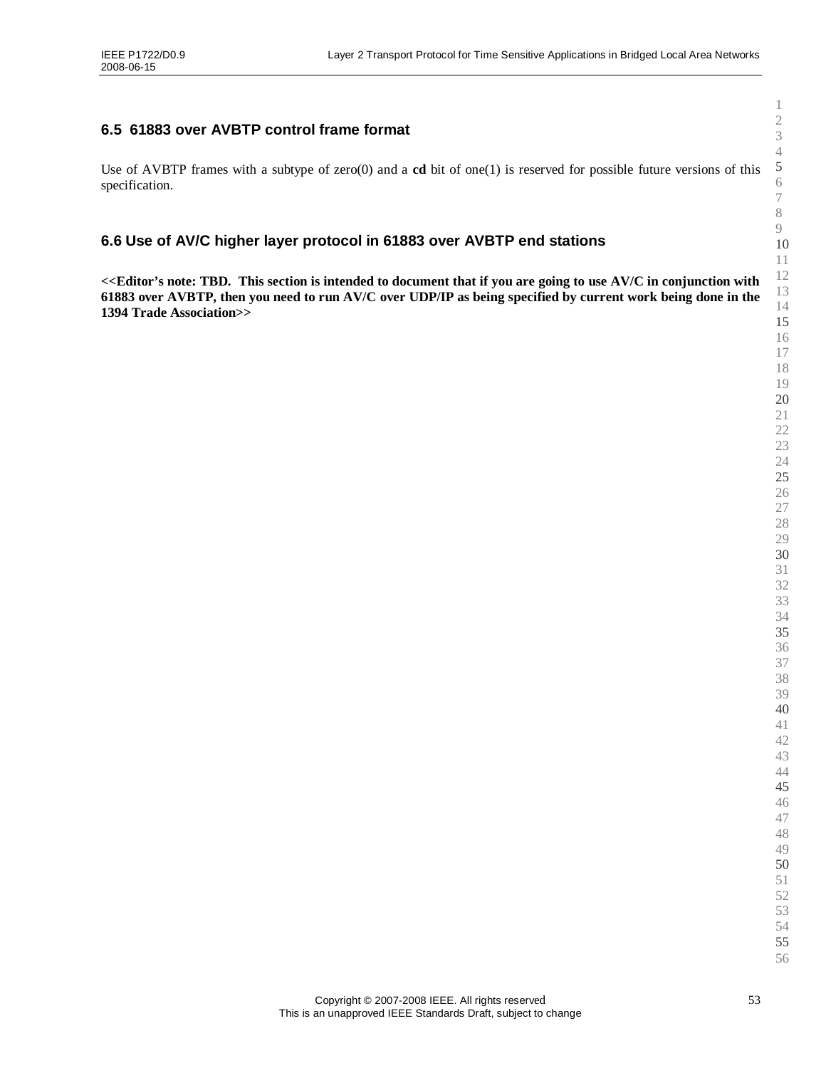## 6.5 61883 over AVBTP control frame format

Use of AVBTP frames with a subtype of zero(0) and a **cd** bit of one(1) is reserved for possible future versions of this specification.

## 6.6 Use of AV/C higher layer protocol in 61883 over AVBTP end stations

**<<Editor's note: TBD. This section is intended to document that if you are going to use AV/C in conjunction with 61883 over AVBTP, then you need to run AV/C over UDP/IP as being specified by current work being done in the 1394 Trade Association>>**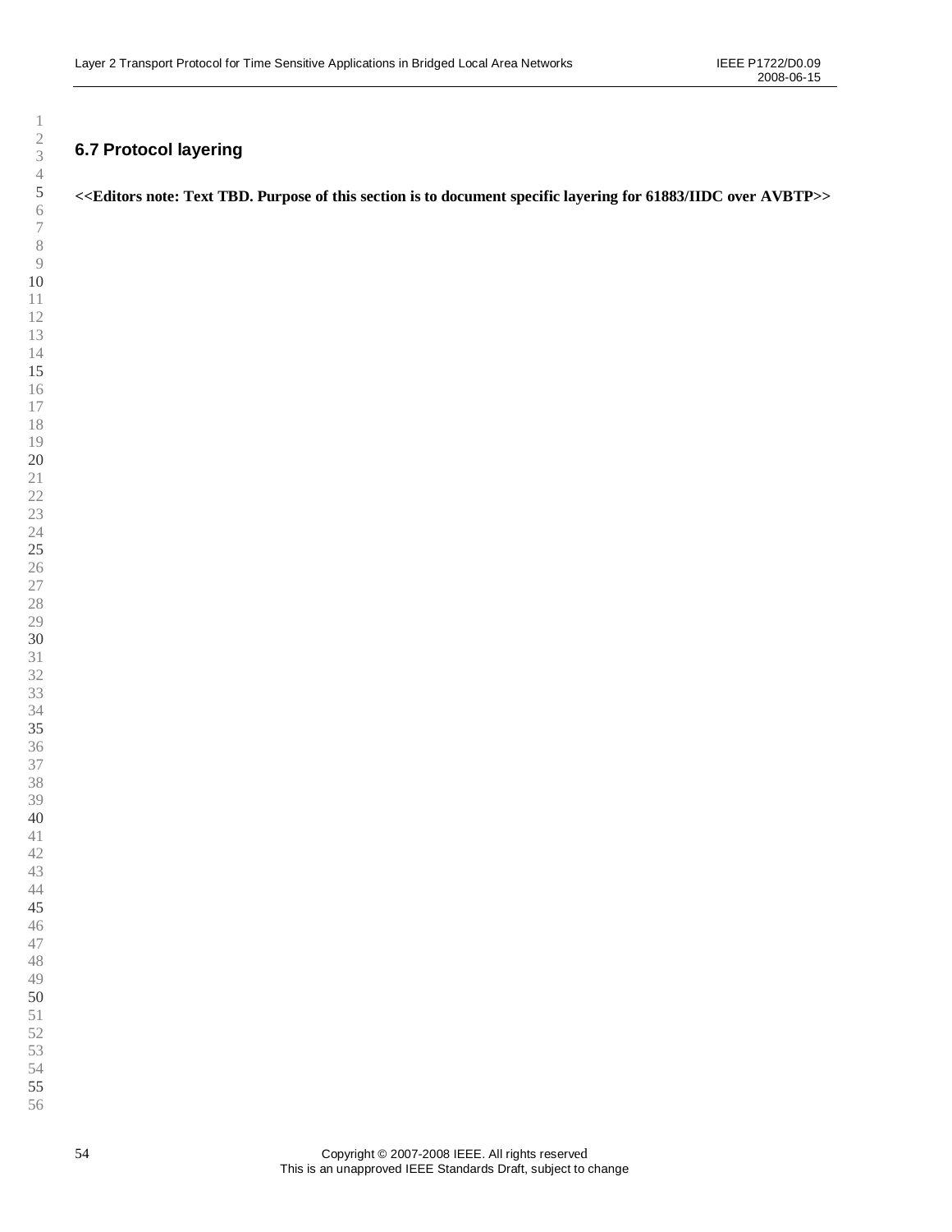### 6.7 Protocol layering

**<<Editors note: Text TBD. Purpose of this section is to document specific layering for 61883/IIDC over AVBTP>>**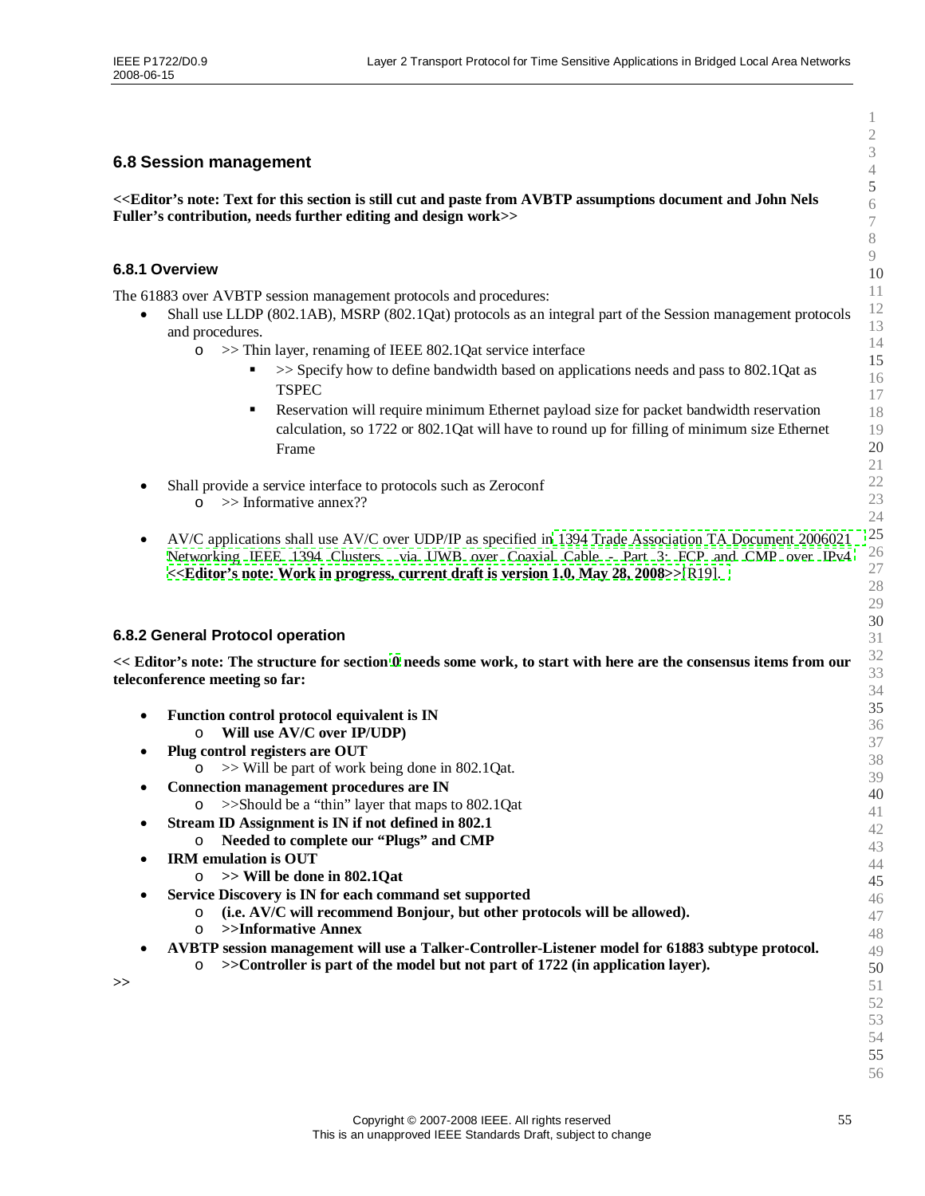## 6.8 Session management

**<<Editor's note: Text for this section is still cut and paste from AVBTP assumptions document and John Nels Fuller's contribution, needs further editing and design work>>**

### 6.8.1 Overview

The 61883 over AVBTP session management protocols and procedures:

- Shall use LLDP (802.1AB), MSRP (802.1Qat) protocols as an integral part of the Session management protocols and procedures.
  - >> Thin layer, renaming of IEEE 802.1Qat service interface
    - >> Specify how to define bandwidth based on applications needs and pass to 802.1Qat as TSPEC
    - Reservation will require minimum Ethernet payload size for packet bandwidth reservation calculation, so 1722 or 802.1Qat will have to round up for filling of minimum size Ethernet Frame
- Shall provide a service interface to protocols such as Zeroconf
  - >> Informative annex??
- AV/C applications shall use AV/C over UDP/IP as specified in 1394 Trade Association TA Document 2006021 Networking IEEE 1394 Clusters via UWB over Coaxial Cable - Part 3: FCP and CMP over IPv4 **<<Editor's note: Work in progress, current draft is version 1.0, May 28, 2008>>** [R19].

### 6.8.2 General Protocol operation

**<< Editor's note: The structure for section 0 needs some work, to start with here are the consensus items from our teleconference meeting so far:**

- **Function control protocol equivalent is IN**
  - **Will use AV/C over IP/UDP)**
- **Plug control registers are OUT**
  - >> Will be part of work being done in 802.1Qat.
- **Connection management procedures are IN**
  - >>Should be a "thin" layer that maps to 802.1Qat
- **Stream ID Assignment is IN if not defined in 802.1**
  - **Needed to complete our "Plugs" and CMP**
- **IRM emulation is OUT**
  - **>> Will be done in 802.1Qat**
- **Service Discovery is IN for each command set supported**
  - **(i.e. AV/C will recommend Bonjour, but other protocols will be allowed).**
  - **>>Informative Annex**
- **AVBTP session management will use a Talker-Controller-Listener model for 61883 subtype protocol.**
  - **>>Controller is part of the model but not part of 1722 (in application layer).**

**>>**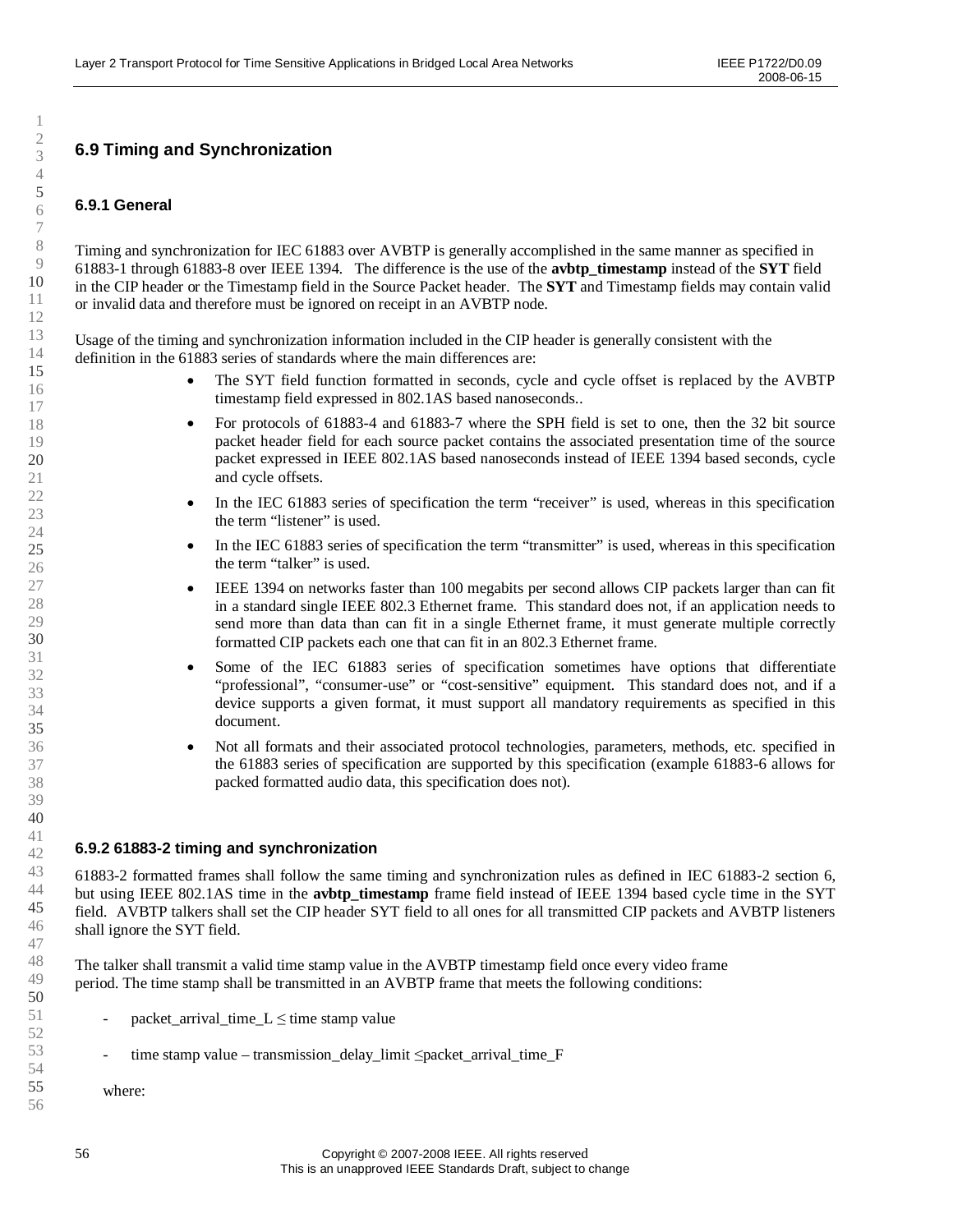## 6.9 Timing and Synchronization

### 6.9.1 General

Timing and synchronization for IEC 61883 over AVBTP is generally accomplished in the same manner as specified in 61883-1 through 61883-8 over IEEE 1394. The difference is the use of the **avbtp_timestamp** instead of the **SYT** field in the CIP header or the Timestamp field in the Source Packet header. The **SYT** and Timestamp fields may contain valid or invalid data and therefore must be ignored on receipt in an AVBTP node.

Usage of the timing and synchronization information included in the CIP header is generally consistent with the definition in the 61883 series of standards where the main differences are:

- The SYT field function formatted in seconds, cycle and cycle offset is replaced by the AVBTP timestamp field expressed in 802.1AS based nanoseconds..
- For protocols of 61883-4 and 61883-7 where the SPH field is set to one, then the 32 bit source packet header field for each source packet contains the associated presentation time of the source packet expressed in IEEE 802.1AS based nanoseconds instead of IEEE 1394 based seconds, cycle and cycle offsets.
- In the IEC 61883 series of specification the term “receiver” is used, whereas in this specification the term “listener” is used.
- In the IEC 61883 series of specification the term “transmitter” is used, whereas in this specification the term “talker” is used.
- IEEE 1394 on networks faster than 100 megabits per second allows CIP packets larger than can fit in a standard single IEEE 802.3 Ethernet frame. This standard does not, if an application needs to send more than data than can fit in a single Ethernet frame, it must generate multiple correctly formatted CIP packets each one that can fit in an 802.3 Ethernet frame.
- Some of the IEC 61883 series of specification sometimes have options that differentiate “professional”, “consumer-use” or “cost-sensitive” equipment. This standard does not, and if a device supports a given format, it must support all mandatory requirements as specified in this document.
- Not all formats and their associated protocol technologies, parameters, methods, etc. specified in the 61883 series of specification are supported by this specification (example 61883-6 allows for packed formatted audio data, this specification does not).

### 6.9.2 61883-2 timing and synchronization

61883-2 formatted frames shall follow the same timing and synchronization rules as defined in IEC 61883-2 section 6, but using IEEE 802.1AS time in the **avbtp_timestamp** frame field instead of IEEE 1394 based cycle time in the SYT field. AVBTP talkers shall set the CIP header SYT field to all ones for all transmitted CIP packets and AVBTP listeners shall ignore the SYT field.

The talker shall transmit a valid time stamp value in the AVBTP timestamp field once every video frame period. The time stamp shall be transmitted in an AVBTP frame that meets the following conditions:

- packet_arrival_time_L ≤ time stamp value
- time stamp value – transmission_delay_limit ≤packet_arrival_time_F

where: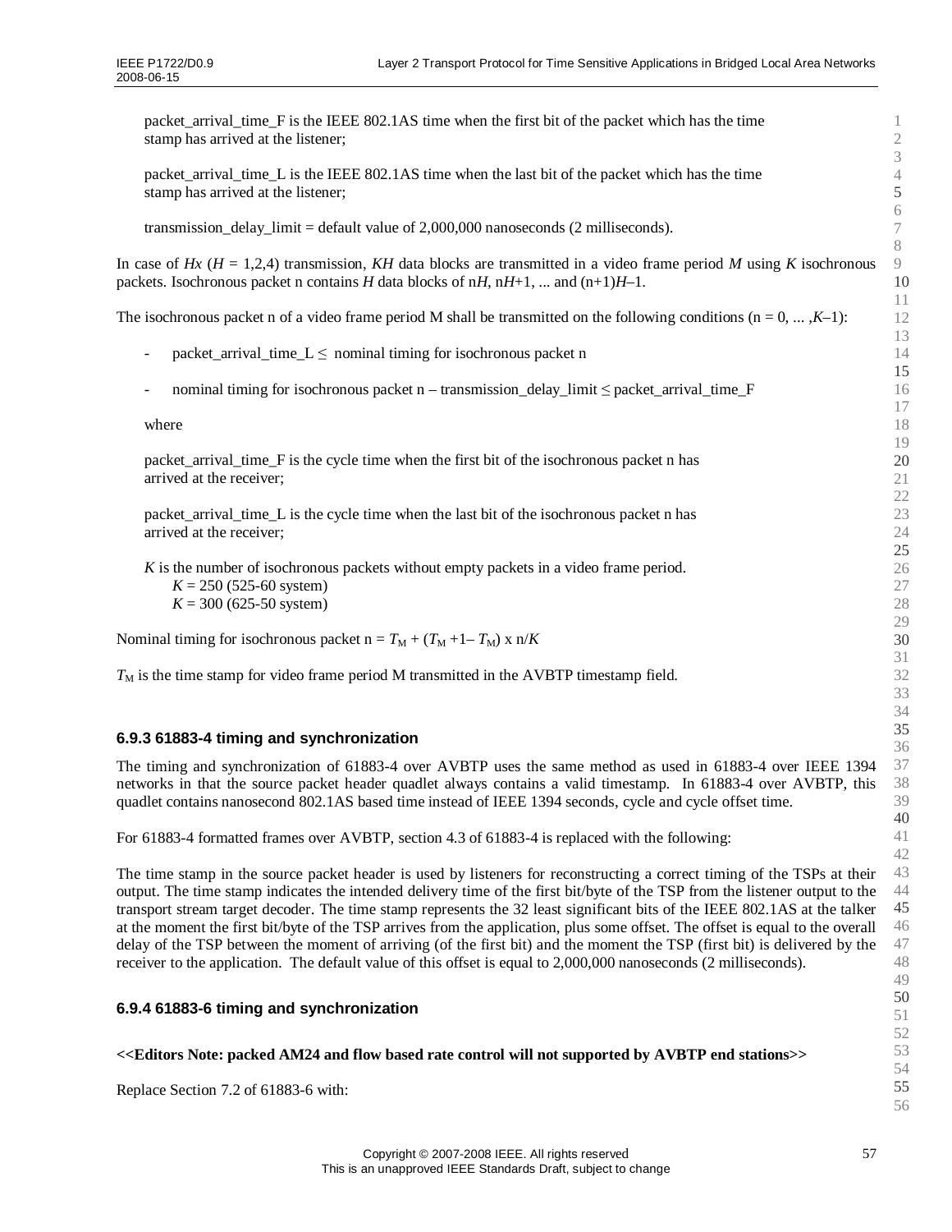packet_arrival_time_F is the IEEE 802.1AS time when the first bit of the packet which has the time stamp has arrived at the listener;

packet_arrival_time_L is the IEEE 802.1AS time when the last bit of the packet which has the time stamp has arrived at the listener;

transmission_delay_limit = default value of 2,000,000 nanoseconds (2 milliseconds).

In case of *Hx* ($H$ = 1,2,4) transmission, $KH$ data blocks are transmitted in a video frame period $M$ using $K$ isochronous packets. Isochronous packet n contains $H$ data blocks of $nH$, $nH+1$, ... and $(n+1)H-1$.

The isochronous packet n of a video frame period M shall be transmitted on the following conditions (n = 0, ... ,$K$–1):

- packet_arrival_time_L ≤ nominal timing for isochronous packet n
- nominal timing for isochronous packet n – transmission_delay_limit ≤ packet_arrival_time_F

where

packet_arrival_time_F is the cycle time when the first bit of the isochronous packet n has arrived at the receiver;

packet_arrival_time_L is the cycle time when the last bit of the isochronous packet n has arrived at the receiver;

$K$ is the number of isochronous packets without empty packets in a video frame period.
$K$ = 250 (525-60 system)
$K$ = 300 (625-50 system)

Nominal timing for isochronous packet n = $T_M + (T_{M+1} - T_M) \times n/K$

$T_M$ is the time stamp for video frame period M transmitted in the AVBTP timestamp field.

### 6.9.3 61883-4 timing and synchronization

The timing and synchronization of 61883-4 over AVBTP uses the same method as used in 61883-4 over IEEE 1394 networks in that the source packet header quadlet always contains a valid timestamp. In 61883-4 over AVBTP, this quadlet contains nanosecond 802.1AS based time instead of IEEE 1394 seconds, cycle and cycle offset time.

For 61883-4 formatted frames over AVBTP, section 4.3 of 61883-4 is replaced with the following:

The time stamp in the source packet header is used by listeners for reconstructing a correct timing of the TSPs at their output. The time stamp indicates the intended delivery time of the first bit/byte of the TSP from the listener output to the transport stream target decoder. The time stamp represents the 32 least significant bits of the IEEE 802.1AS at the talker at the moment the first bit/byte of the TSP arrives from the application, plus some offset. The offset is equal to the overall delay of the TSP between the moment of arriving (of the first bit) and the moment the TSP (first bit) is delivered by the receiver to the application. The default value of this offset is equal to 2,000,000 nanoseconds (2 milliseconds).

### 6.9.4 61883-6 timing and synchronization

**<<Editors Note: packed AM24 and flow based rate control will not supported by AVBTP end stations>>**

Replace Section 7.2 of 61883-6 with: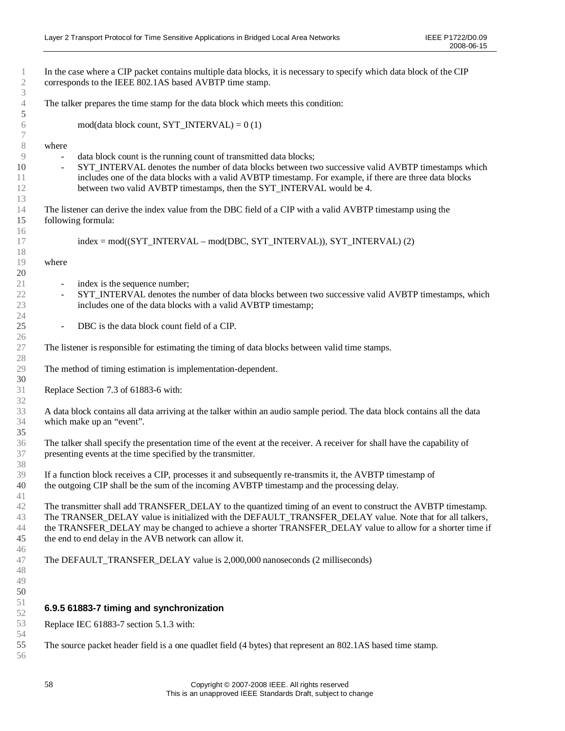In the case where a CIP packet contains multiple data blocks, it is necessary to specify which data block of the CIP corresponds to the IEEE 802.1AS based AVBTP time stamp.

The talker prepares the time stamp for the data block which meets this condition:

$$\text{mod}(\text{data block count}, \text{SYT\_INTERVAL}) = 0 \quad (1)$$

where

- data block count is the running count of transmitted data blocks;
- SYT_INTERVAL denotes the number of data blocks between two successive valid AVBTP timestamps which includes one of the data blocks with a valid AVBTP timestamp. For example, if there are three data blocks between two valid AVBTP timestamps, then the SYT_INTERVAL would be 4.

The listener can derive the index value from the DBC field of a CIP with a valid AVBTP timestamp using the following formula:

$$\text{index} = \text{mod}((\text{SYT\_INTERVAL} - \text{mod}(\text{DBC}, \text{SYT\_INTERVAL})), \text{SYT\_INTERVAL}) \quad (2)$$

where

- index is the sequence number;
- SYT_INTERVAL denotes the number of data blocks between two successive valid AVBTP timestamps, which includes one of the data blocks with a valid AVBTP timestamp;
- DBC is the data block count field of a CIP.

The listener is responsible for estimating the timing of data blocks between valid time stamps.

The method of timing estimation is implementation-dependent.

Replace Section 7.3 of 61883-6 with:

A data block contains all data arriving at the talker within an audio sample period. The data block contains all the data which make up an “event”.

The talker shall specify the presentation time of the event at the receiver. A receiver for shall have the capability of presenting events at the time specified by the transmitter.

If a function block receives a CIP, processes it and subsequently re-transmits it, the AVBTP timestamp of the outgoing CIP shall be the sum of the incoming AVBTP timestamp and the processing delay.

The transmitter shall add TRANSFER_DELAY to the quantized timing of an event to construct the AVBTP timestamp. The TRANSER_DELAY value is initialized with the DEFAULT_TRANSFER_DELAY value. Note that for all talkers, the TRANSFER_DELAY may be changed to achieve a shorter TRANSFER_DELAY value to allow for a shorter time if the end to end delay in the AVB network can allow it.

The DEFAULT_TRANSFER_DELAY value is 2,000,000 nanoseconds (2 milliseconds)

### 6.9.5 61883-7 timing and synchronization

Replace IEC 61883-7 section 5.1.3 with:

The source packet header field is a one quadlet field (4 bytes) that represent an 802.1AS based time stamp.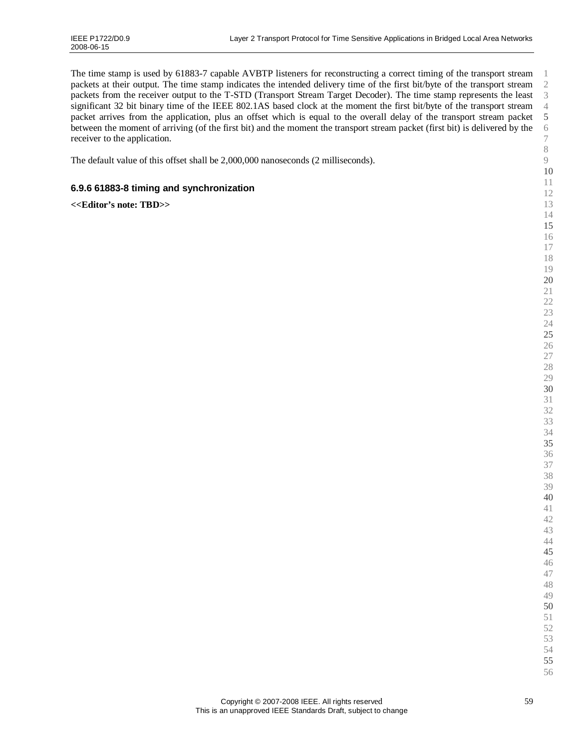The time stamp is used by 61883-7 capable AVBTP listeners for reconstructing a correct timing of the transport stream packets at their output. The time stamp indicates the intended delivery time of the first bit/byte of the transport stream packets from the receiver output to the T-STD (Transport Stream Target Decoder). The time stamp represents the least significant 32 bit binary time of the IEEE 802.1AS based clock at the moment the first bit/byte of the transport stream packet arrives from the application, plus an offset which is equal to the overall delay of the transport stream packet between the moment of arriving (of the first bit) and the moment the transport stream packet (first bit) is delivered by the receiver to the application.

The default value of this offset shall be 2,000,000 nanoseconds (2 milliseconds).

### 6.9.6 61883-8 timing and synchronization

**<<Editor's note: TBD>>**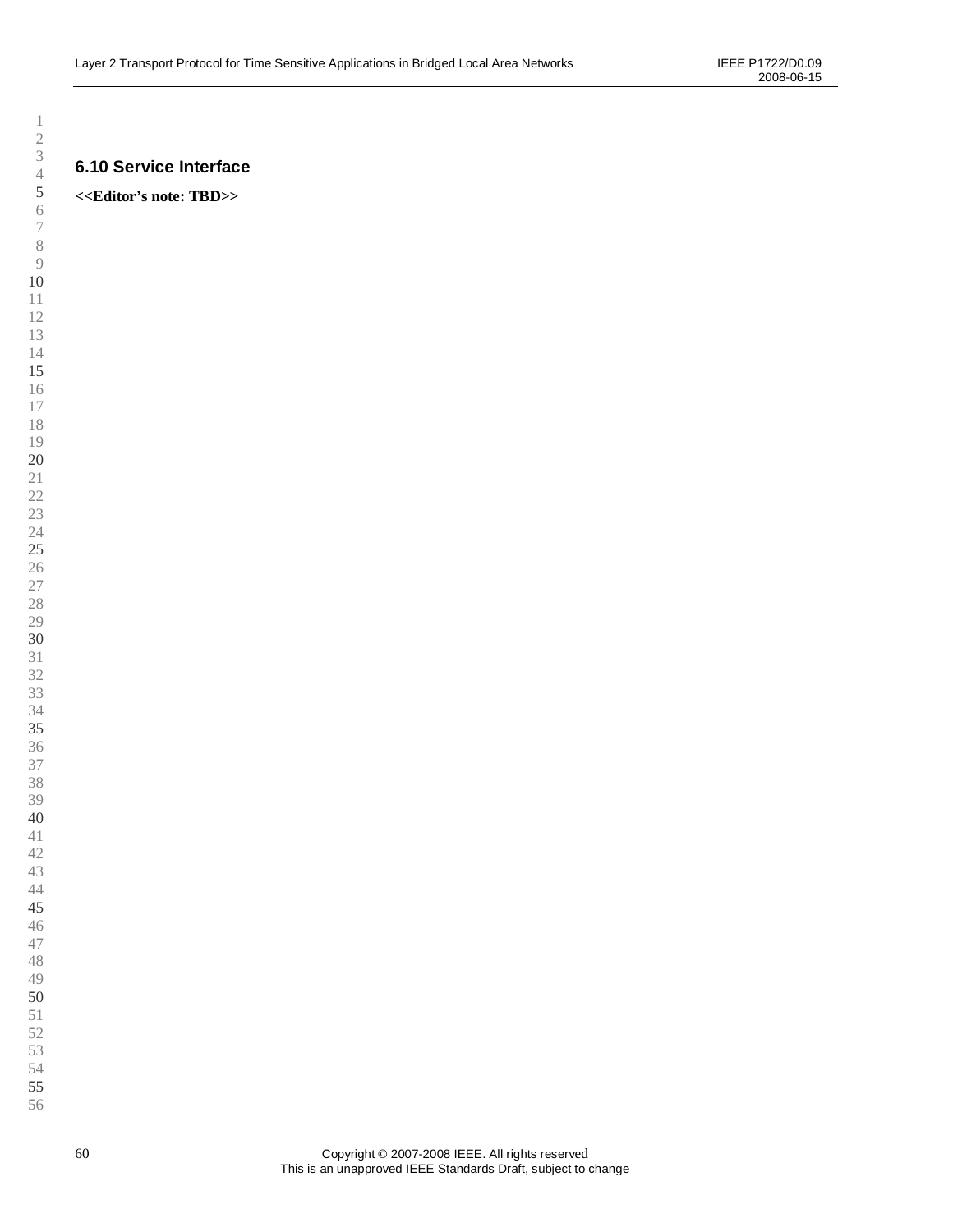## 6.10 Service Interface

**<<Editor's note: TBD>>**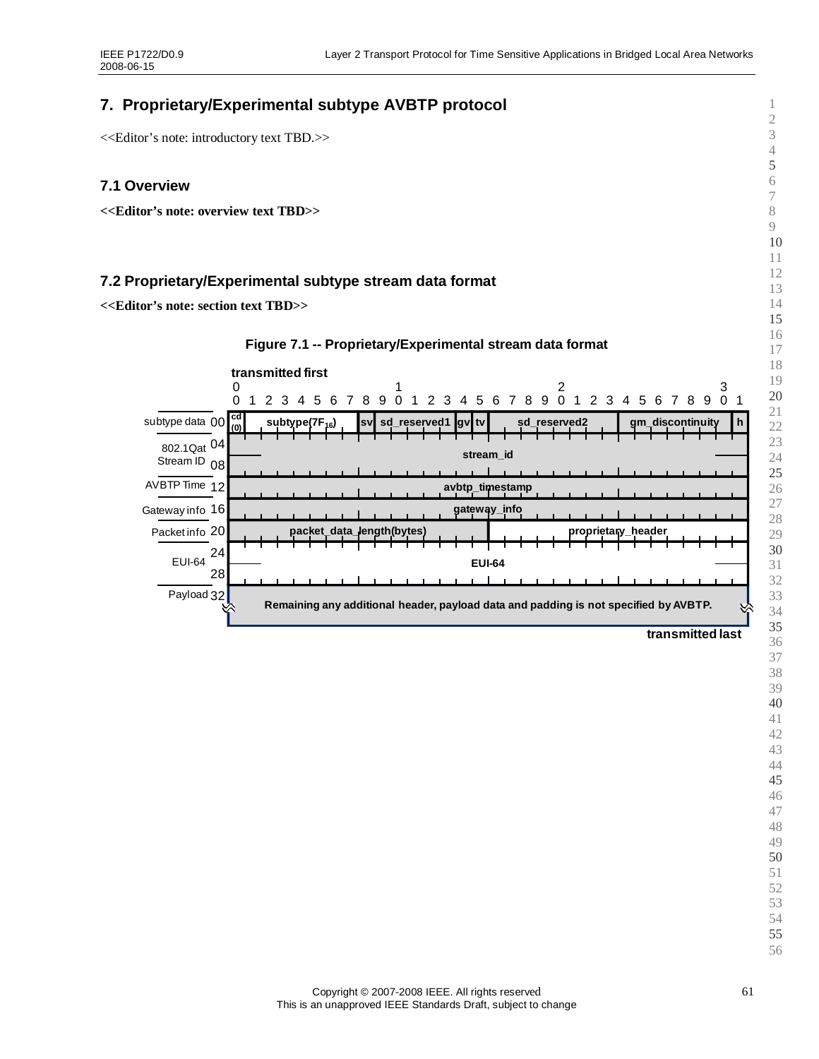# 7. Proprietary/Experimental subtype AVBTP protocol

<<Editor's note: introductory text TBD.>>

## 7.1 Overview

**<<Editor's note: overview text TBD>>**

## 7.2 Proprietary/Experimental subtype stream data format

**<<Editor's note: section text TBD>>**

**Figure 7.1 -- Proprietary/Experimental stream data format**

transmitted first

| Offset | Bits 0–7 | Bits 8–15 | Bits 16–23 | Bits 24–31 |
|---|---|---|---|---|
| subtype data 00 | cd (0), subtype(7F$_{16}$) | sv, sd_reserved1, gv, tv | sd_reserved2 | gm_discontinuity, h |
| 802.1Qat Stream ID 04 | stream_id | | | |
| 08 | | | | |
| AVBTP Time 12 | avbtp_timestamp | | | |
| Gateway info 16 | gateway_info | | | |
| Packet info 20 | packet_data_length(bytes) | | proprietary_header | |
| EUI-64 24 | EUI-64 | | | |
| 28 | | | | |
| Payload 32 | Remaining any additional header, payload data and padding is not specified by AVBTP. | | | |

transmitted last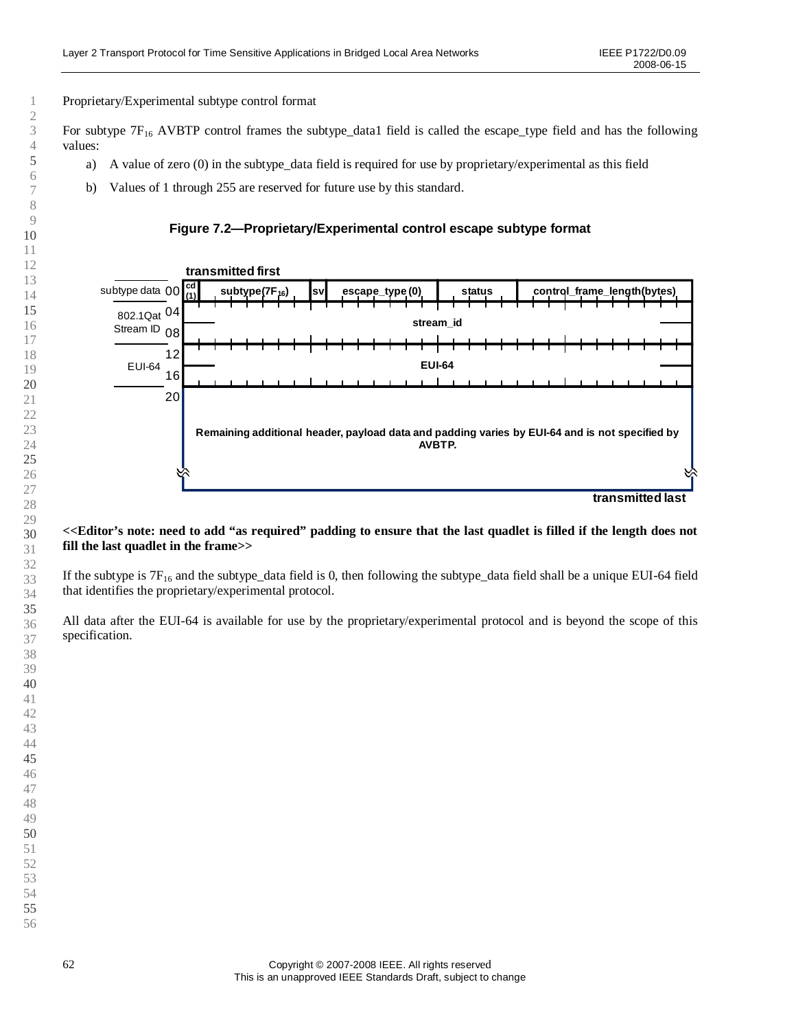Proprietary/Experimental subtype control format

For subtype $7F_{16}$ AVBTP control frames the subtype_data1 field is called the escape_type field and has the following values:

a) A value of zero (0) in the subtype_data field is required for use by proprietary/experimental as this field

b) Values of 1 through 255 are reserved for future use by this standard.

**Figure 7.2—Proprietary/Experimental control escape subtype format**

| | Offset | transmitted first | | | | | |
|---|---|---|---|---|---|---|---|
| subtype data | 00 | cd (1) | subtype($7F_{16}$) | sv | escape_type (0) | status | control_frame_length(bytes) |
| 802.1Qat Stream ID | 04 | stream_id | | | | | |
| | 08 | | | | | | |
| EUI-64 | 12 | EUI-64 | | | | | |
| | 16 | | | | | | |
| | 20 | Remaining additional header, payload data and padding varies by EUI-64 and is not specified by AVBTP. | | | | | |
| | | transmitted last | | | | | |

**<<Editor's note: need to add "as required" padding to ensure that the last quadlet is filled if the length does not fill the last quadlet in the frame>>**

If the subtype is $7F_{16}$ and the subtype_data field is 0, then following the subtype_data field shall be a unique EUI-64 field that identifies the proprietary/experimental protocol.

All data after the EUI-64 is available for use by the proprietary/experimental protocol and is beyond the scope of this specification.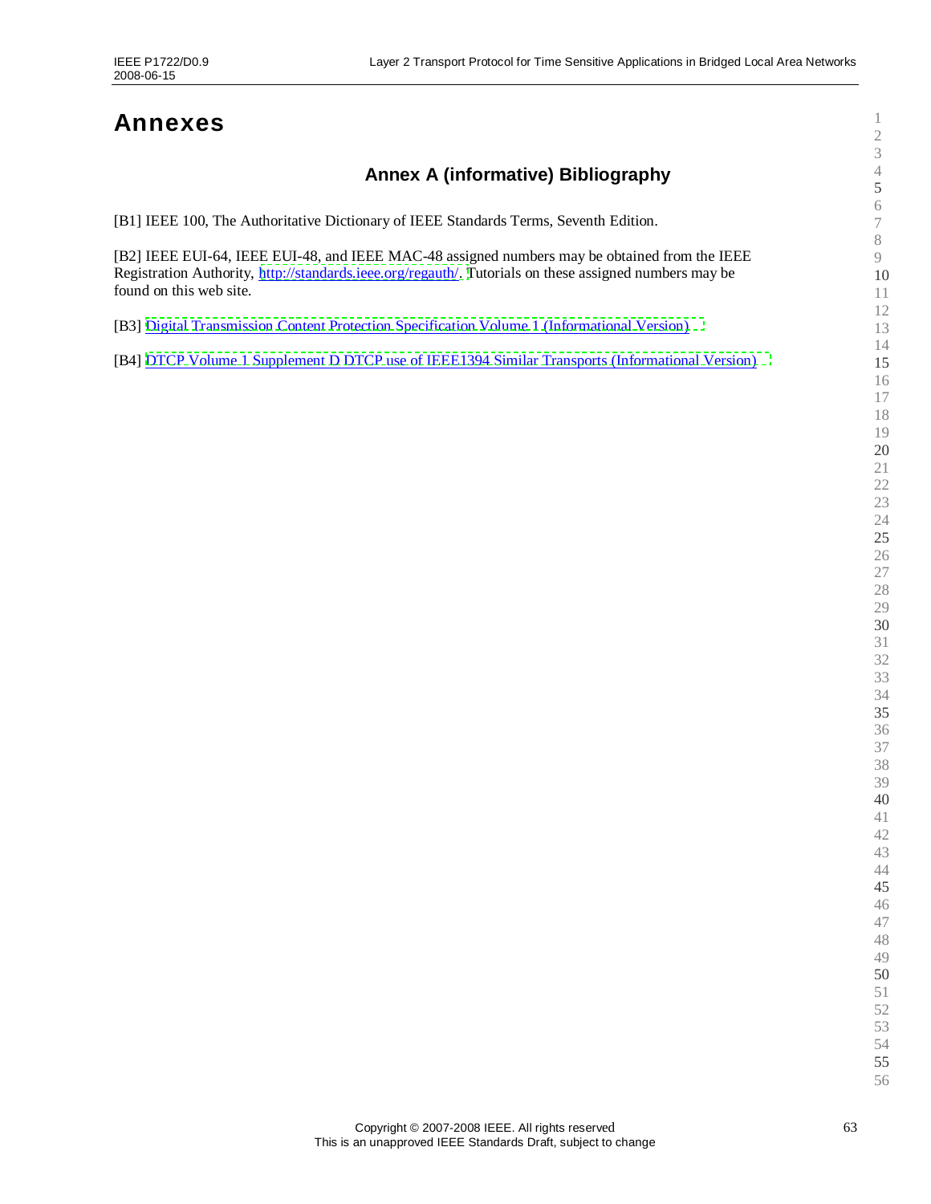# Annexes

## Annex A (informative) Bibliography

[B1] IEEE 100, The Authoritative Dictionary of IEEE Standards Terms, Seventh Edition.

[B2] IEEE EUI-64, IEEE EUI-48, and IEEE MAC-48 assigned numbers may be obtained from the IEEE Registration Authority, http://standards.ieee.org/regauth/. Tutorials on these assigned numbers may be found on this web site.

[B3] Digital Transmission Content Protection Specification Volume 1 (Informational Version)

[B4] DTCP Volume 1 Supplement D DTCP use of IEEE1394 Similar Transports (Informational Version)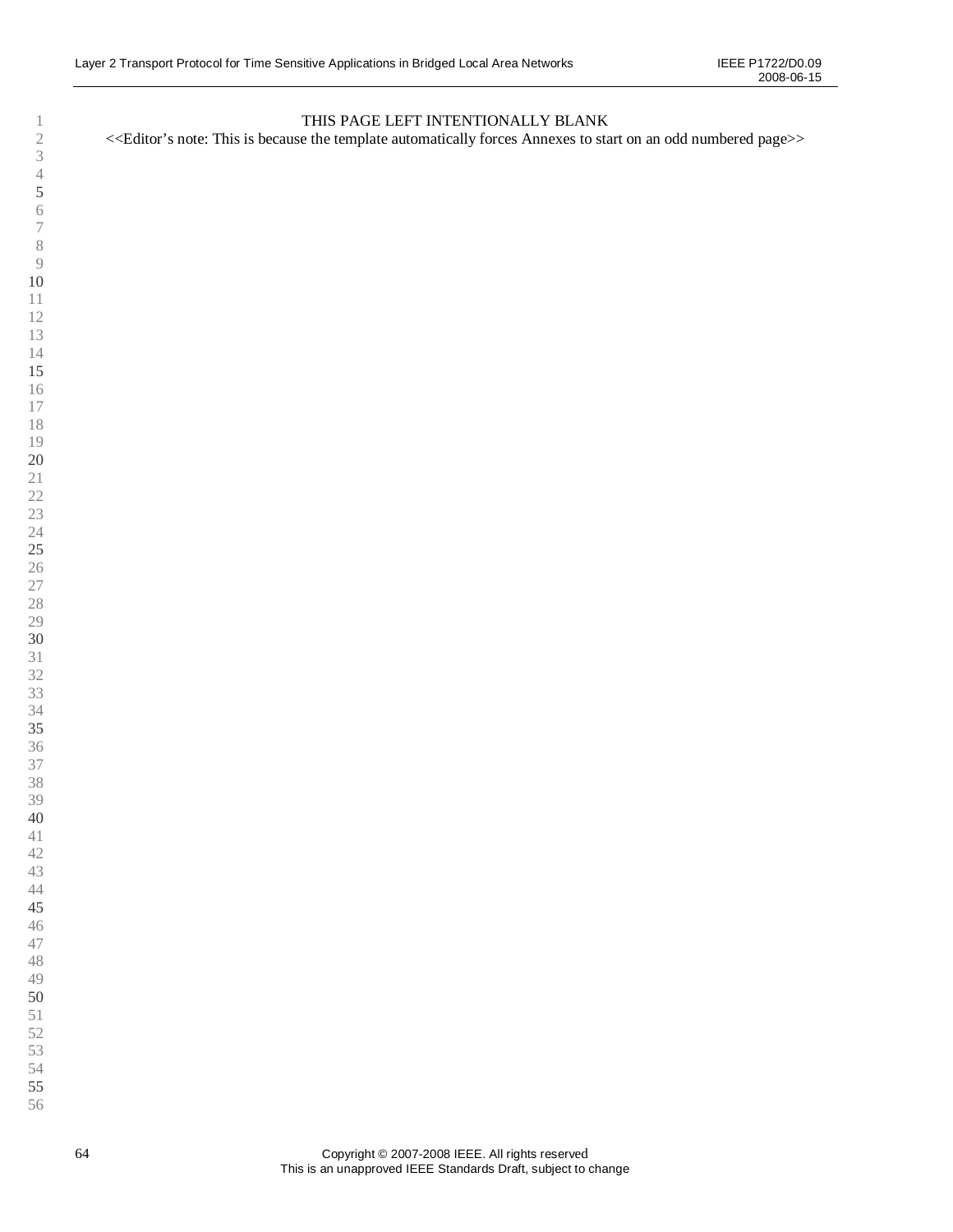THIS PAGE LEFT INTENTIONALLY BLANK

<<Editor's note: This is because the template automatically forces Annexes to start on an odd numbered page>>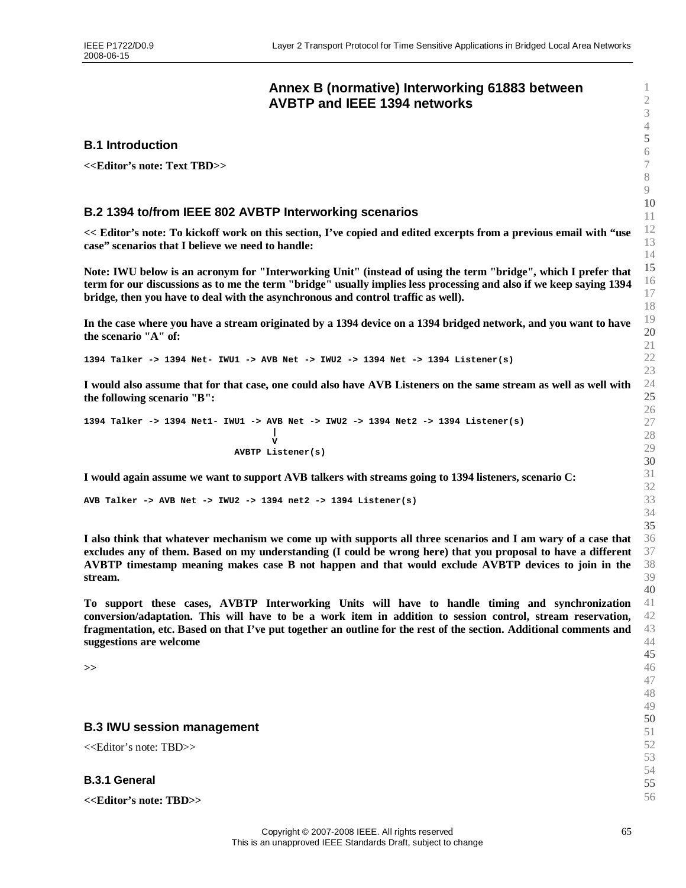# Annex B (normative) Interworking 61883 between AVBTP and IEEE 1394 networks

## B.1 Introduction

**<<Editor's note: Text TBD>>**

## B.2 1394 to/from IEEE 802 AVBTP Interworking scenarios

**<< Editor's note: To kickoff work on this section, I've copied and edited excerpts from a previous email with "use case" scenarios that I believe we need to handle:**

**Note: IWU below is an acronym for "Interworking Unit" (instead of using the term "bridge", which I prefer that term for our discussions as to me the term "bridge" usually implies less processing and also if we keep saying 1394 bridge, then you have to deal with the asynchronous and control traffic as well).**

**In the case where you have a stream originated by a 1394 device on a 1394 bridged network, and you want to have the scenario "A" of:**

```
1394 Talker -> 1394 Net- IWU1 -> AVB Net -> IWU2 -> 1394 Net -> 1394 Listener(s)
```

**I would also assume that for that case, one could also have AVB Listeners on the same stream as well as well with the following scenario "B":**

```
1394 Talker -> 1394 Net1- IWU1 -> AVB Net -> IWU2 -> 1394 Net2 -> 1394 Listener(s)
                                    |
                                    V
                           AVBTP Listener(s)
```

**I would again assume we want to support AVB talkers with streams going to 1394 listeners, scenario C:**

```
AVB Talker -> AVB Net -> IWU2 -> 1394 net2 -> 1394 Listener(s)
```

**I also think that whatever mechanism we come up with supports all three scenarios and I am wary of a case that excludes any of them. Based on my understanding (I could be wrong here) that you proposal to have a different AVBTP timestamp meaning makes case B not happen and that would exclude AVBTP devices to join in the stream.**

**To support these cases, AVBTP Interworking Units will have to handle timing and synchronization conversion/adaptation. This will have to be a work item in addition to session control, stream reservation, fragmentation, etc. Based on that I've put together an outline for the rest of the section. Additional comments and suggestions are welcome**

**>>**

## B.3 IWU session management

<<Editor's note: TBD>>

### B.3.1 General

**<<Editor's note: TBD>>**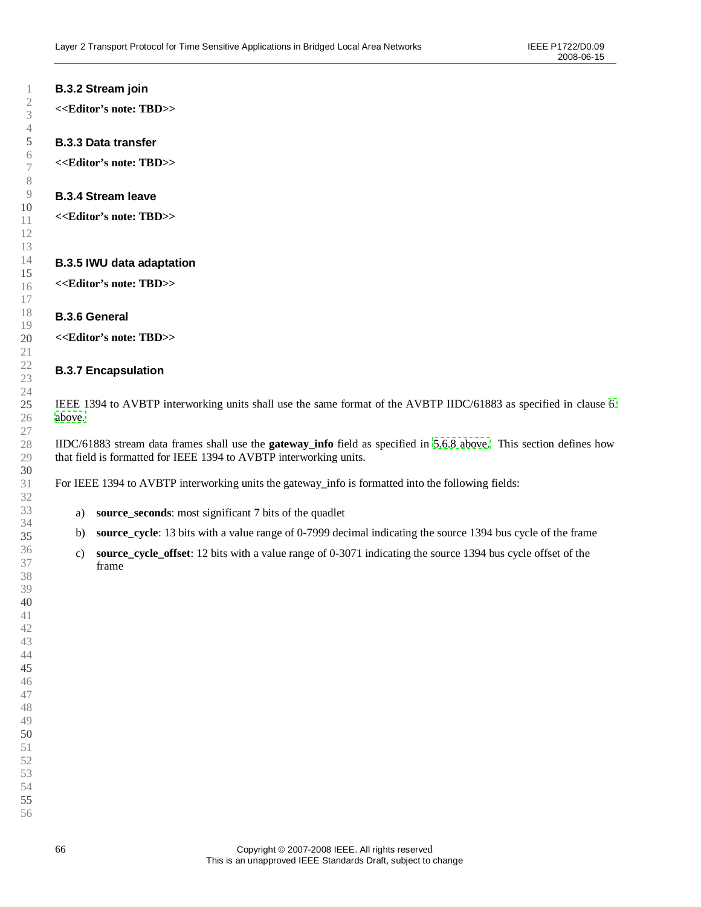### B.3.2 Stream join

**<<Editor's note: TBD>>**

### B.3.3 Data transfer

**<<Editor's note: TBD>>**

### B.3.4 Stream leave

**<<Editor's note: TBD>>**

### B.3.5 IWU data adaptation

**<<Editor's note: TBD>>**

### B.3.6 General

**<<Editor's note: TBD>>**

### B.3.7 Encapsulation

IEEE 1394 to AVBTP interworking units shall use the same format of the AVBTP IIDC/61883 as specified in clause 6 above.

IIDC/61883 stream data frames shall use the **gateway_info** field as specified in 5.6.8 above. This section defines how that field is formatted for IEEE 1394 to AVBTP interworking units.

For IEEE 1394 to AVBTP interworking units the gateway_info is formatted into the following fields:

a) **source_seconds**: most significant 7 bits of the quadlet

b) **source_cycle**: 13 bits with a value range of 0-7999 decimal indicating the source 1394 bus cycle of the frame

c) **source_cycle_offset**: 12 bits with a value range of 0-3071 indicating the source 1394 bus cycle offset of the frame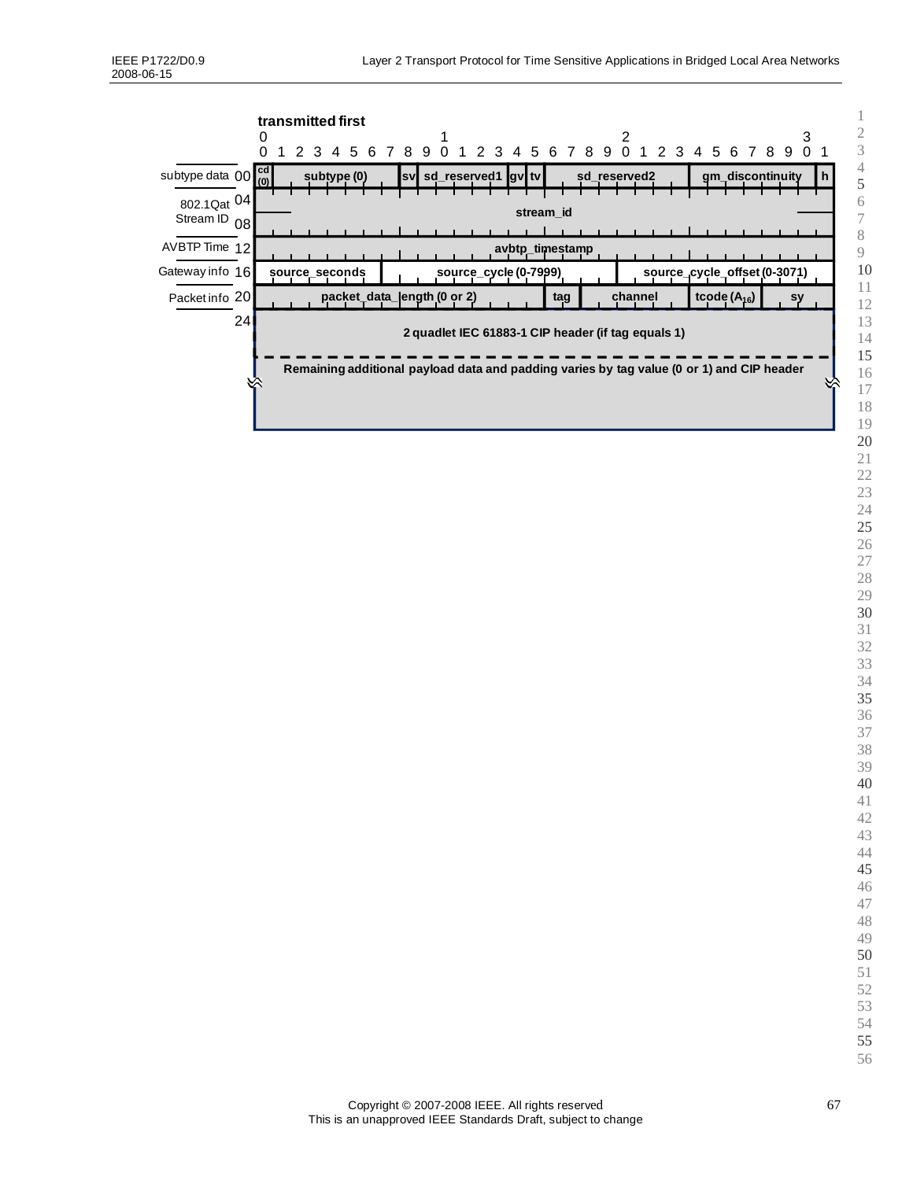**transmitted first**

| Offset | Label | Bits 0–31 |
|---|---|---|
| 00 | subtype data | cd (0) \| subtype (0) \| sv \| sd_reserved1 \| gv \| tv \| sd_reserved2 \| gm_discontinuity \| h |
| 04 | 802.1Qat Stream ID | stream_id |
| 08 | | stream_id (continued) |
| 12 | AVBTP Time | avbtp_timestamp |
| 16 | Gateway info | source_seconds \| source_cycle (0-7999) \| source_cycle_offset (0-3071) |
| 20 | Packet info | packet_data_length (0 or 2) \| tag \| channel \| tcode ($A_{16}$) \| sy |
| 24 | | 2 quadlet IEC 61883-1 CIP header (if tag equals 1) |
| | | Remaining additional payload data and padding varies by tag value (0 or 1) and CIP header |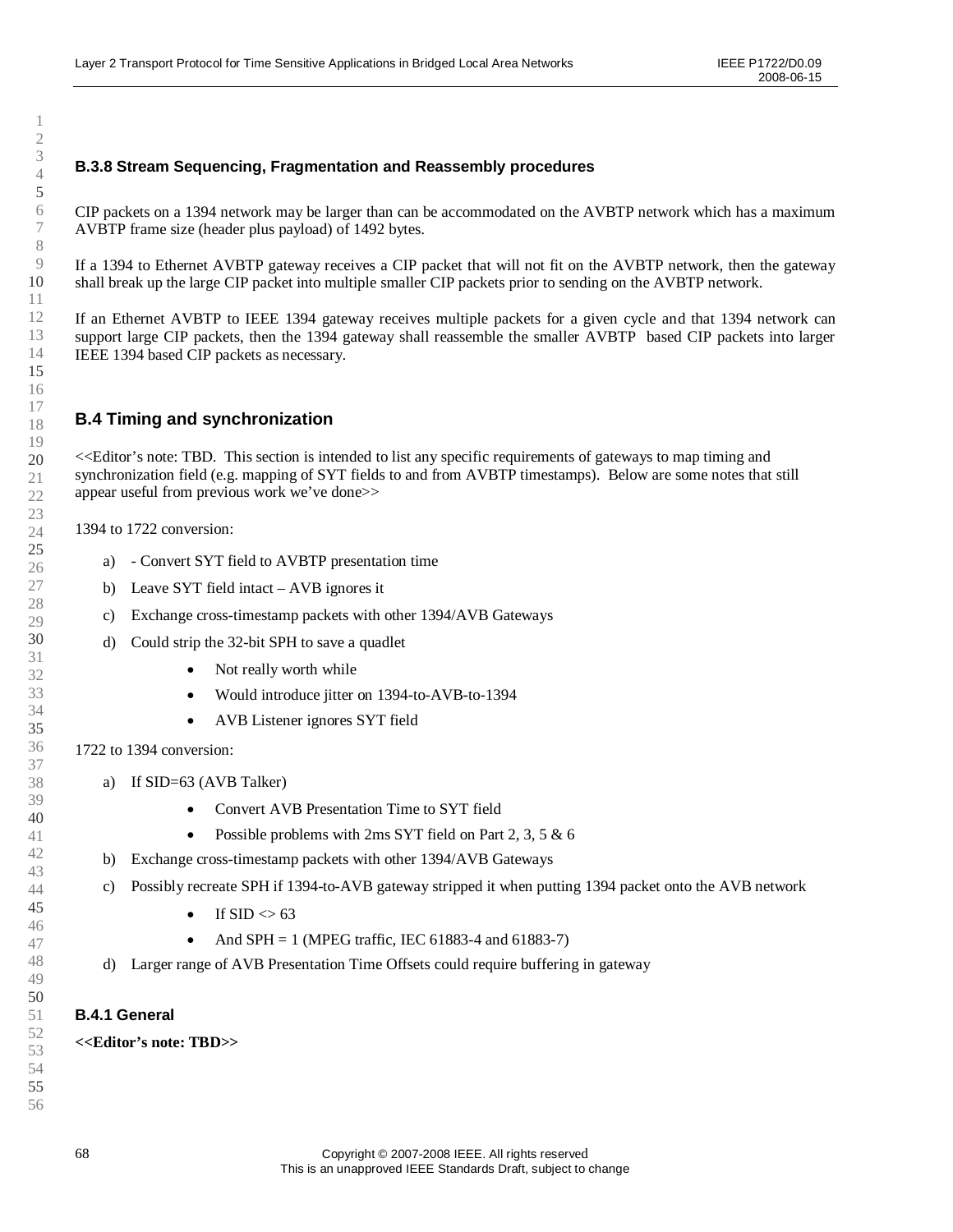### B.3.8 Stream Sequencing, Fragmentation and Reassembly procedures

CIP packets on a 1394 network may be larger than can be accommodated on the AVBTP network which has a maximum AVBTP frame size (header plus payload) of 1492 bytes.

If a 1394 to Ethernet AVBTP gateway receives a CIP packet that will not fit on the AVBTP network, then the gateway shall break up the large CIP packet into multiple smaller CIP packets prior to sending on the AVBTP network.

If an Ethernet AVBTP to IEEE 1394 gateway receives multiple packets for a given cycle and that 1394 network can support large CIP packets, then the 1394 gateway shall reassemble the smaller AVBTP based CIP packets into larger IEEE 1394 based CIP packets as necessary.

## B.4 Timing and synchronization

<<Editor's note: TBD. This section is intended to list any specific requirements of gateways to map timing and synchronization field (e.g. mapping of SYT fields to and from AVBTP timestamps). Below are some notes that still appear useful from previous work we've done>>

1394 to 1722 conversion:

a) - Convert SYT field to AVBTP presentation time

b) Leave SYT field intact – AVB ignores it

c) Exchange cross-timestamp packets with other 1394/AVB Gateways

d) Could strip the 32-bit SPH to save a quadlet
   - Not really worth while
   - Would introduce jitter on 1394-to-AVB-to-1394
   - AVB Listener ignores SYT field

1722 to 1394 conversion:

a) If SID=63 (AVB Talker)
   - Convert AVB Presentation Time to SYT field
   - Possible problems with 2ms SYT field on Part 2, 3, 5 & 6

b) Exchange cross-timestamp packets with other 1394/AVB Gateways

c) Possibly recreate SPH if 1394-to-AVB gateway stripped it when putting 1394 packet onto the AVB network
   - If SID <> 63
   - And SPH = 1 (MPEG traffic, IEC 61883-4 and 61883-7)

d) Larger range of AVB Presentation Time Offsets could require buffering in gateway

### B.4.1 General

**<<Editor's note: TBD>>**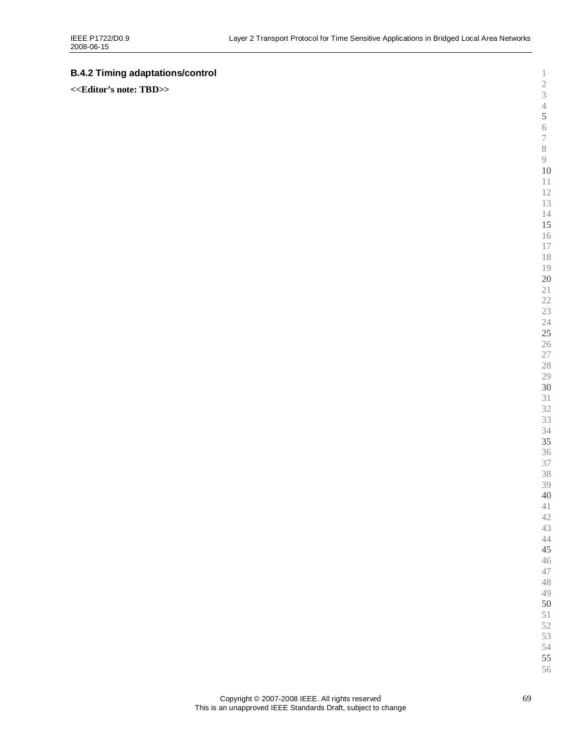### B.4.2 Timing adaptations/control

**<<Editor's note: TBD>>**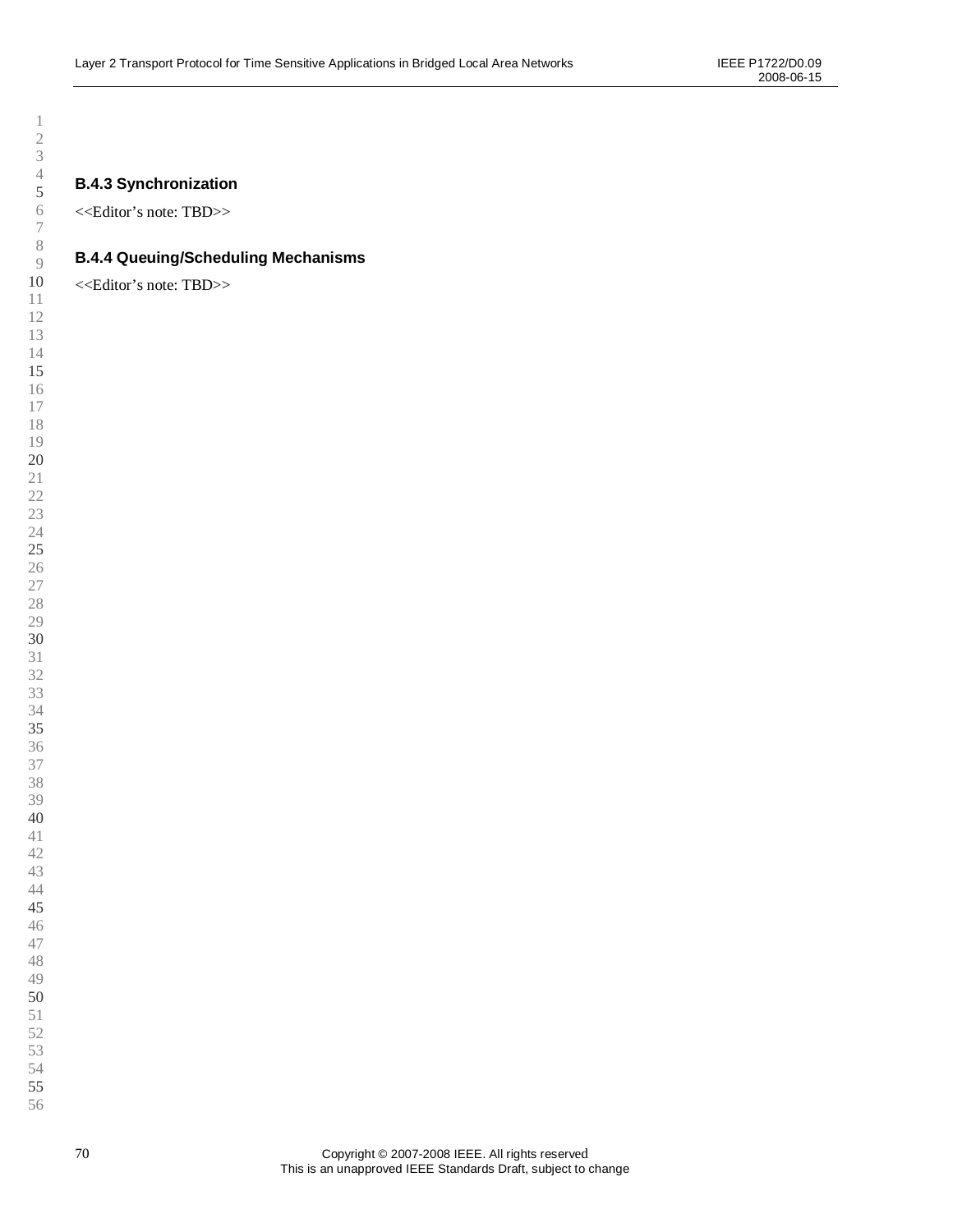### B.4.3 Synchronization

<<Editor's note: TBD>>

### B.4.4 Queuing/Scheduling Mechanisms

<<Editor's note: TBD>>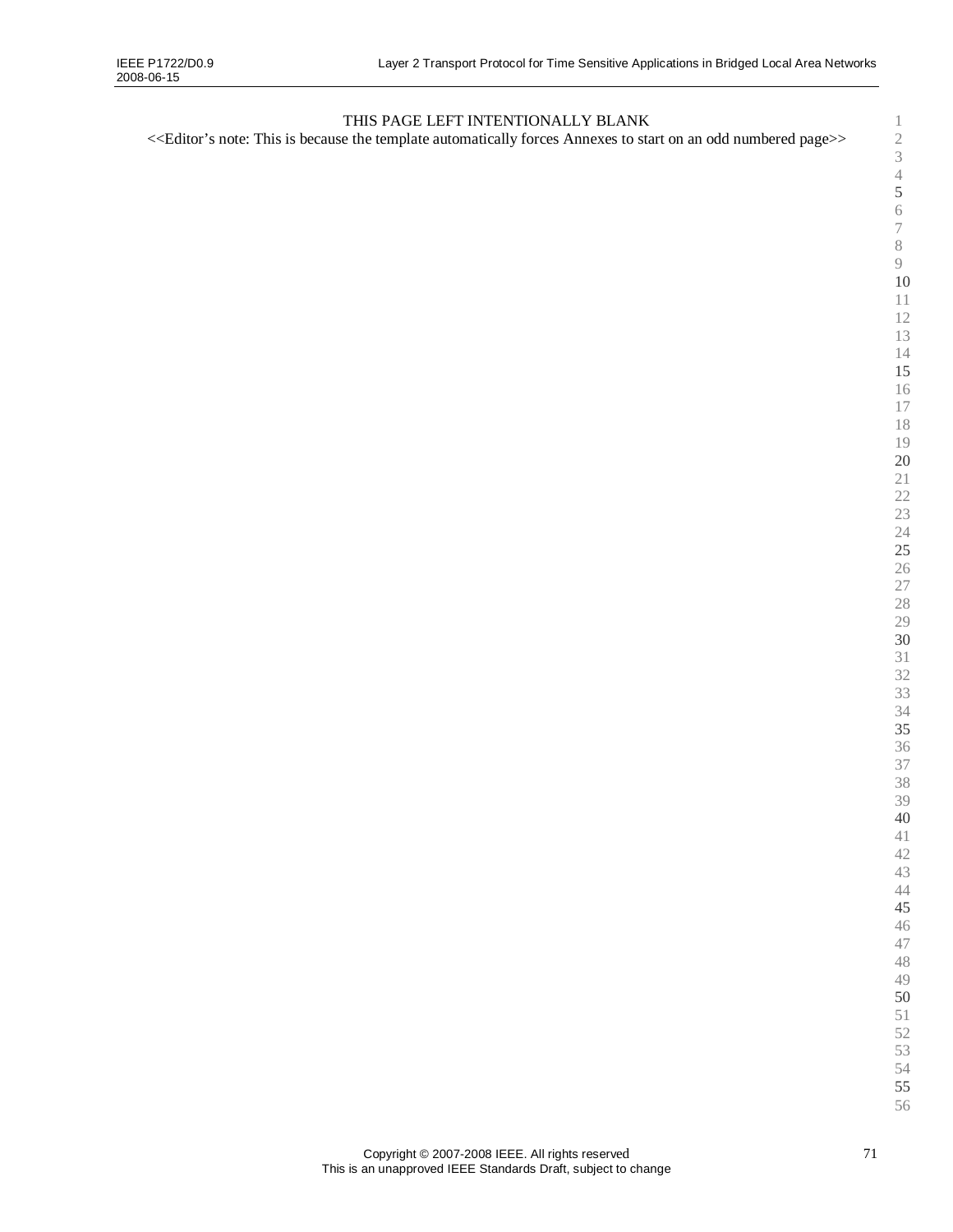THIS PAGE LEFT INTENTIONALLY BLANK

<<Editor's note: This is because the template automatically forces Annexes to start on an odd numbered page>>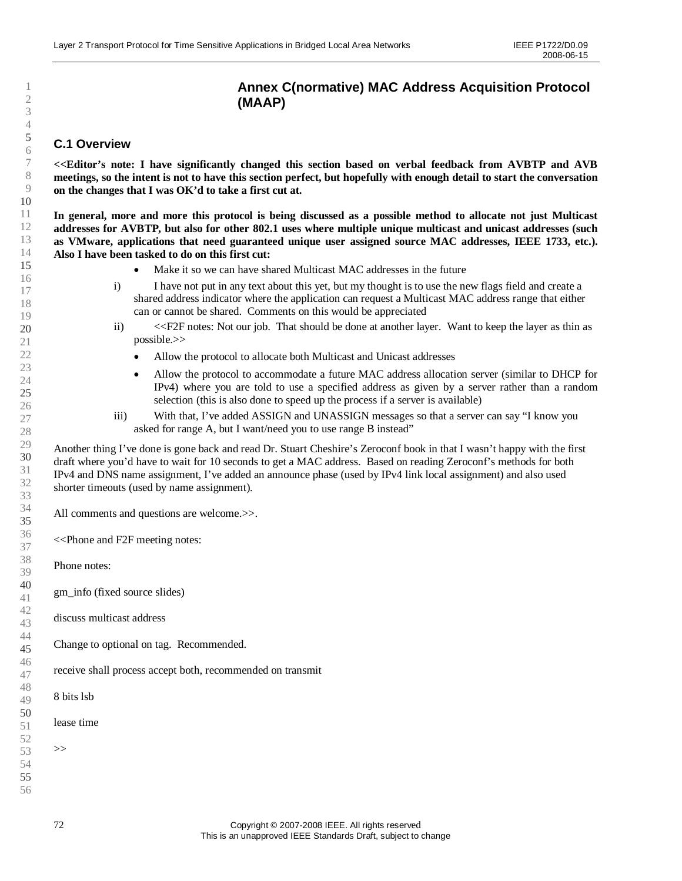# Annex C(normative) MAC Address Acquisition Protocol (MAAP)

## C.1 Overview

**<<Editor's note: I have significantly changed this section based on verbal feedback from AVBTP and AVB meetings, so the intent is not to have this section perfect, but hopefully with enough detail to start the conversation on the changes that I was OK'd to take a first cut at.**

**In general, more and more this protocol is being discussed as a possible method to allocate not just Multicast addresses for AVBTP, but also for other 802.1 uses where multiple unique multicast and unicast addresses (such as VMware, applications that need guaranteed unique user assigned source MAC addresses, IEEE 1733, etc.). Also I have been tasked to do on this first cut:**

- Make it so we can have shared Multicast MAC addresses in the future

i) I have not put in any text about this yet, but my thought is to use the new flags field and create a shared address indicator where the application can request a Multicast MAC address range that either can or cannot be shared. Comments on this would be appreciated

ii) <<F2F notes: Not our job. That should be done at another layer. Want to keep the layer as thin as possible.>>

- Allow the protocol to allocate both Multicast and Unicast addresses
- Allow the protocol to accommodate a future MAC address allocation server (similar to DHCP for IPv4) where you are told to use a specified address as given by a server rather than a random selection (this is also done to speed up the process if a server is available)

iii) With that, I've added ASSIGN and UNASSIGN messages so that a server can say "I know you asked for range A, but I want/need you to use range B instead"

Another thing I've done is gone back and read Dr. Stuart Cheshire's Zeroconf book in that I wasn't happy with the first draft where you'd have to wait for 10 seconds to get a MAC address. Based on reading Zeroconf's methods for both IPv4 and DNS name assignment, I've added an announce phase (used by IPv4 link local assignment) and also used shorter timeouts (used by name assignment).

All comments and questions are welcome.>>.

<<Phone and F2F meeting notes:

Phone notes:

gm_info (fixed source slides)

discuss multicast address

Change to optional on tag. Recommended.

receive shall process accept both, recommended on transmit

8 bits lsb

lease time

>>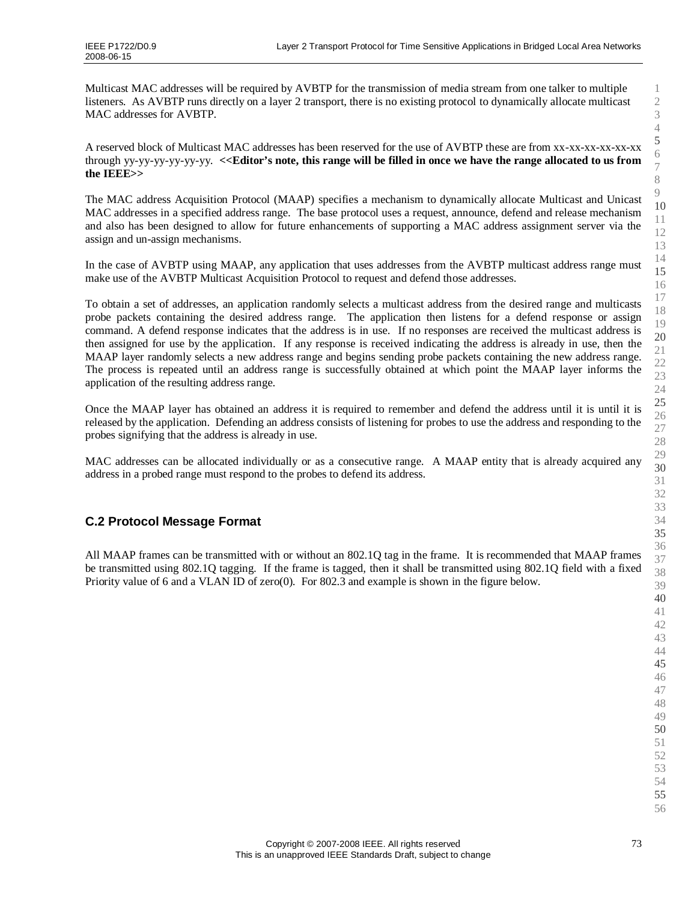Multicast MAC addresses will be required by AVBTP for the transmission of media stream from one talker to multiple listeners. As AVBTP runs directly on a layer 2 transport, there is no existing protocol to dynamically allocate multicast MAC addresses for AVBTP.

A reserved block of Multicast MAC addresses has been reserved for the use of AVBTP these are from xx-xx-xx-xx-xx-xx through yy-yy-yy-yy-yy-yy. **<<Editor's note, this range will be filled in once we have the range allocated to us from the IEEE>>**

The MAC address Acquisition Protocol (MAAP) specifies a mechanism to dynamically allocate Multicast and Unicast MAC addresses in a specified address range. The base protocol uses a request, announce, defend and release mechanism and also has been designed to allow for future enhancements of supporting a MAC address assignment server via the assign and un-assign mechanisms.

In the case of AVBTP using MAAP, any application that uses addresses from the AVBTP multicast address range must make use of the AVBTP Multicast Acquisition Protocol to request and defend those addresses.

To obtain a set of addresses, an application randomly selects a multicast address from the desired range and multicasts probe packets containing the desired address range. The application then listens for a defend response or assign command. A defend response indicates that the address is in use. If no responses are received the multicast address is then assigned for use by the application. If any response is received indicating the address is already in use, then the MAAP layer randomly selects a new address range and begins sending probe packets containing the new address range. The process is repeated until an address range is successfully obtained at which point the MAAP layer informs the application of the resulting address range.

Once the MAAP layer has obtained an address it is required to remember and defend the address until it is until it is released by the application. Defending an address consists of listening for probes to use the address and responding to the probes signifying that the address is already in use.

MAC addresses can be allocated individually or as a consecutive range. A MAAP entity that is already acquired any address in a probed range must respond to the probes to defend its address.

## C.2 Protocol Message Format

All MAAP frames can be transmitted with or without an 802.1Q tag in the frame. It is recommended that MAAP frames be transmitted using 802.1Q tagging. If the frame is tagged, then it shall be transmitted using 802.1Q field with a fixed Priority value of 6 and a VLAN ID of zero(0). For 802.3 and example is shown in the figure below.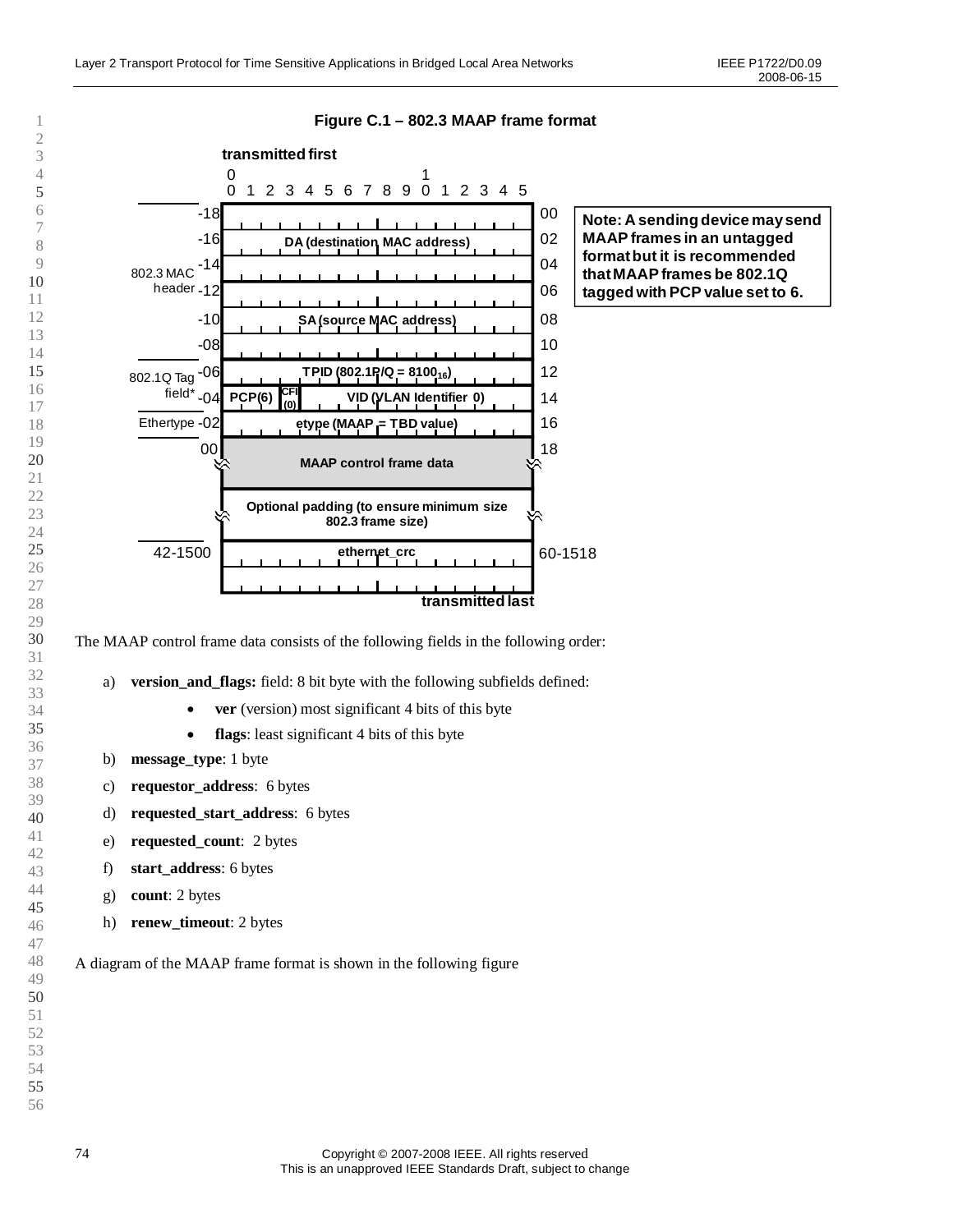**Figure C.1 – 802.3 MAAP frame format**

| Offset | Field | Offset |
|---|---|---|
| -18 | DA (destination MAC address) | 00 |
| -16 | | 02 |
| -14 | | 04 |
| -12 | SA (source MAC address) | 06 |
| -10 | | 08 |
| -08 | | 10 |
| -06 | TPID (802.1P/Q = $8100_{16}$) | 12 |
| -04 | PCP(6) / CFI (0) / VID (VLAN Identifier 0) | 14 |
| -02 | etype (MAAP = TBD value) | 16 |
| 00 | MAAP control frame data | 18 |
| | Optional padding (to ensure minimum size 802.3 frame size) | |
| 42-1500 | ethernet_crc | 60-1518 |

transmitted first; bit positions 0–15; 802.3 MAC header (-18 to -08); 802.1Q Tag field* (-06 to -04); Ethertype (-02); transmitted last.

**Note: A sending device may send MAAP frames in an untagged format but it is recommended that MAAP frames be 802.1Q tagged with PCP value set to 6.**

The MAAP control frame data consists of the following fields in the following order:

a) **version_and_flags:** field: 8 bit byte with the following subfields defined:
   - **ver** (version) most significant 4 bits of this byte
   - **flags**: least significant 4 bits of this byte

b) **message_type**: 1 byte

c) **requestor_address**: 6 bytes

d) **requested_start_address**: 6 bytes

e) **requested_count**: 2 bytes

f) **start_address**: 6 bytes

g) **count**: 2 bytes

h) **renew_timeout**: 2 bytes

A diagram of the MAAP frame format is shown in the following figure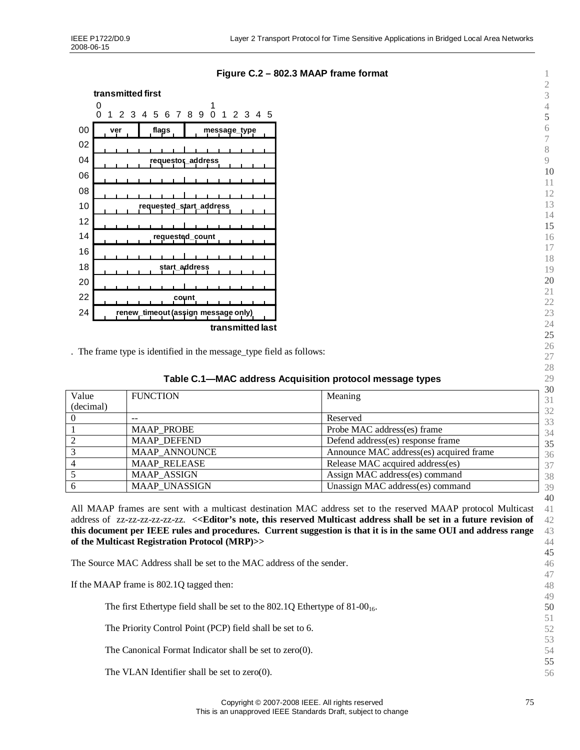**Figure C.2 – 802.3 MAAP frame format**

| Offset | Bits 0–3 | Bits 4–7 | Bits 8–15 |
|---|---|---|---|
| | **transmitted first** | | |
| 00 | ver | flags | message_type |
| 02 | requestor_address | | |
| 04 | | | |
| 06 | | | |
| 08 | requested_start_address | | |
| 10 | | | |
| 12 | | | |
| 14 | requested_count | | |
| 16 | start_address | | |
| 18 | | | |
| 20 | | | |
| 22 | count | | |
| 24 | renew_timeout (assign message only) | | |
| | | | **transmitted last** |

. The frame type is identified in the message_type field as follows:

**Table C.1—MAC address Acquisition protocol message types**

| Value (decimal) | FUNCTION | Meaning |
|---|---|---|
| 0 | -- | Reserved |
| 1 | MAAP_PROBE | Probe MAC address(es) frame |
| 2 | MAAP_DEFEND | Defend address(es) response frame |
| 3 | MAAP_ANNOUNCE | Announce MAC address(es) acquired frame |
| 4 | MAAP_RELEASE | Release MAC acquired address(es) |
| 5 | MAAP_ASSIGN | Assign MAC address(es) command |
| 6 | MAAP_UNASSIGN | Unassign MAC address(es) command |

All MAAP frames are sent with a multicast destination MAC address set to the reserved MAAP protocol Multicast address of zz-zz-zz-zz-zz-zz. **<<Editor's note, this reserved Multicast address shall be set in a future revision of this document per IEEE rules and procedures. Current suggestion is that it is in the same OUI and address range of the Multicast Registration Protocol (MRP)>>**

The Source MAC Address shall be set to the MAC address of the sender.

If the MAAP frame is 802.1Q tagged then:

> The first Ethertype field shall be set to the 802.1Q Ethertype of $81\text{-}00_{16}$.
>
> The Priority Control Point (PCP) field shall be set to 6.
>
> The Canonical Format Indicator shall be set to zero(0).
>
> The VLAN Identifier shall be set to zero(0).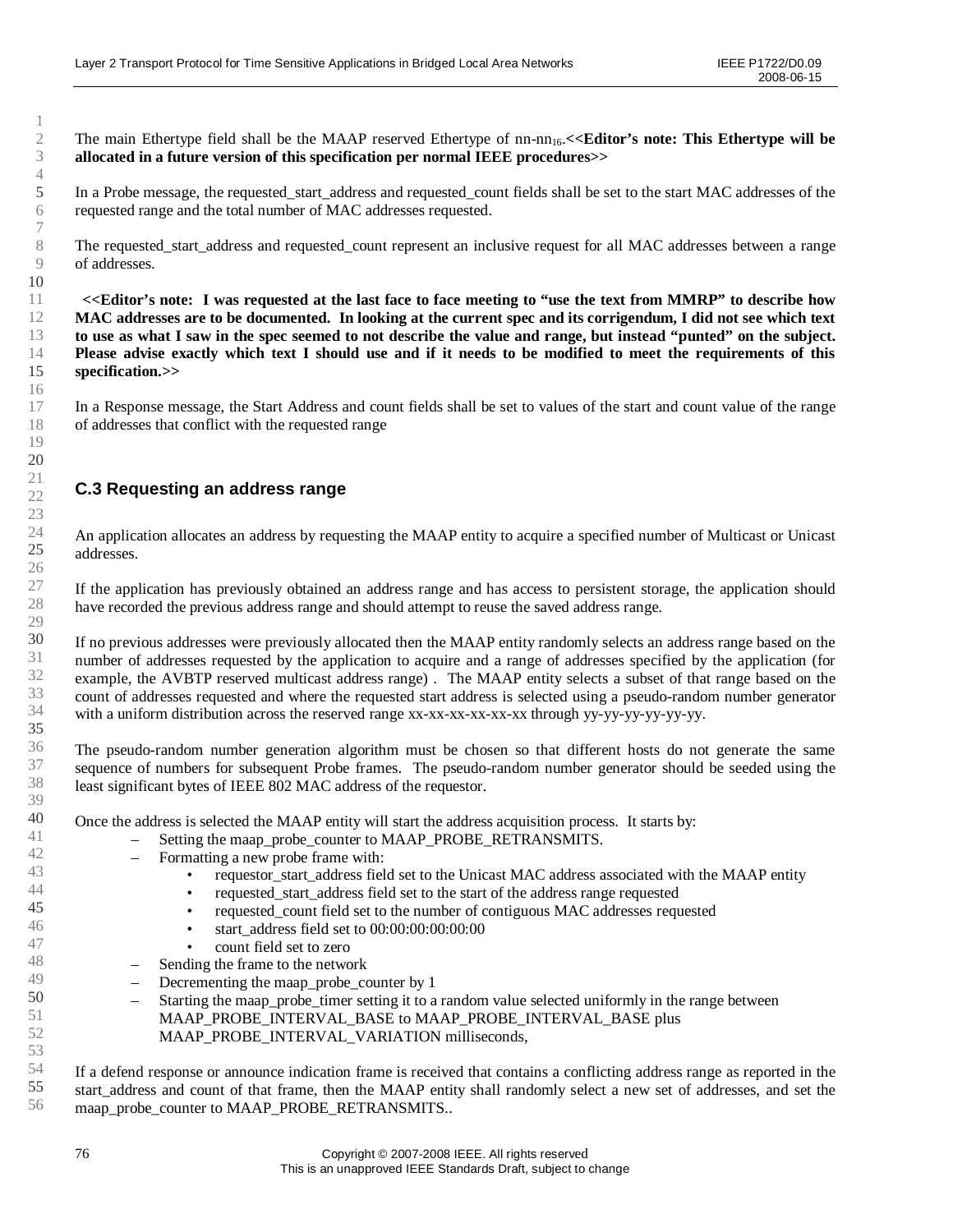The main Ethertype field shall be the MAAP reserved Ethertype of nn-nn$_{16}$.**<<Editor's note: This Ethertype will be allocated in a future version of this specification per normal IEEE procedures>>**

In a Probe message, the requested_start_address and requested_count fields shall be set to the start MAC addresses of the requested range and the total number of MAC addresses requested.

The requested_start_address and requested_count represent an inclusive request for all MAC addresses between a range of addresses.

**<<Editor's note: I was requested at the last face to face meeting to "use the text from MMRP" to describe how MAC addresses are to be documented. In looking at the current spec and its corrigendum, I did not see which text to use as what I saw in the spec seemed to not describe the value and range, but instead "punted" on the subject. Please advise exactly which text I should use and if it needs to be modified to meet the requirements of this specification.>>**

In a Response message, the Start Address and count fields shall be set to values of the start and count value of the range of addresses that conflict with the requested range

## C.3 Requesting an address range

An application allocates an address by requesting the MAAP entity to acquire a specified number of Multicast or Unicast addresses.

If the application has previously obtained an address range and has access to persistent storage, the application should have recorded the previous address range and should attempt to reuse the saved address range.

If no previous addresses were previously allocated then the MAAP entity randomly selects an address range based on the number of addresses requested by the application to acquire and a range of addresses specified by the application (for example, the AVBTP reserved multicast address range) . The MAAP entity selects a subset of that range based on the count of addresses requested and where the requested start address is selected using a pseudo-random number generator with a uniform distribution across the reserved range xx-xx-xx-xx-xx-xx through yy-yy-yy-yy-yy-yy.

The pseudo-random number generation algorithm must be chosen so that different hosts do not generate the same sequence of numbers for subsequent Probe frames. The pseudo-random number generator should be seeded using the least significant bytes of IEEE 802 MAC address of the requestor.

Once the address is selected the MAAP entity will start the address acquisition process. It starts by:

- Setting the maap_probe_counter to MAAP_PROBE_RETRANSMITS.
- Formatting a new probe frame with:
  - requestor_start_address field set to the Unicast MAC address associated with the MAAP entity
  - requested_start_address field set to the start of the address range requested
  - requested_count field set to the number of contiguous MAC addresses requested
  - start_address field set to 00:00:00:00:00:00
  - count field set to zero
- Sending the frame to the network
- Decrementing the maap_probe_counter by 1
- Starting the maap_probe_timer setting it to a random value selected uniformly in the range between MAAP_PROBE_INTERVAL_BASE to MAAP_PROBE_INTERVAL_BASE plus MAAP_PROBE_INTERVAL_VARIATION milliseconds,

If a defend response or announce indication frame is received that contains a conflicting address range as reported in the start_address and count of that frame, then the MAAP entity shall randomly select a new set of addresses, and set the maap_probe_counter to MAAP_PROBE_RETRANSMITS..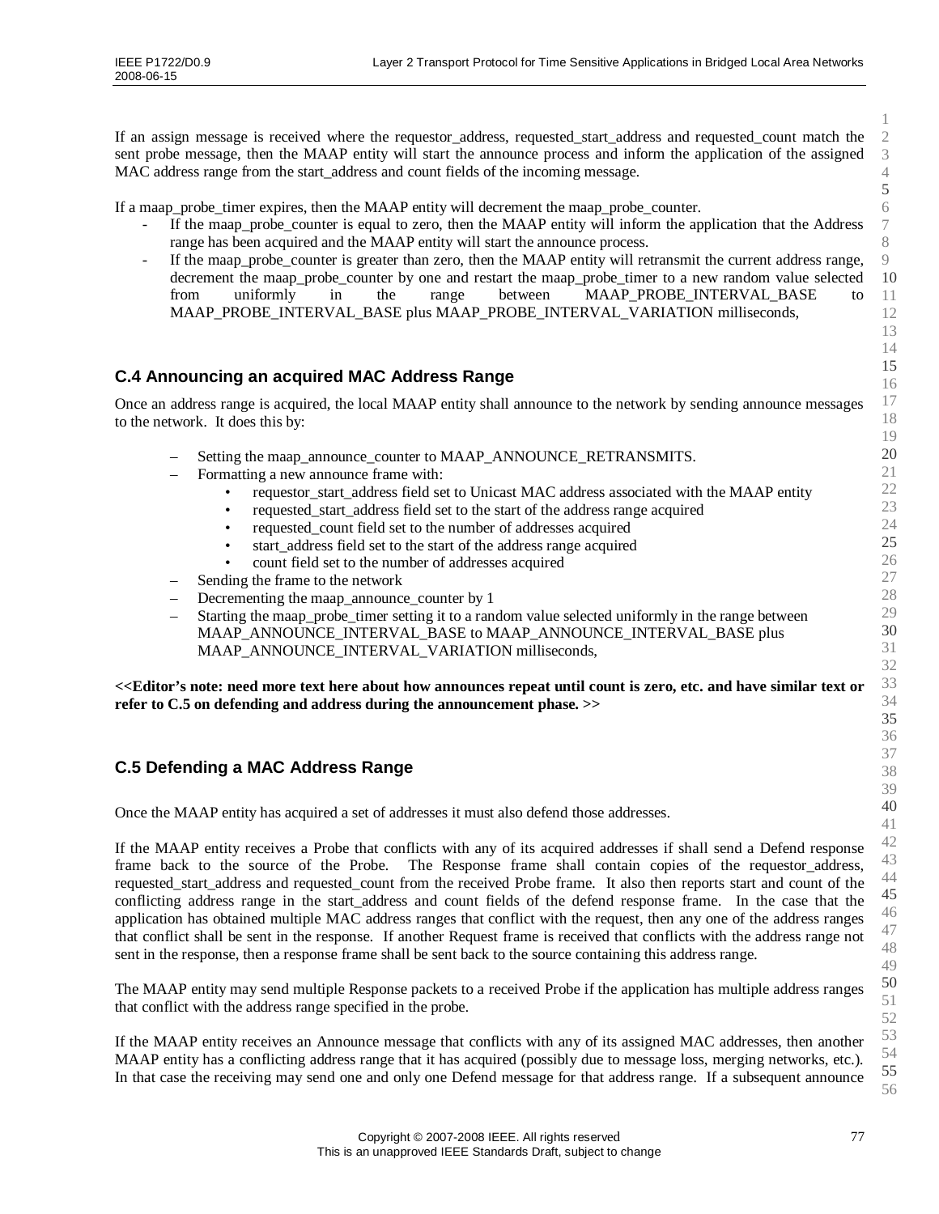If an assign message is received where the requestor_address, requested_start_address and requested_count match the sent probe message, then the MAAP entity will start the announce process and inform the application of the assigned MAC address range from the start_address and count fields of the incoming message.

If a maap_probe_timer expires, then the MAAP entity will decrement the maap_probe_counter.

- If the maap_probe_counter is equal to zero, then the MAAP entity will inform the application that the Address range has been acquired and the MAAP entity will start the announce process.
- If the maap_probe_counter is greater than zero, then the MAAP entity will retransmit the current address range, decrement the maap_probe_counter by one and restart the maap_probe_timer to a new random value selected from uniformly in the range between MAAP_PROBE_INTERVAL_BASE to MAAP_PROBE_INTERVAL_BASE plus MAAP_PROBE_INTERVAL_VARIATION milliseconds,

## C.4 Announcing an acquired MAC Address Range

Once an address range is acquired, the local MAAP entity shall announce to the network by sending announce messages to the network. It does this by:

- Setting the maap_announce_counter to MAAP_ANNOUNCE_RETRANSMITS.
- Formatting a new announce frame with:
  - requestor_start_address field set to Unicast MAC address associated with the MAAP entity
  - requested_start_address field set to the start of the address range acquired
  - requested_count field set to the number of addresses acquired
  - start_address field set to the start of the address range acquired
  - count field set to the number of addresses acquired
- Sending the frame to the network
- Decrementing the maap_announce_counter by 1
- Starting the maap_probe_timer setting it to a random value selected uniformly in the range between MAAP_ANNOUNCE_INTERVAL_BASE to MAAP_ANNOUNCE_INTERVAL_BASE plus MAAP_ANNOUNCE_INTERVAL_VARIATION milliseconds,

**<<Editor's note: need more text here about how announces repeat until count is zero, etc. and have similar text or refer to C.5 on defending and address during the announcement phase. >>**

## C.5 Defending a MAC Address Range

Once the MAAP entity has acquired a set of addresses it must also defend those addresses.

If the MAAP entity receives a Probe that conflicts with any of its acquired addresses if shall send a Defend response frame back to the source of the Probe. The Response frame shall contain copies of the requestor_address, requested_start_address and requested_count from the received Probe frame. It also then reports start and count of the conflicting address range in the start_address and count fields of the defend response frame. In the case that the application has obtained multiple MAC address ranges that conflict with the request, then any one of the address ranges that conflict shall be sent in the response. If another Request frame is received that conflicts with the address range not sent in the response, then a response frame shall be sent back to the source containing this address range.

The MAAP entity may send multiple Response packets to a received Probe if the application has multiple address ranges that conflict with the address range specified in the probe.

If the MAAP entity receives an Announce message that conflicts with any of its assigned MAC addresses, then another MAAP entity has a conflicting address range that it has acquired (possibly due to message loss, merging networks, etc.). In that case the receiving may send one and only one Defend message for that address range. If a subsequent announce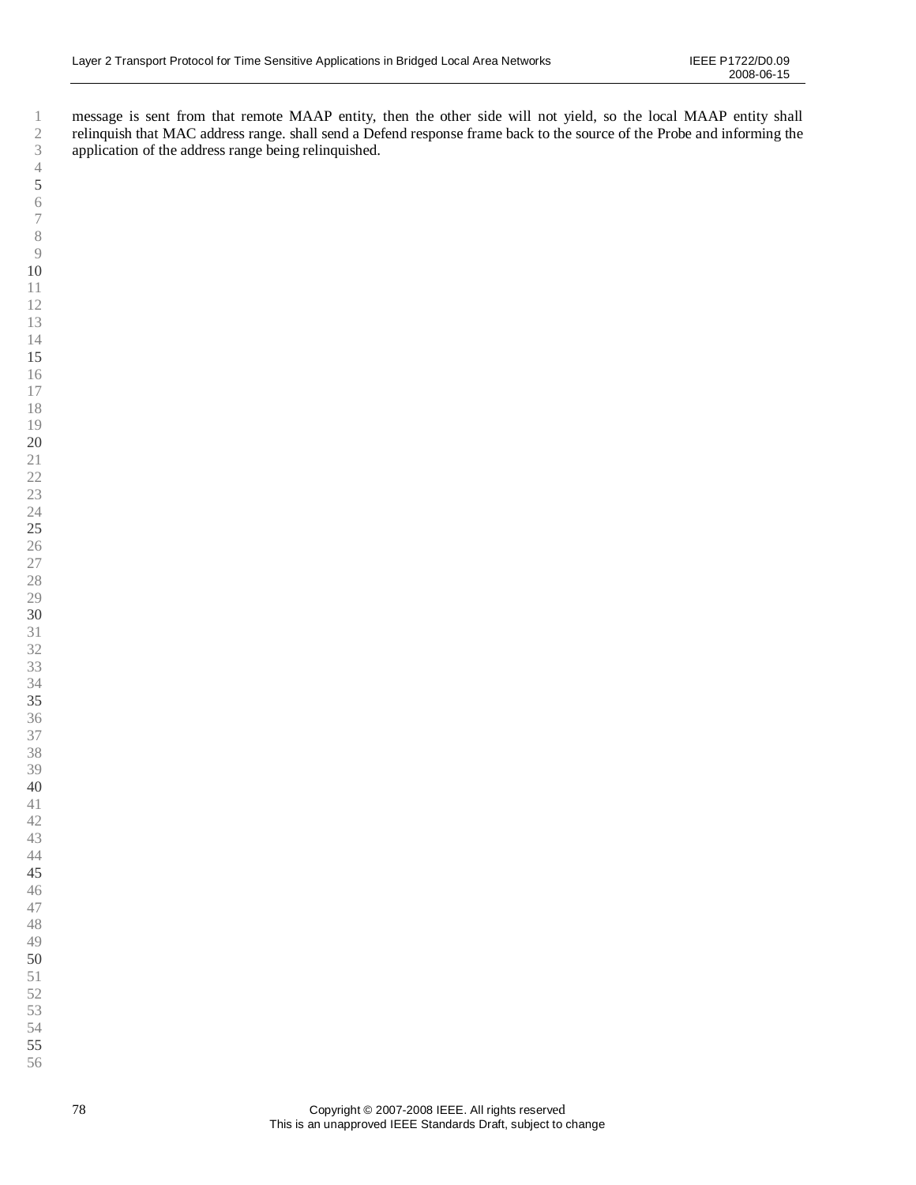message is sent from that remote MAAP entity, then the other side will not yield, so the local MAAP entity shall relinquish that MAC address range. shall send a Defend response frame back to the source of the Probe and informing the application of the address range being relinquished.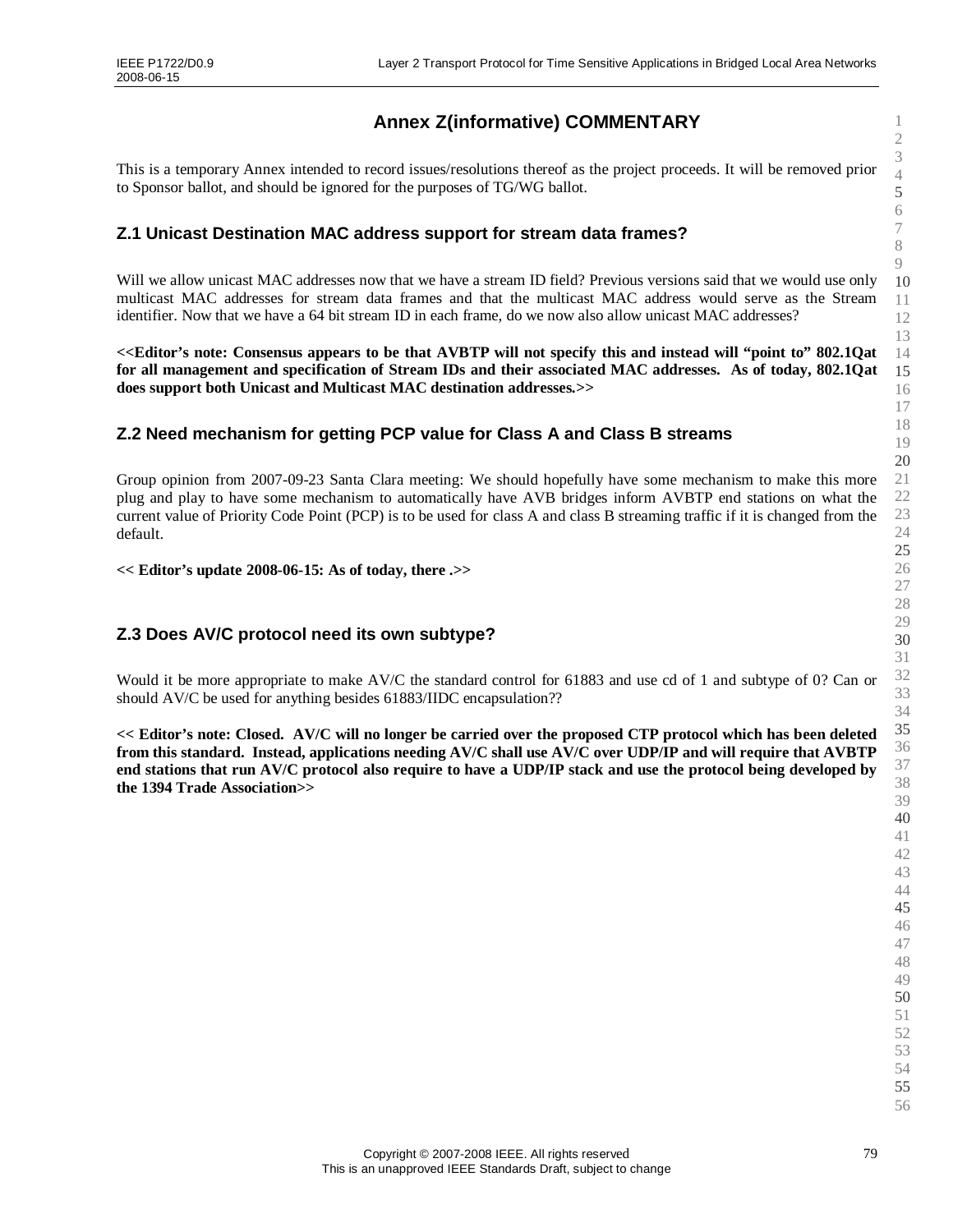# Annex Z(informative) COMMENTARY

This is a temporary Annex intended to record issues/resolutions thereof as the project proceeds. It will be removed prior to Sponsor ballot, and should be ignored for the purposes of TG/WG ballot.

## Z.1 Unicast Destination MAC address support for stream data frames?

Will we allow unicast MAC addresses now that we have a stream ID field? Previous versions said that we would use only multicast MAC addresses for stream data frames and that the multicast MAC address would serve as the Stream identifier. Now that we have a 64 bit stream ID in each frame, do we now also allow unicast MAC addresses?

**<<Editor's note: Consensus appears to be that AVBTP will not specify this and instead will "point to" 802.1Qat for all management and specification of Stream IDs and their associated MAC addresses. As of today, 802.1Qat does support both Unicast and Multicast MAC destination addresses.>>**

## Z.2 Need mechanism for getting PCP value for Class A and Class B streams

Group opinion from 2007-09-23 Santa Clara meeting: We should hopefully have some mechanism to make this more plug and play to have some mechanism to automatically have AVB bridges inform AVBTP end stations on what the current value of Priority Code Point (PCP) is to be used for class A and class B streaming traffic if it is changed from the default.

**<< Editor's update 2008-06-15: As of today, there .>>**

## Z.3 Does AV/C protocol need its own subtype?

Would it be more appropriate to make AV/C the standard control for 61883 and use cd of 1 and subtype of 0? Can or should AV/C be used for anything besides 61883/IIDC encapsulation??

**<< Editor's note: Closed. AV/C will no longer be carried over the proposed CTP protocol which has been deleted from this standard. Instead, applications needing AV/C shall use AV/C over UDP/IP and will require that AVBTP end stations that run AV/C protocol also require to have a UDP/IP stack and use the protocol being developed by the 1394 Trade Association>>**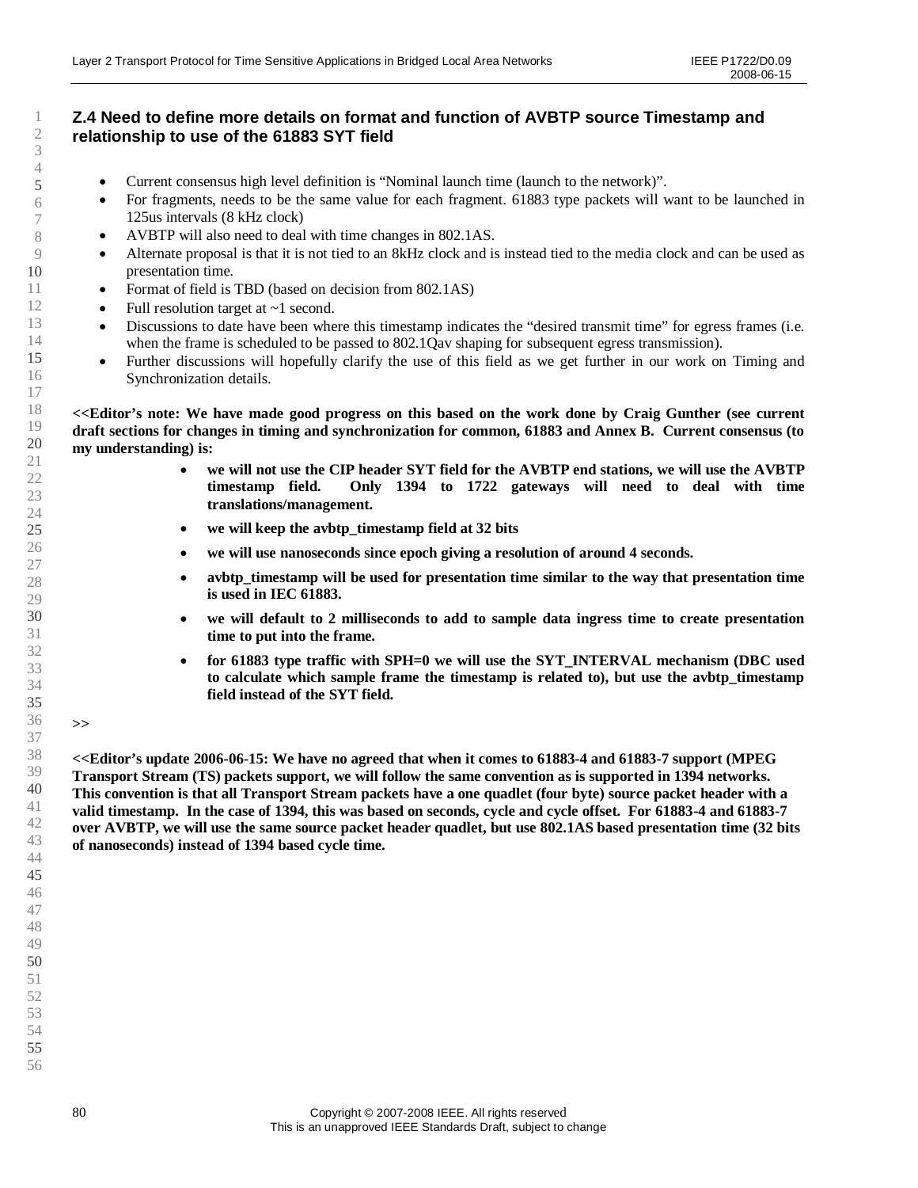## Z.4 Need to define more details on format and function of AVBTP source Timestamp and relationship to use of the 61883 SYT field

- Current consensus high level definition is "Nominal launch time (launch to the network)".
- For fragments, needs to be the same value for each fragment. 61883 type packets will want to be launched in 125us intervals (8 kHz clock)
- AVBTP will also need to deal with time changes in 802.1AS.
- Alternate proposal is that it is not tied to an 8kHz clock and is instead tied to the media clock and can be used as presentation time.
- Format of field is TBD (based on decision from 802.1AS)
- Full resolution target at ~1 second.
- Discussions to date have been where this timestamp indicates the "desired transmit time" for egress frames (i.e. when the frame is scheduled to be passed to 802.1Qav shaping for subsequent egress transmission).
- Further discussions will hopefully clarify the use of this field as we get further in our work on Timing and Synchronization details.

**<<Editor's note: We have made good progress on this based on the work done by Craig Gunther (see current draft sections for changes in timing and synchronization for common, 61883 and Annex B. Current consensus (to my understanding) is:**

- **we will not use the CIP header SYT field for the AVBTP end stations, we will use the AVBTP timestamp field. Only 1394 to 1722 gateways will need to deal with time translations/management.**
- **we will keep the avbtp_timestamp field at 32 bits**
- **we will use nanoseconds since epoch giving a resolution of around 4 seconds.**
- **avbtp_timestamp will be used for presentation time similar to the way that presentation time is used in IEC 61883.**
- **we will default to 2 milliseconds to add to sample data ingress time to create presentation time to put into the frame.**
- **for 61883 type traffic with SPH=0 we will use the SYT_INTERVAL mechanism (DBC used to calculate which sample frame the timestamp is related to), but use the avbtp_timestamp field instead of the SYT field.**

**>>**

**<<Editor's update 2006-06-15: We have no agreed that when it comes to 61883-4 and 61883-7 support (MPEG Transport Stream (TS) packets support, we will follow the same convention as is supported in 1394 networks. This convention is that all Transport Stream packets have a one quadlet (four byte) source packet header with a valid timestamp. In the case of 1394, this was based on seconds, cycle and cycle offset. For 61883-4 and 61883-7 over AVBTP, we will use the same source packet header quadlet, but use 802.1AS based presentation time (32 bits of nanoseconds) instead of 1394 based cycle time.**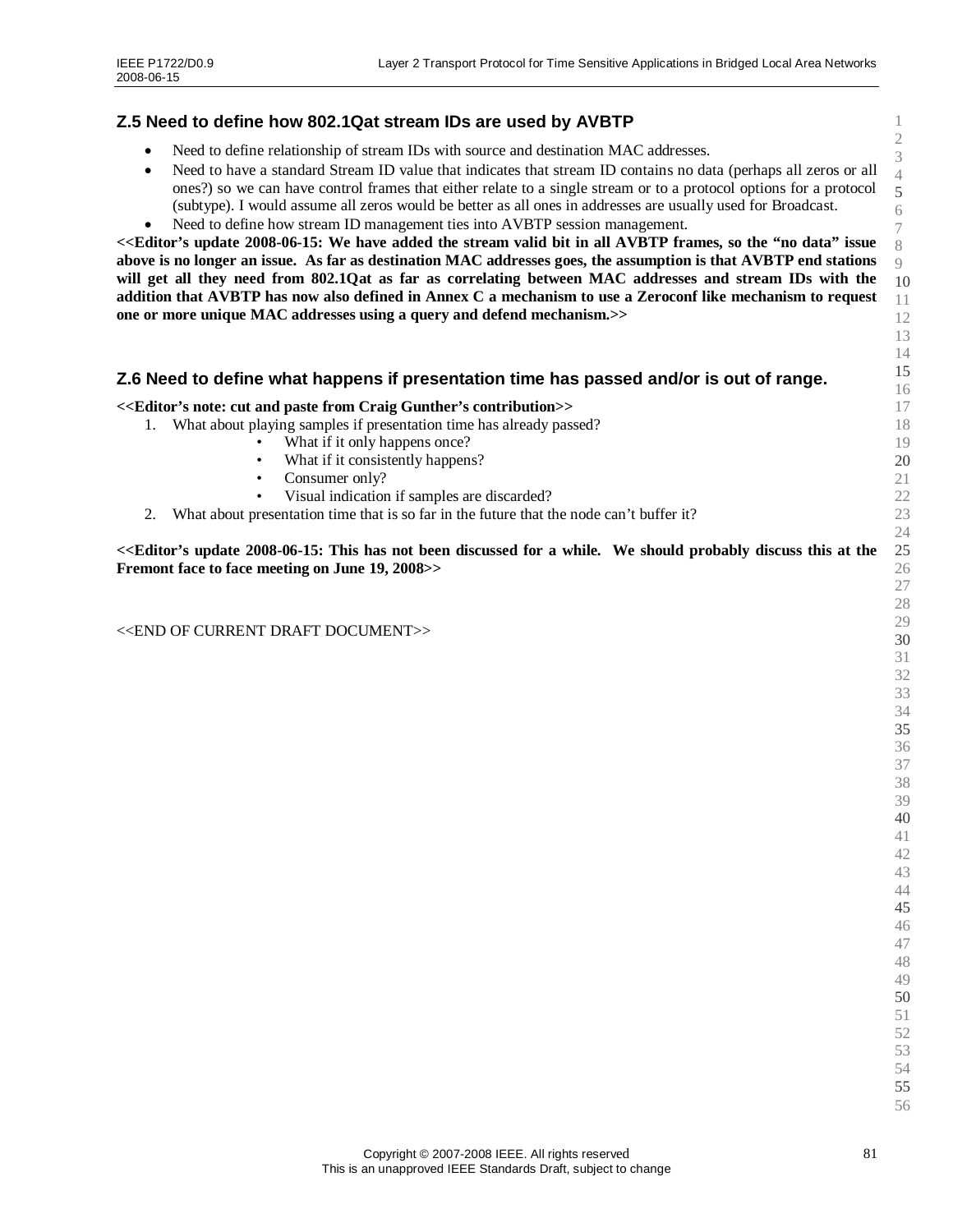## Z.5 Need to define how 802.1Qat stream IDs are used by AVBTP

- Need to define relationship of stream IDs with source and destination MAC addresses.
- Need to have a standard Stream ID value that indicates that stream ID contains no data (perhaps all zeros or all ones?) so we can have control frames that either relate to a single stream or to a protocol options for a protocol (subtype). I would assume all zeros would be better as all ones in addresses are usually used for Broadcast.
- Need to define how stream ID management ties into AVBTP session management.

**<<Editor's update 2008-06-15: We have added the stream valid bit in all AVBTP frames, so the "no data" issue above is no longer an issue. As far as destination MAC addresses goes, the assumption is that AVBTP end stations will get all they need from 802.1Qat as far as correlating between MAC addresses and stream IDs with the addition that AVBTP has now also defined in Annex C a mechanism to use a Zeroconf like mechanism to request one or more unique MAC addresses using a query and defend mechanism.>>**

## Z.6 Need to define what happens if presentation time has passed and/or is out of range.

**<<Editor's note: cut and paste from Craig Gunther's contribution>>**

1. What about playing samples if presentation time has already passed?
   - What if it only happens once?
   - What if it consistently happens?
   - Consumer only?
   - Visual indication if samples are discarded?
2. What about presentation time that is so far in the future that the node can't buffer it?

**<<Editor's update 2008-06-15: This has not been discussed for a while. We should probably discuss this at the Fremont face to face meeting on June 19, 2008>>**

<<END OF CURRENT DRAFT DOCUMENT>>